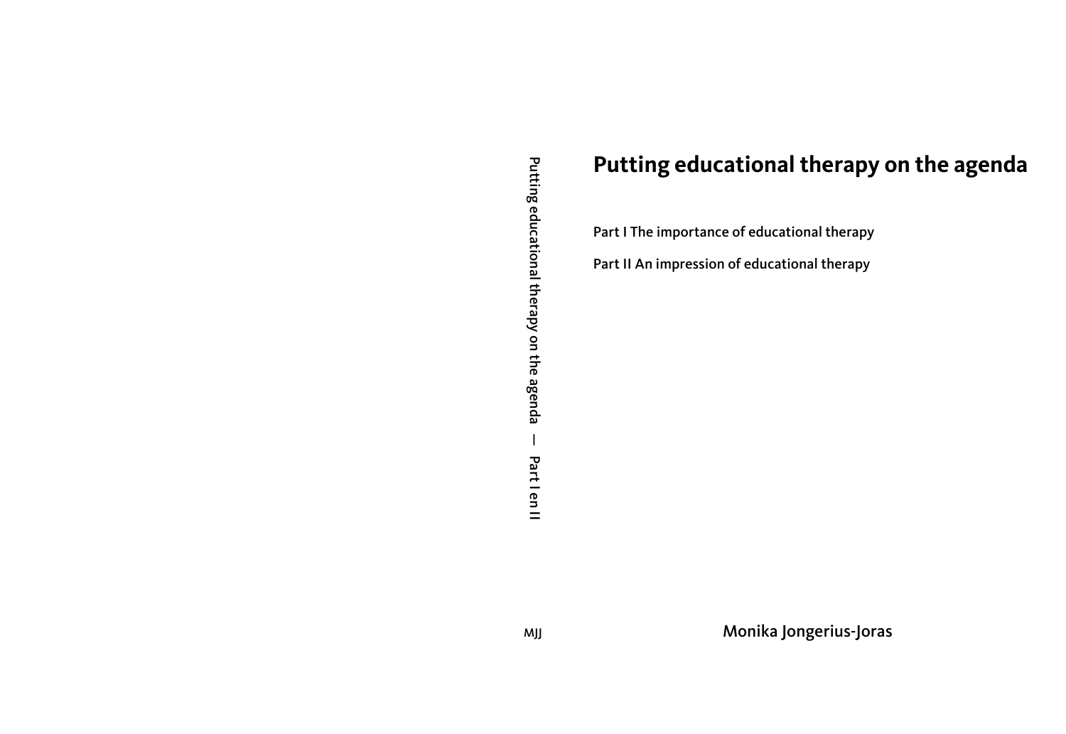# Putting educational therapy on the agenda

Part I The importance of educational therapy

Part II An impression of educational therapy

Putting educational therapy on the agenda — Part I en II

MJJ

Monika Jongerius-Joras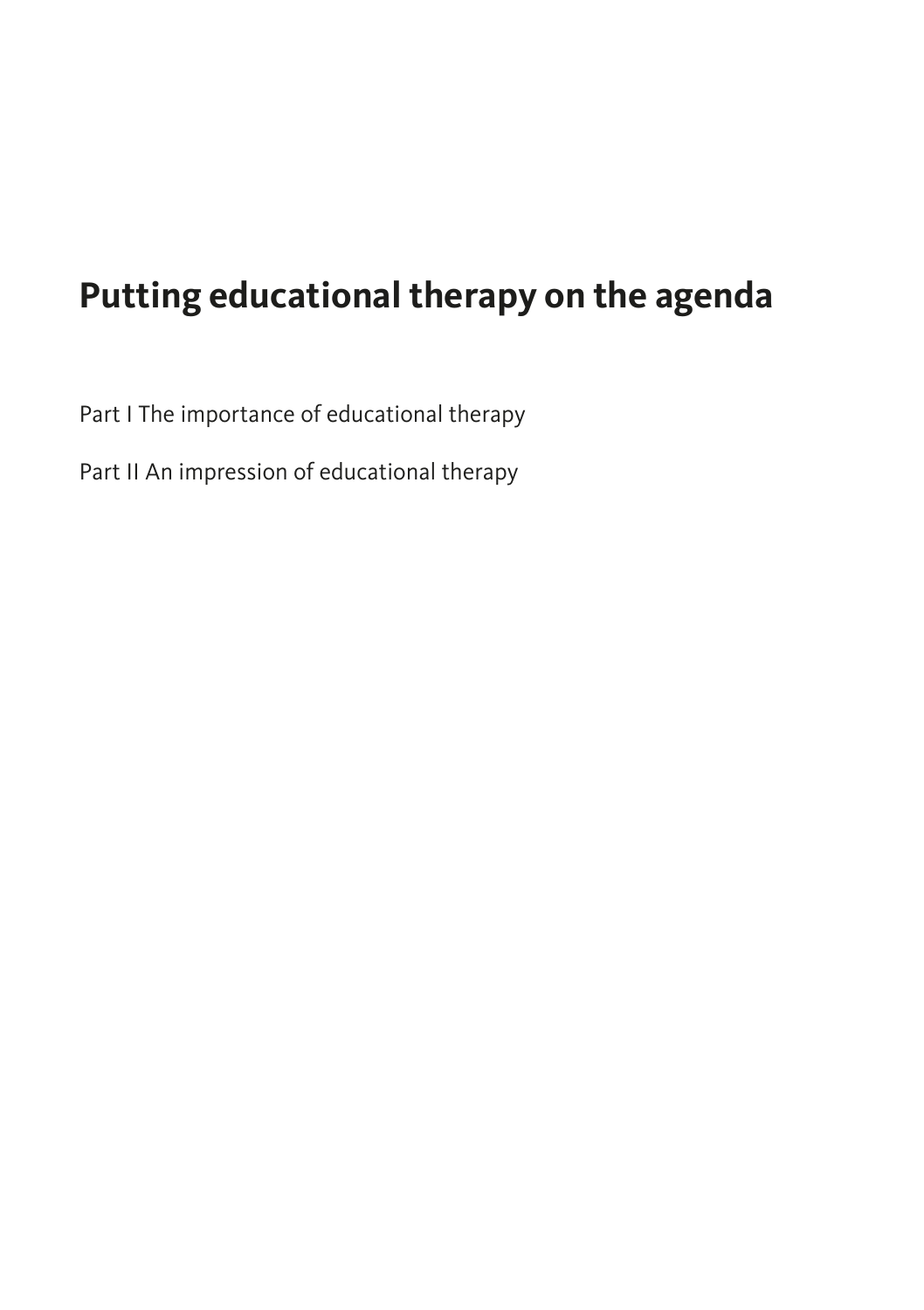# Putting educational therapy on the agenda

Part I The importance of educational therapy

Part II An impression of educational therapy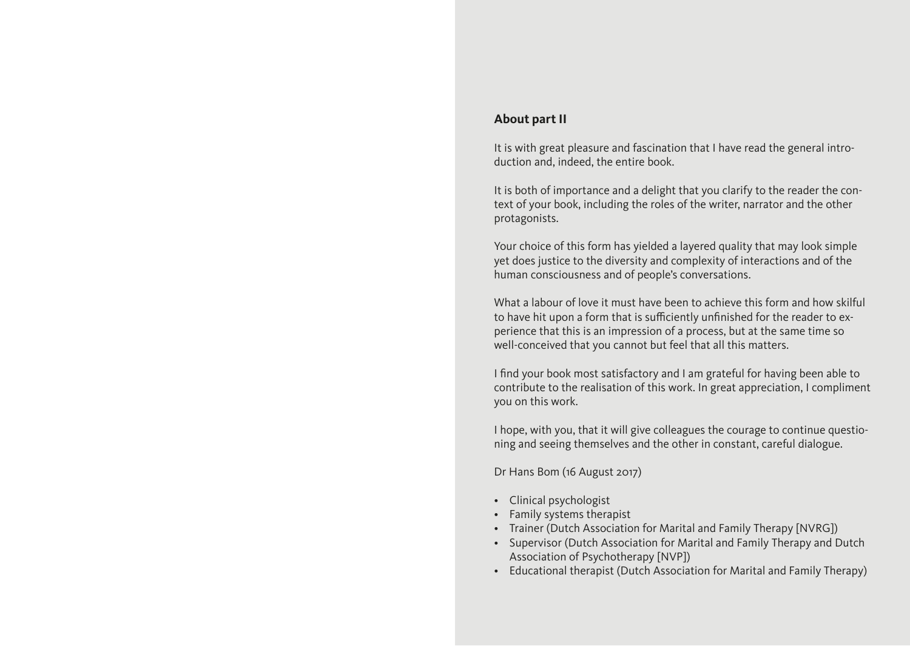## About part II

It is with great pleasure and fascination that I have read the general introduction and, indeed, the entire book.

It is both of importance and a delight that you clarify to the reader the context of your book, including the roles of the writer, narrator and the other protagonists.

Your choice of this form has yielded a layered quality that may look simple yet does justice to the diversity and complexity of interactions and of the human consciousness and of people's conversations.

What a labour of love it must have been to achieve this form and how skilful to have hit upon a form that is sufficiently unfinished for the reader to experience that this is an impression of a process, but at the same time so well-conceived that you cannot but feel that all this matters.

I find your book most satisfactory and I am grateful for having been able to contribute to the realisation of this work. In great appreciation, I compliment you on this work.

I hope, with you, that it will give colleagues the courage to continue questioning and seeing themselves and the other in constant, careful dialogue.

Dr Hans Bom (16 August 2017)

- Clinical psychologist
- Family systems therapist
- Trainer (Dutch Association for Marital and Family Therapy [NVRG])
- Supervisor (Dutch Association for Marital and Family Therapy and Dutch Association of Psychotherapy [NVP])
- Educational therapist (Dutch Association for Marital and Family Therapy)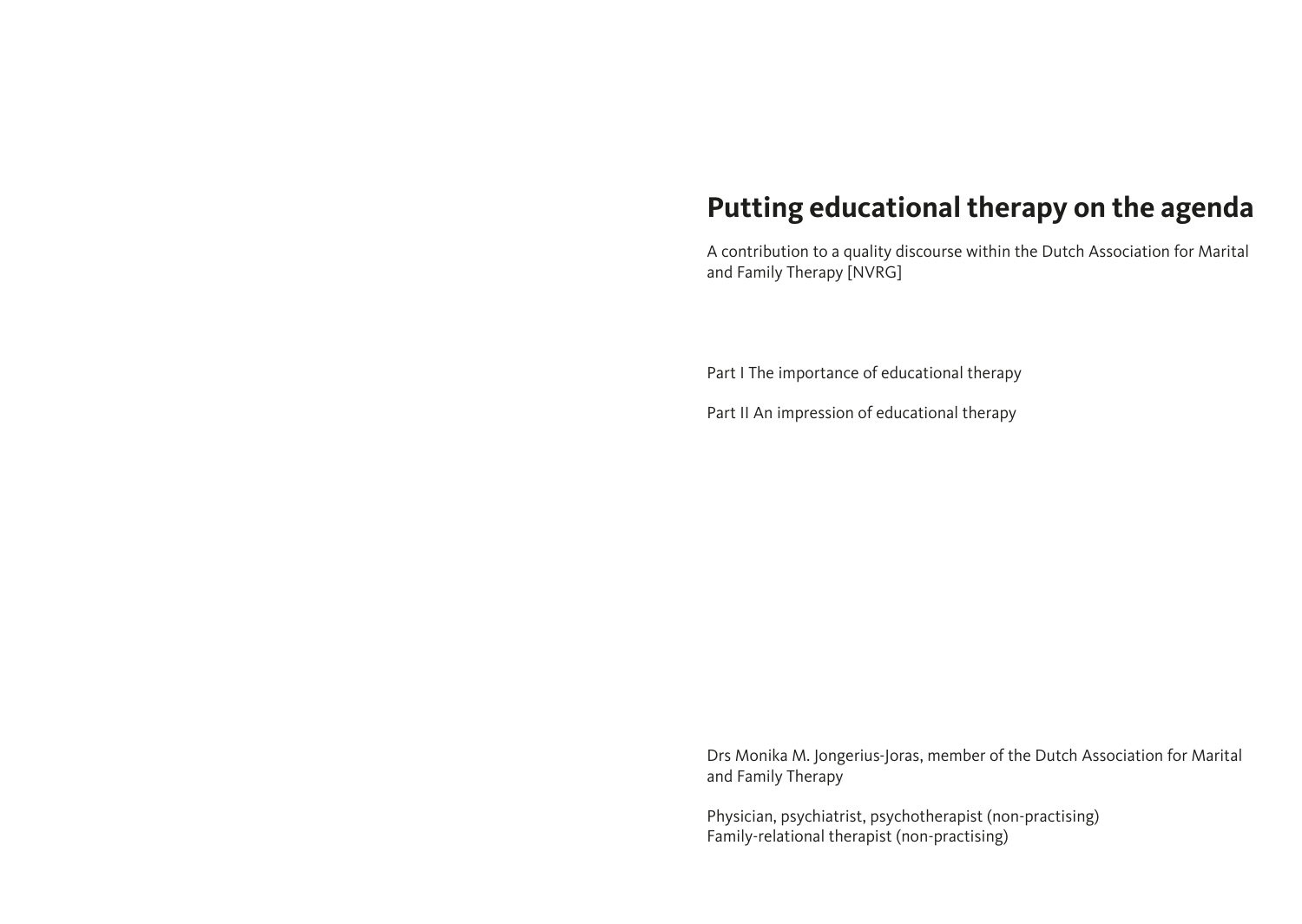# Putting educational therapy on the agenda

A contribution to a quality discourse within the Dutch Association for Marital and Family Therapy [NVRG]

Part I The importance of educational therapy

Part II An impression of educational therapy

Drs Monika M. Jongerius-Joras, member of the Dutch Association for Marital and Family Therapy

Physician, psychiatrist, psychotherapist (non-practising)
Family-relational therapist (non-practising)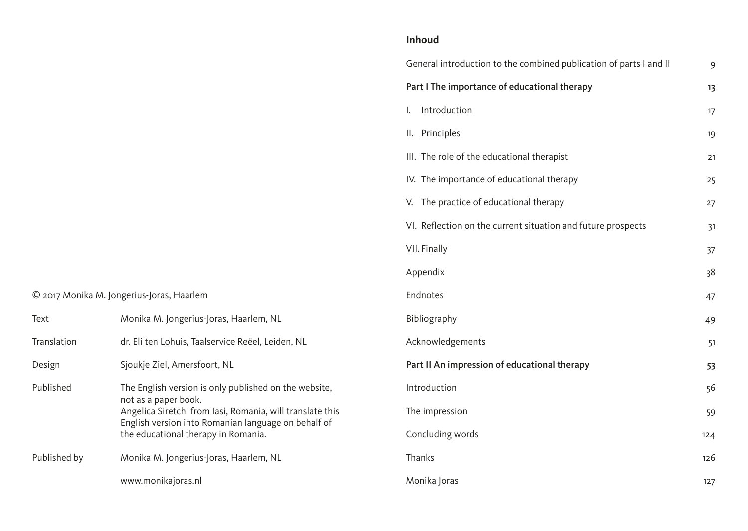© 2017 Monika M. Jongerius-Joras, Haarlem

| | |
|---|---|
| Text | Monika M. Jongerius-Joras, Haarlem, NL |
| Translation | dr. Eli ten Lohuis, Taalservice Reëel, Leiden, NL |
| Design | Sjoukje Ziel, Amersfoort, NL |
| Published | The English version is only published on the website, not as a paper book. Angelica Siretchi from Iasi, Romania, will translate this English version into Romanian language on behalf of the educational therapy in Romania. |
| Published by | Monika M. Jongerius-Joras, Haarlem, NL |
| | www.monikajoras.nl |

## Inhoud

| | |
|---|---|
| General introduction to the combined publication of parts I and II | 9 |
| **Part I The importance of educational therapy** | **13** |
| I. Introduction | 17 |
| II. Principles | 19 |
| III. The role of the educational therapist | 21 |
| IV. The importance of educational therapy | 25 |
| V. The practice of educational therapy | 27 |
| VI. Reflection on the current situation and future prospects | 31 |
| VII. Finally | 37 |
| Appendix | 38 |
| Endnotes | 47 |
| Bibliography | 49 |
| Acknowledgements | 51 |
| **Part II An impression of educational therapy** | **53** |
| Introduction | 56 |
| The impression | 59 |
| Concluding words | 124 |
| Thanks | 126 |
| Monika Joras | 127 |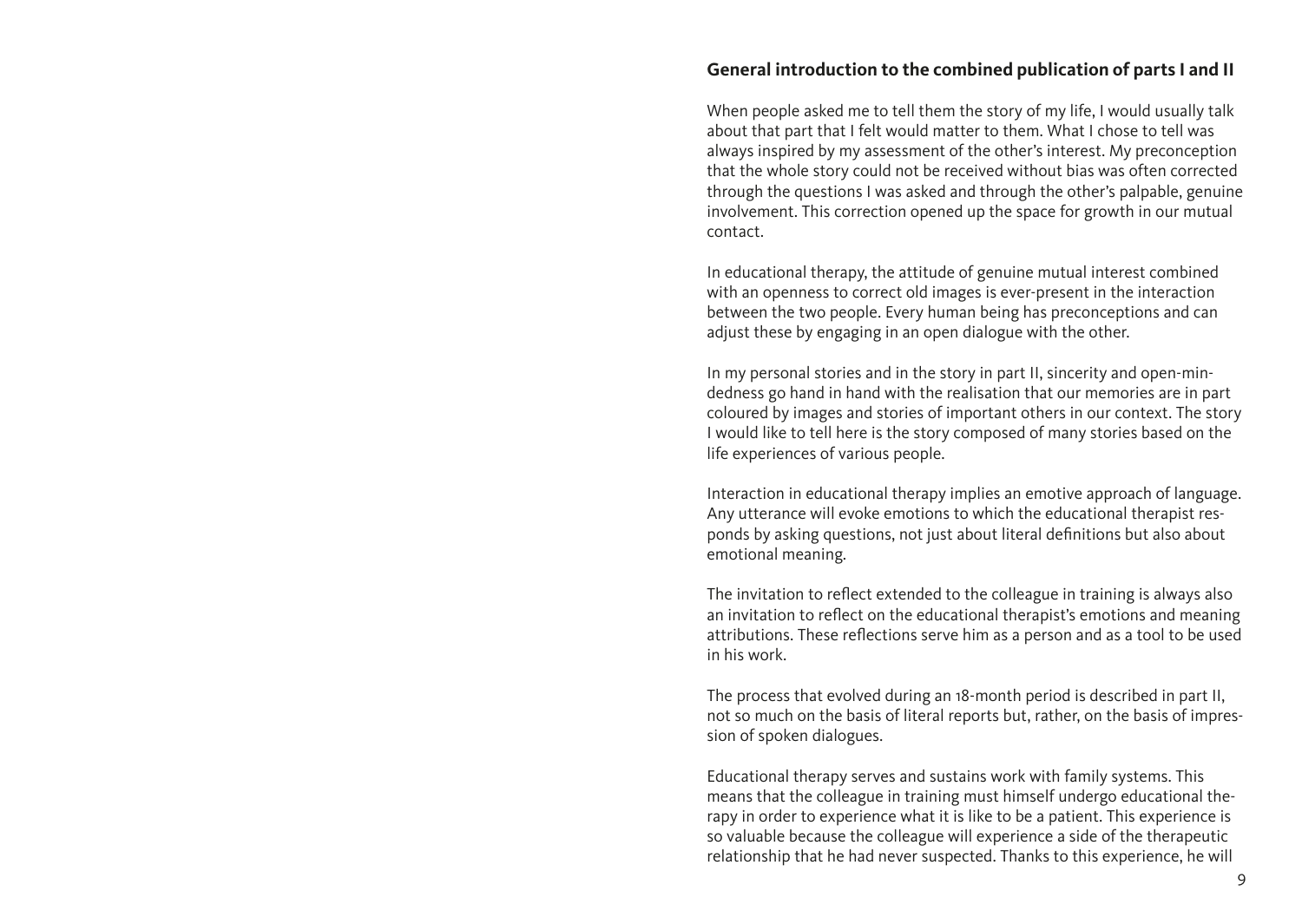## General introduction to the combined publication of parts I and II

When people asked me to tell them the story of my life, I would usually talk about that part that I felt would matter to them. What I chose to tell was always inspired by my assessment of the other's interest. My preconception that the whole story could not be received without bias was often corrected through the questions I was asked and through the other's palpable, genuine involvement. This correction opened up the space for growth in our mutual contact.

In educational therapy, the attitude of genuine mutual interest combined with an openness to correct old images is ever-present in the interaction between the two people. Every human being has preconceptions and can adjust these by engaging in an open dialogue with the other.

In my personal stories and in the story in part II, sincerity and open-mindedness go hand in hand with the realisation that our memories are in part coloured by images and stories of important others in our context. The story I would like to tell here is the story composed of many stories based on the life experiences of various people.

Interaction in educational therapy implies an emotive approach of language. Any utterance will evoke emotions to which the educational therapist responds by asking questions, not just about literal definitions but also about emotional meaning.

The invitation to reflect extended to the colleague in training is always also an invitation to reflect on the educational therapist's emotions and meaning attributions. These reflections serve him as a person and as a tool to be used in his work.

The process that evolved during an 18-month period is described in part II, not so much on the basis of literal reports but, rather, on the basis of impression of spoken dialogues.

Educational therapy serves and sustains work with family systems. This means that the colleague in training must himself undergo educational therapy in order to experience what it is like to be a patient. This experience is so valuable because the colleague will experience a side of the therapeutic relationship that he had never suspected. Thanks to this experience, he will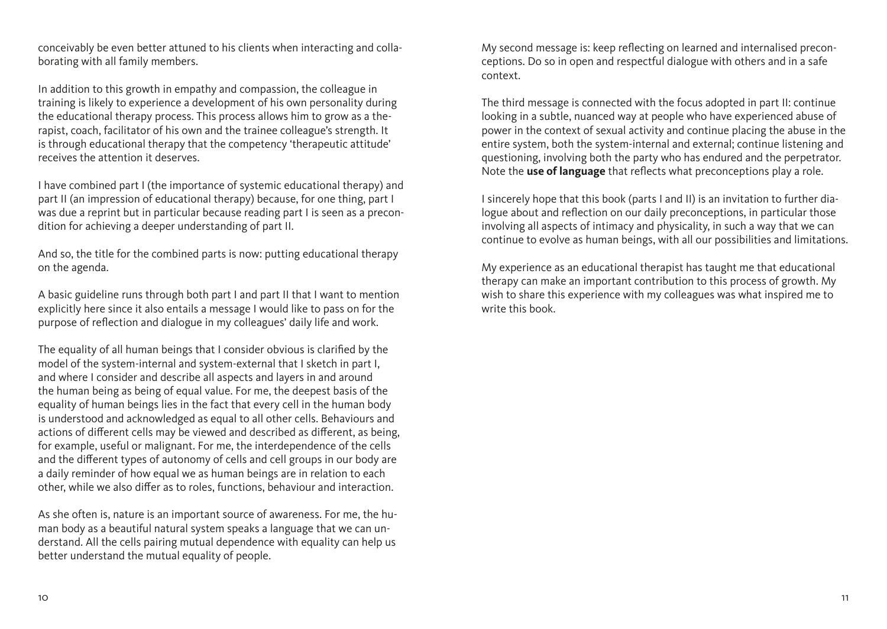conceivably be even better attuned to his clients when interacting and collaborating with all family members.

In addition to this growth in empathy and compassion, the colleague in training is likely to experience a development of his own personality during the educational therapy process. This process allows him to grow as a therapist, coach, facilitator of his own and the trainee colleague's strength. It is through educational therapy that the competency 'therapeutic attitude' receives the attention it deserves.

I have combined part I (the importance of systemic educational therapy) and part II (an impression of educational therapy) because, for one thing, part I was due a reprint but in particular because reading part I is seen as a precondition for achieving a deeper understanding of part II.

And so, the title for the combined parts is now: putting educational therapy on the agenda.

A basic guideline runs through both part I and part II that I want to mention explicitly here since it also entails a message I would like to pass on for the purpose of reflection and dialogue in my colleagues' daily life and work.

The equality of all human beings that I consider obvious is clarified by the model of the system-internal and system-external that I sketch in part I, and where I consider and describe all aspects and layers in and around the human being as being of equal value. For me, the deepest basis of the equality of human beings lies in the fact that every cell in the human body is understood and acknowledged as equal to all other cells. Behaviours and actions of different cells may be viewed and described as different, as being, for example, useful or malignant. For me, the interdependence of the cells and the different types of autonomy of cells and cell groups in our body are a daily reminder of how equal we as human beings are in relation to each other, while we also differ as to roles, functions, behaviour and interaction.

As she often is, nature is an important source of awareness. For me, the human body as a beautiful natural system speaks a language that we can understand. All the cells pairing mutual dependence with equality can help us better understand the mutual equality of people.

My second message is: keep reflecting on learned and internalised preconceptions. Do so in open and respectful dialogue with others and in a safe context.

The third message is connected with the focus adopted in part II: continue looking in a subtle, nuanced way at people who have experienced abuse of power in the context of sexual activity and continue placing the abuse in the entire system, both the system-internal and external; continue listening and questioning, involving both the party who has endured and the perpetrator. Note the **use of language** that reflects what preconceptions play a role.

I sincerely hope that this book (parts I and II) is an invitation to further dialogue about and reflection on our daily preconceptions, in particular those involving all aspects of intimacy and physicality, in such a way that we can continue to evolve as human beings, with all our possibilities and limitations.

My experience as an educational therapist has taught me that educational therapy can make an important contribution to this process of growth. My wish to share this experience with my colleagues was what inspired me to write this book.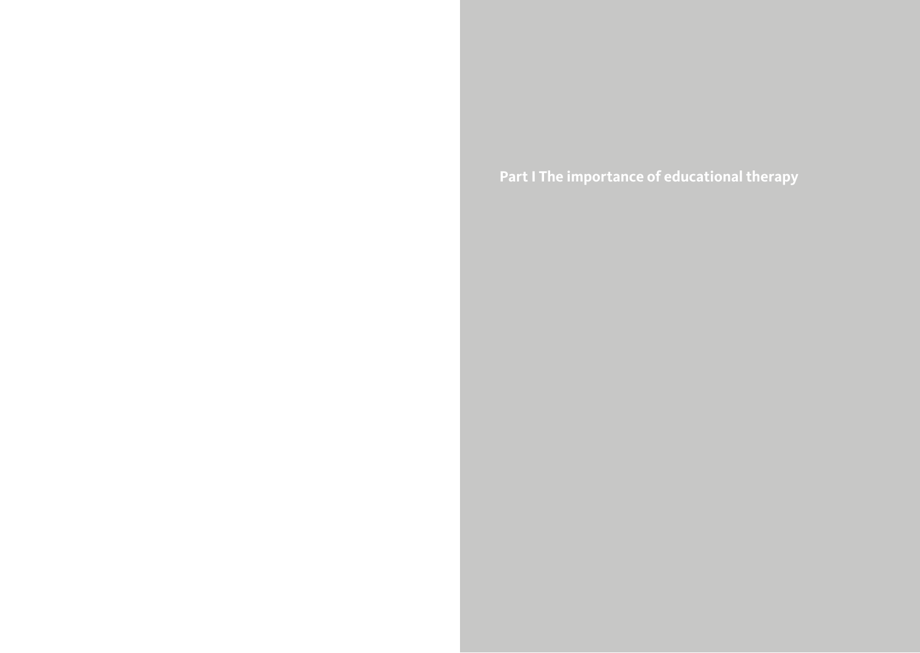# Part I The importance of educational therapy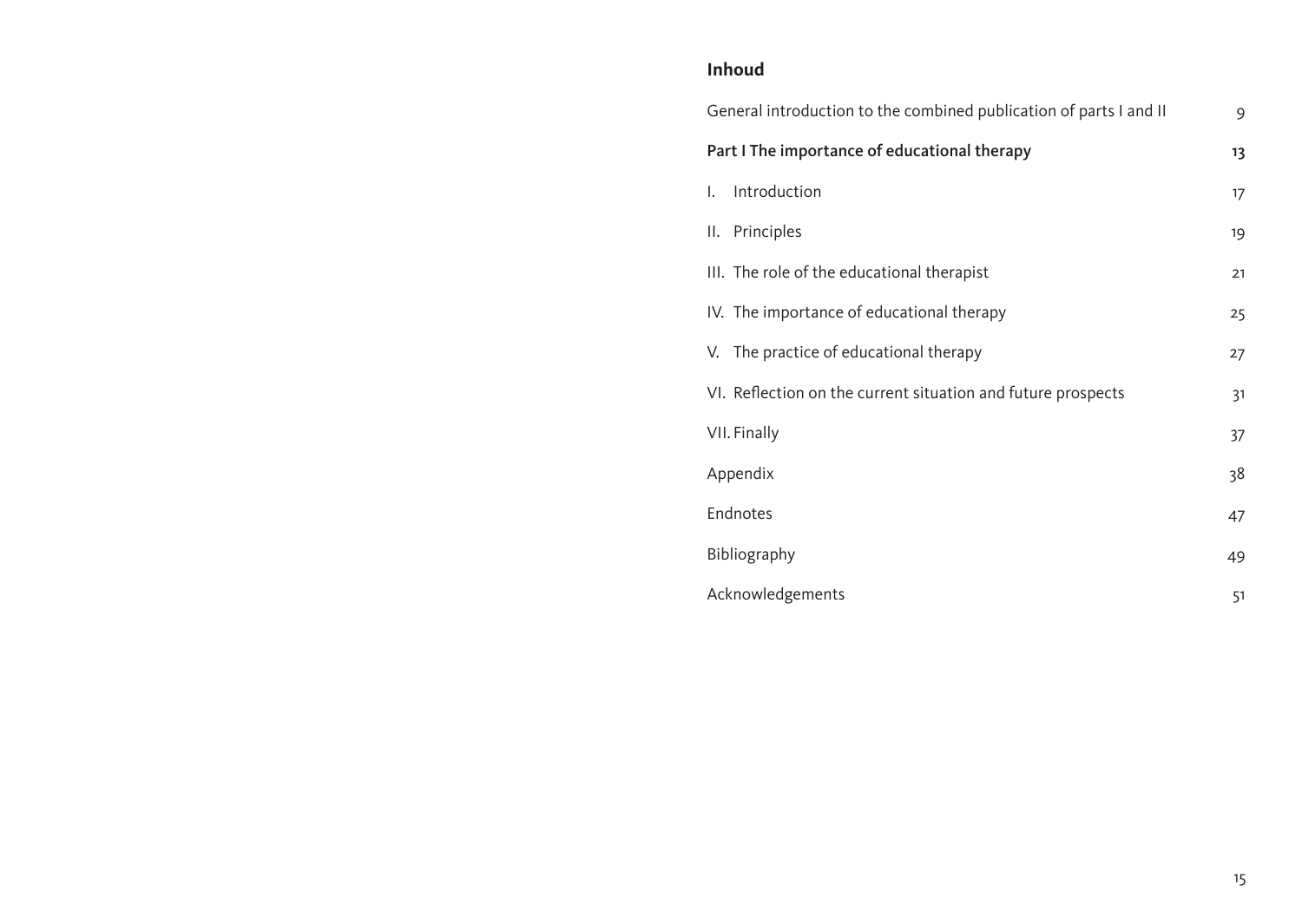## Inhoud

| | |
|---|---|
| General introduction to the combined publication of parts I and II | 9 |
| **Part I The importance of educational therapy** | **13** |
| I. Introduction | 17 |
| II. Principles | 19 |
| III. The role of the educational therapist | 21 |
| IV. The importance of educational therapy | 25 |
| V. The practice of educational therapy | 27 |
| VI. Reflection on the current situation and future prospects | 31 |
| VII. Finally | 37 |
| Appendix | 38 |
| Endnotes | 47 |
| Bibliography | 49 |
| Acknowledgements | 51 |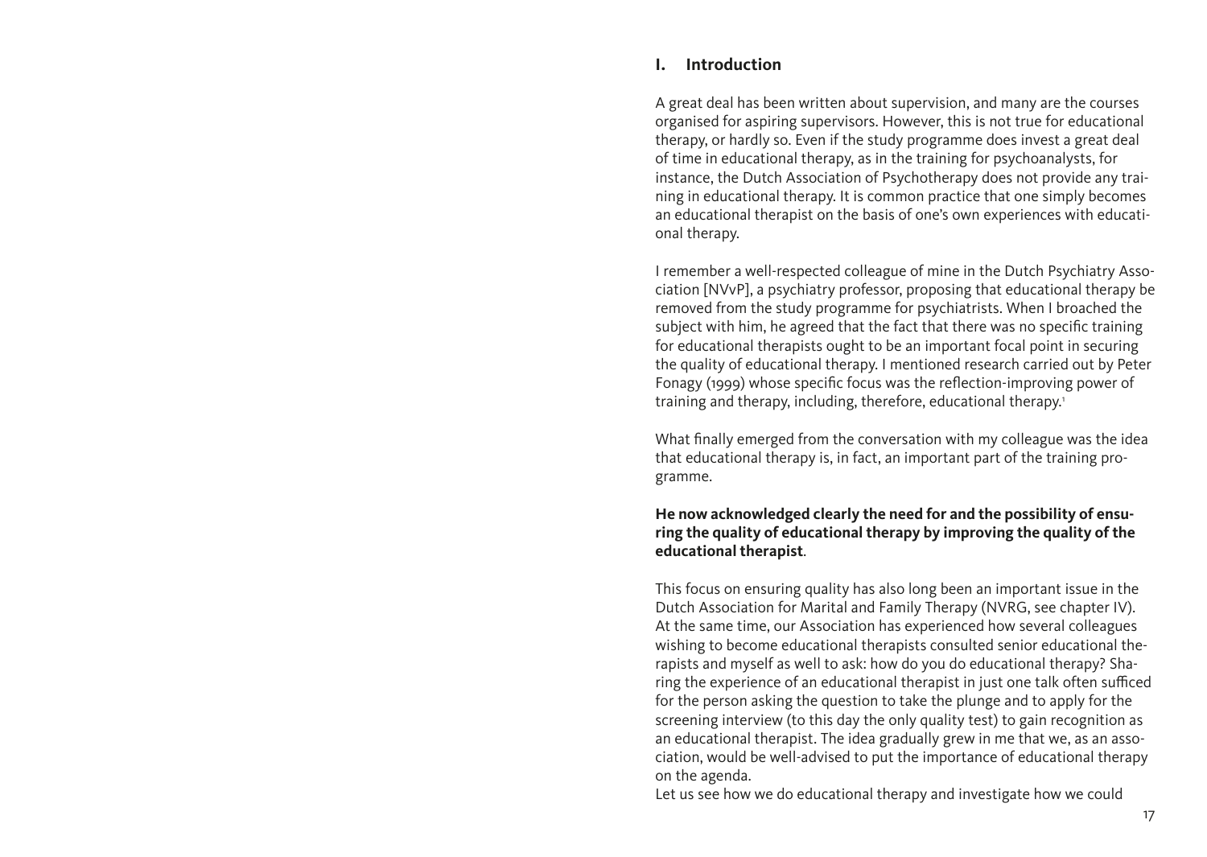## I. Introduction

A great deal has been written about supervision, and many are the courses organised for aspiring supervisors. However, this is not true for educational therapy, or hardly so. Even if the study programme does invest a great deal of time in educational therapy, as in the training for psychoanalysts, for instance, the Dutch Association of Psychotherapy does not provide any training in educational therapy. It is common practice that one simply becomes an educational therapist on the basis of one's own experiences with educational therapy.

I remember a well-respected colleague of mine in the Dutch Psychiatry Association [NVvP], a psychiatry professor, proposing that educational therapy be removed from the study programme for psychiatrists. When I broached the subject with him, he agreed that the fact that there was no specific training for educational therapists ought to be an important focal point in securing the quality of educational therapy. I mentioned research carried out by Peter Fonagy (1999) whose specific focus was the reflection-improving power of training and therapy, including, therefore, educational therapy.[1]

What finally emerged from the conversation with my colleague was the idea that educational therapy is, in fact, an important part of the training programme.

**He now acknowledged clearly the need for and the possibility of ensuring the quality of educational therapy by improving the quality of the educational therapist**.

This focus on ensuring quality has also long been an important issue in the Dutch Association for Marital and Family Therapy (NVRG, see chapter IV). At the same time, our Association has experienced how several colleagues wishing to become educational therapists consulted senior educational therapists and myself as well to ask: how do you do educational therapy? Sharing the experience of an educational therapist in just one talk often sufficed for the person asking the question to take the plunge and to apply for the screening interview (to this day the only quality test) to gain recognition as an educational therapist. The idea gradually grew in me that we, as an association, would be well-advised to put the importance of educational therapy on the agenda.

Let us see how we do educational therapy and investigate how we could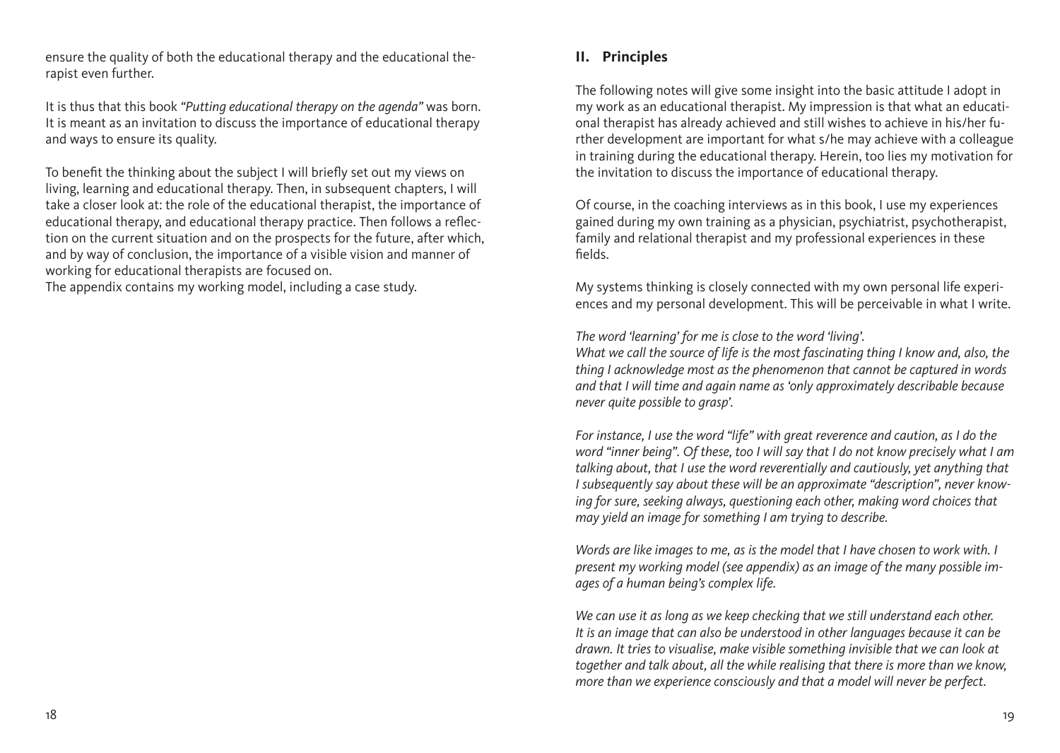ensure the quality of both the educational therapy and the educational therapist even further.

It is thus that this book *"Putting educational therapy on the agenda"* was born. It is meant as an invitation to discuss the importance of educational therapy and ways to ensure its quality.

To benefit the thinking about the subject I will briefly set out my views on living, learning and educational therapy. Then, in subsequent chapters, I will take a closer look at: the role of the educational therapist, the importance of educational therapy, and educational therapy practice. Then follows a reflection on the current situation and on the prospects for the future, after which, and by way of conclusion, the importance of a visible vision and manner of working for educational therapists are focused on.
The appendix contains my working model, including a case study.

## II. Principles

The following notes will give some insight into the basic attitude I adopt in my work as an educational therapist. My impression is that what an educational therapist has already achieved and still wishes to achieve in his/her further development are important for what s/he may achieve with a colleague in training during the educational therapy. Herein, too lies my motivation for the invitation to discuss the importance of educational therapy.

Of course, in the coaching interviews as in this book, I use my experiences gained during my own training as a physician, psychiatrist, psychotherapist, family and relational therapist and my professional experiences in these fields.

My systems thinking is closely connected with my own personal life experiences and my personal development. This will be perceivable in what I write.

*The word 'learning' for me is close to the word 'living'.*
*What we call the source of life is the most fascinating thing I know and, also, the thing I acknowledge most as the phenomenon that cannot be captured in words and that I will time and again name as 'only approximately describable because never quite possible to grasp'.*

*For instance, I use the word "life" with great reverence and caution, as I do the word "inner being". Of these, too I will say that I do not know precisely what I am talking about, that I use the word reverentially and cautiously, yet anything that I subsequently say about these will be an approximate "description", never knowing for sure, seeking always, questioning each other, making word choices that may yield an image for something I am trying to describe.*

*Words are like images to me, as is the model that I have chosen to work with. I present my working model (see appendix) as an image of the many possible images of a human being's complex life.*

*We can use it as long as we keep checking that we still understand each other. It is an image that can also be understood in other languages because it can be drawn. It tries to visualise, make visible something invisible that we can look at together and talk about, all the while realising that there is more than we know, more than we experience consciously and that a model will never be perfect.*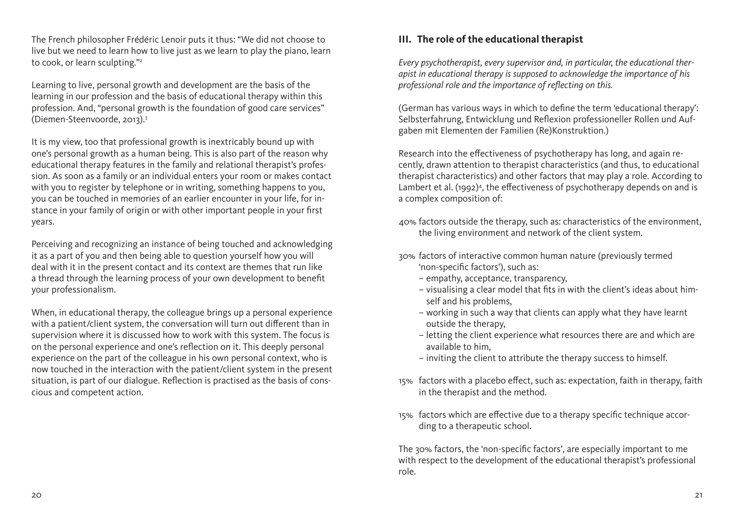The French philosopher Frédéric Lenoir puts it thus: "We did not choose to live but we need to learn how to live just as we learn to play the piano, learn to cook, or learn sculpting."[2]

Learning to live, personal growth and development are the basis of the learning in our profession and the basis of educational therapy within this profession. And, "personal growth is the foundation of good care services" (Diemen-Steenvoorde, 2013).[3]

It is my view, too that professional growth is inextricably bound up with one's personal growth as a human being. This is also part of the reason why educational therapy features in the family and relational therapist's profession. As soon as a family or an individual enters your room or makes contact with you to register by telephone or in writing, something happens to you, you can be touched in memories of an earlier encounter in your life, for instance in your family of origin or with other important people in your first years.

Perceiving and recognizing an instance of being touched and acknowledging it as a part of you and then being able to question yourself how you will deal with it in the present contact and its context are themes that run like a thread through the learning process of your own development to benefit your professionalism.

When, in educational therapy, the colleague brings up a personal experience with a patient/client system, the conversation will turn out different than in supervision where it is discussed how to work with this system. The focus is on the personal experience and one's reflection on it. This deeply personal experience on the part of the colleague in his own personal context, who is now touched in the interaction with the patient/client system in the present situation, is part of our dialogue. Reflection is practised as the basis of conscious and competent action.

## III. The role of the educational therapist

*Every psychotherapist, every supervisor and, in particular, the educational therapist in educational therapy is supposed to acknowledge the importance of his professional role and the importance of reflecting on this.*

(German has various ways in which to define the term 'educational therapy': Selbsterfahrung, Entwicklung und Reflexion professioneller Rollen und Aufgaben mit Elementen der Familien (Re)Konstruktion.)

Research into the effectiveness of psychotherapy has long, and again recently, drawn attention to therapist characteristics (and thus, to educational therapist characteristics) and other factors that may play a role. According to Lambert et al. (1992)[4], the effectiveness of psychotherapy depends on and is a complex composition of:

40% factors outside the therapy, such as: characteristics of the environment, the living environment and network of the client system.

30% factors of interactive common human nature (previously termed 'non-specific factors'), such as:
- empathy, acceptance, transparency,
- visualising a clear model that fits in with the client's ideas about himself and his problems,
- working in such a way that clients can apply what they have learnt outside the therapy,
- letting the client experience what resources there are and which are available to him,
- inviting the client to attribute the therapy success to himself.

15% factors with a placebo effect, such as: expectation, faith in therapy, faith in the therapist and the method.

15% factors which are effective due to a therapy specific technique according to a therapeutic school.

The 30% factors, the 'non-specific factors', are especially important to me with respect to the development of the educational therapist's professional role.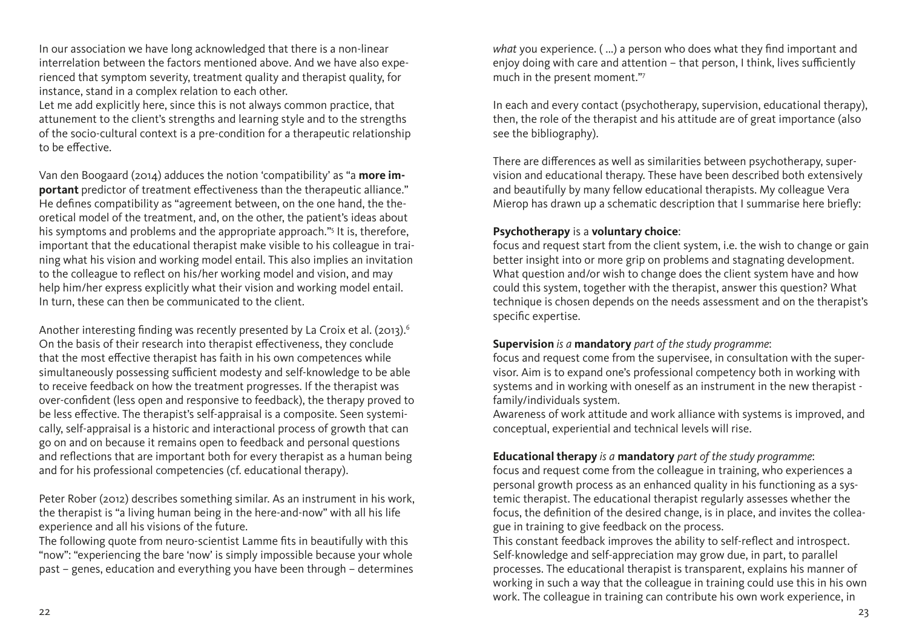In our association we have long acknowledged that there is a non-linear interrelation between the factors mentioned above. And we have also experienced that symptom severity, treatment quality and therapist quality, for instance, stand in a complex relation to each other.
Let me add explicitly here, since this is not always common practice, that attunement to the client's strengths and learning style and to the strengths of the socio-cultural context is a pre-condition for a therapeutic relationship to be effective.

Van den Boogaard (2014) adduces the notion 'compatibility' as "a **more important** predictor of treatment effectiveness than the therapeutic alliance." He defines compatibility as "agreement between, on the one hand, the theoretical model of the treatment, and, on the other, the patient's ideas about his symptoms and problems and the appropriate approach."[5] It is, therefore, important that the educational therapist make visible to his colleague in training what his vision and working model entail. This also implies an invitation to the colleague to reflect on his/her working model and vision, and may help him/her express explicitly what their vision and working model entail. In turn, these can then be communicated to the client.

Another interesting finding was recently presented by La Croix et al. (2013).[6] On the basis of their research into therapist effectiveness, they conclude that the most effective therapist has faith in his own competences while simultaneously possessing sufficient modesty and self-knowledge to be able to receive feedback on how the treatment progresses. If the therapist was over-confident (less open and responsive to feedback), the therapy proved to be less effective. The therapist's self-appraisal is a composite. Seen systemically, self-appraisal is a historic and interactional process of growth that can go on and on because it remains open to feedback and personal questions and reflections that are important both for every therapist as a human being and for his professional competencies (cf. educational therapy).

Peter Rober (2012) describes something similar. As an instrument in his work, the therapist is "a living human being in the here-and-now" with all his life experience and all his visions of the future.
The following quote from neuro-scientist Lamme fits in beautifully with this "now": "experiencing the bare 'now' is simply impossible because your whole past – genes, education and everything you have been through – determines *what* you experience. ( ...) a person who does what they find important and enjoy doing with care and attention – that person, I think, lives sufficiently much in the present moment."[7]

In each and every contact (psychotherapy, supervision, educational therapy), then, the role of the therapist and his attitude are of great importance (also see the bibliography).

There are differences as well as similarities between psychotherapy, supervision and educational therapy. These have been described both extensively and beautifully by many fellow educational therapists. My colleague Vera Mierop has drawn up a schematic description that I summarise here briefly:

**Psychotherapy** is a **voluntary choice**:
focus and request start from the client system, i.e. the wish to change or gain better insight into or more grip on problems and stagnating development. What question and/or wish to change does the client system have and how could this system, together with the therapist, answer this question? What technique is chosen depends on the needs assessment and on the therapist's specific expertise.

**Supervision** *is a* **mandatory** *part of the study programme*:
focus and request come from the supervisee, in consultation with the supervisor. Aim is to expand one's professional competency both in working with systems and in working with oneself as an instrument in the new therapist - family/individuals system.
Awareness of work attitude and work alliance with systems is improved, and conceptual, experiential and technical levels will rise.

**Educational therapy** *is a* **mandatory** *part of the study programme*:
focus and request come from the colleague in training, who experiences a personal growth process as an enhanced quality in his functioning as a systemic therapist. The educational therapist regularly assesses whether the focus, the definition of the desired change, is in place, and invites the colleague in training to give feedback on the process.
This constant feedback improves the ability to self-reflect and introspect. Self-knowledge and self-appreciation may grow due, in part, to parallel processes. The educational therapist is transparent, explains his manner of working in such a way that the colleague in training could use this in his own work. The colleague in training can contribute his own work experience, in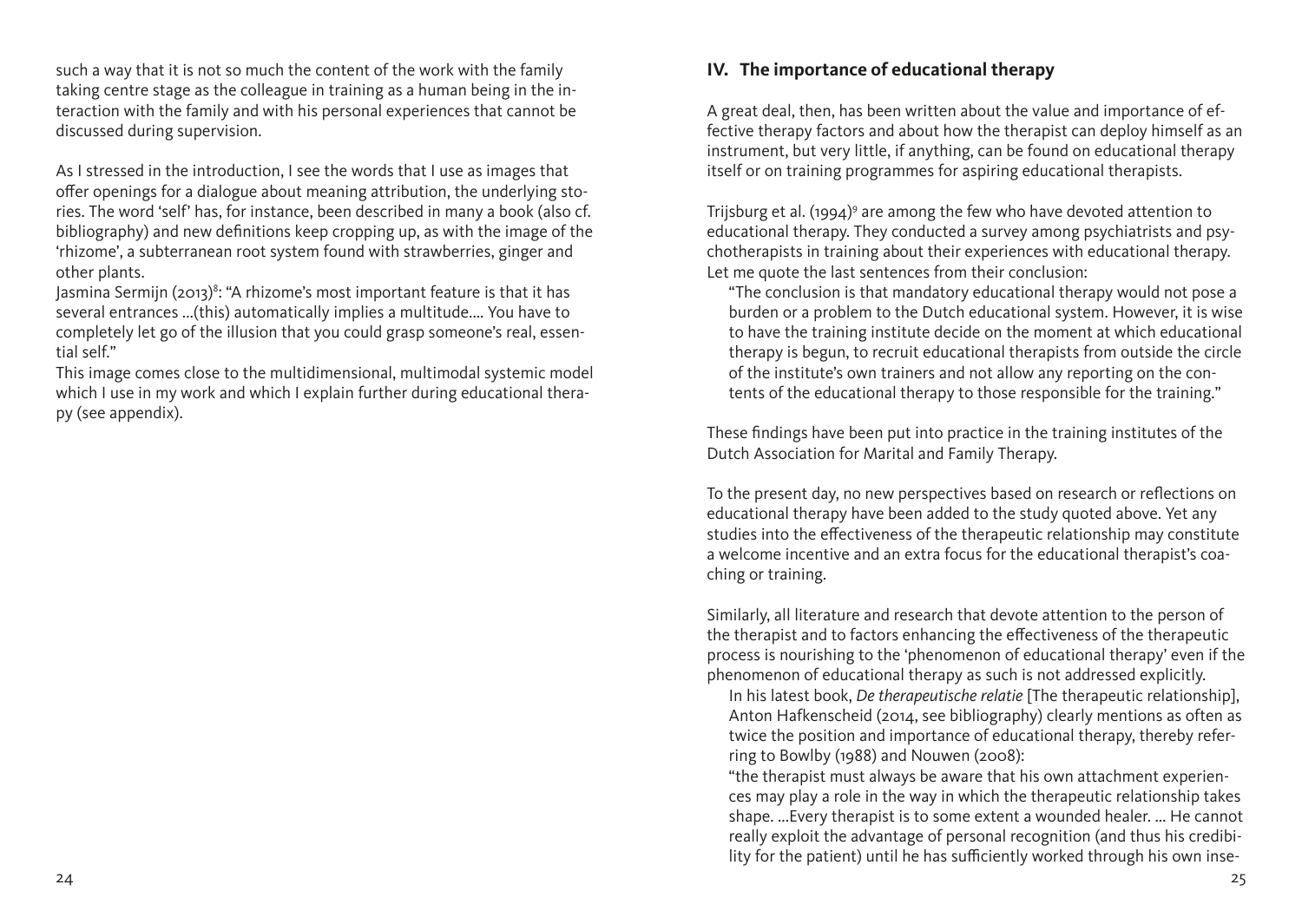such a way that it is not so much the content of the work with the family taking centre stage as the colleague in training as a human being in the interaction with the family and with his personal experiences that cannot be discussed during supervision.

As I stressed in the introduction, I see the words that I use as images that offer openings for a dialogue about meaning attribution, the underlying stories. The word 'self' has, for instance, been described in many a book (also cf. bibliography) and new definitions keep cropping up, as with the image of the 'rhizome', a subterranean root system found with strawberries, ginger and other plants.

Jasmina Sermijn (2013)[8]: "A rhizome's most important feature is that it has several entrances ...(this) automatically implies a multitude.... You have to completely let go of the illusion that you could grasp someone's real, essential self."

This image comes close to the multidimensional, multimodal systemic model which I use in my work and which I explain further during educational therapy (see appendix).

## IV. The importance of educational therapy

A great deal, then, has been written about the value and importance of effective therapy factors and about how the therapist can deploy himself as an instrument, but very little, if anything, can be found on educational therapy itself or on training programmes for aspiring educational therapists.

Trijsburg et al. (1994)[9] are among the few who have devoted attention to educational therapy. They conducted a survey among psychiatrists and psychotherapists in training about their experiences with educational therapy. Let me quote the last sentences from their conclusion:

> "The conclusion is that mandatory educational therapy would not pose a burden or a problem to the Dutch educational system. However, it is wise to have the training institute decide on the moment at which educational therapy is begun, to recruit educational therapists from outside the circle of the institute's own trainers and not allow any reporting on the contents of the educational therapy to those responsible for the training."

These findings have been put into practice in the training institutes of the Dutch Association for Marital and Family Therapy.

To the present day, no new perspectives based on research or reflections on educational therapy have been added to the study quoted above. Yet any studies into the effectiveness of the therapeutic relationship may constitute a welcome incentive and an extra focus for the educational therapist's coaching or training.

Similarly, all literature and research that devote attention to the person of the therapist and to factors enhancing the effectiveness of the therapeutic process is nourishing to the 'phenomenon of educational therapy' even if the phenomenon of educational therapy as such is not addressed explicitly.

> In his latest book, *De therapeutische relatie* [The therapeutic relationship], Anton Hafkenscheid (2014, see bibliography) clearly mentions as often as twice the position and importance of educational therapy, thereby referring to Bowlby (1988) and Nouwen (2008):
>
> "the therapist must always be aware that his own attachment experiences may play a role in the way in which the therapeutic relationship takes shape. ...Every therapist is to some extent a wounded healer. ... He cannot really exploit the advantage of personal recognition (and thus his credibility for the patient) until he has sufficiently worked through his own inse-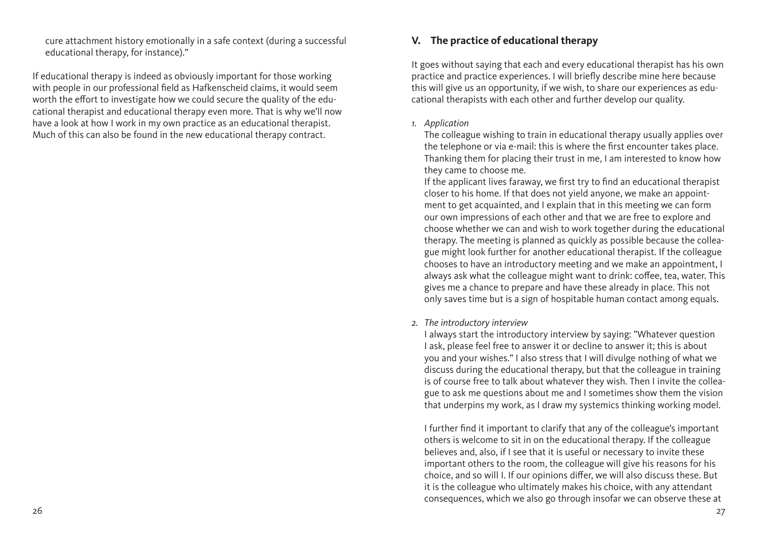cure attachment history emotionally in a safe context (during a successful educational therapy, for instance)."

If educational therapy is indeed as obviously important for those working with people in our professional field as Hafkenscheid claims, it would seem worth the effort to investigate how we could secure the quality of the educational therapist and educational therapy even more. That is why we'll now have a look at how I work in my own practice as an educational therapist. Much of this can also be found in the new educational therapy contract.

## V. The practice of educational therapy

It goes without saying that each and every educational therapist has his own practice and practice experiences. I will briefly describe mine here because this will give us an opportunity, if we wish, to share our experiences as educational therapists with each other and further develop our quality.

1. *Application*

   The colleague wishing to train in educational therapy usually applies over the telephone or via e-mail: this is where the first encounter takes place. Thanking them for placing their trust in me, I am interested to know how they came to choose me.

   If the applicant lives faraway, we first try to find an educational therapist closer to his home. If that does not yield anyone, we make an appointment to get acquainted, and I explain that in this meeting we can form our own impressions of each other and that we are free to explore and choose whether we can and wish to work together during the educational therapy. The meeting is planned as quickly as possible because the colleague might look further for another educational therapist. If the colleague chooses to have an introductory meeting and we make an appointment, I always ask what the colleague might want to drink: coffee, tea, water. This gives me a chance to prepare and have these already in place. This not only saves time but is a sign of hospitable human contact among equals.

2. *The introductory interview*

   I always start the introductory interview by saying: "Whatever question I ask, please feel free to answer it or decline to answer it; this is about you and your wishes." I also stress that I will divulge nothing of what we discuss during the educational therapy, but that the colleague in training is of course free to talk about whatever they wish. Then I invite the colleague to ask me questions about me and I sometimes show them the vision that underpins my work, as I draw my systemics thinking working model.

   I further find it important to clarify that any of the colleague's important others is welcome to sit in on the educational therapy. If the colleague believes and, also, if I see that it is useful or necessary to invite these important others to the room, the colleague will give his reasons for his choice, and so will I. If our opinions differ, we will also discuss these. But it is the colleague who ultimately makes his choice, with any attendant consequences, which we also go through insofar we can observe these at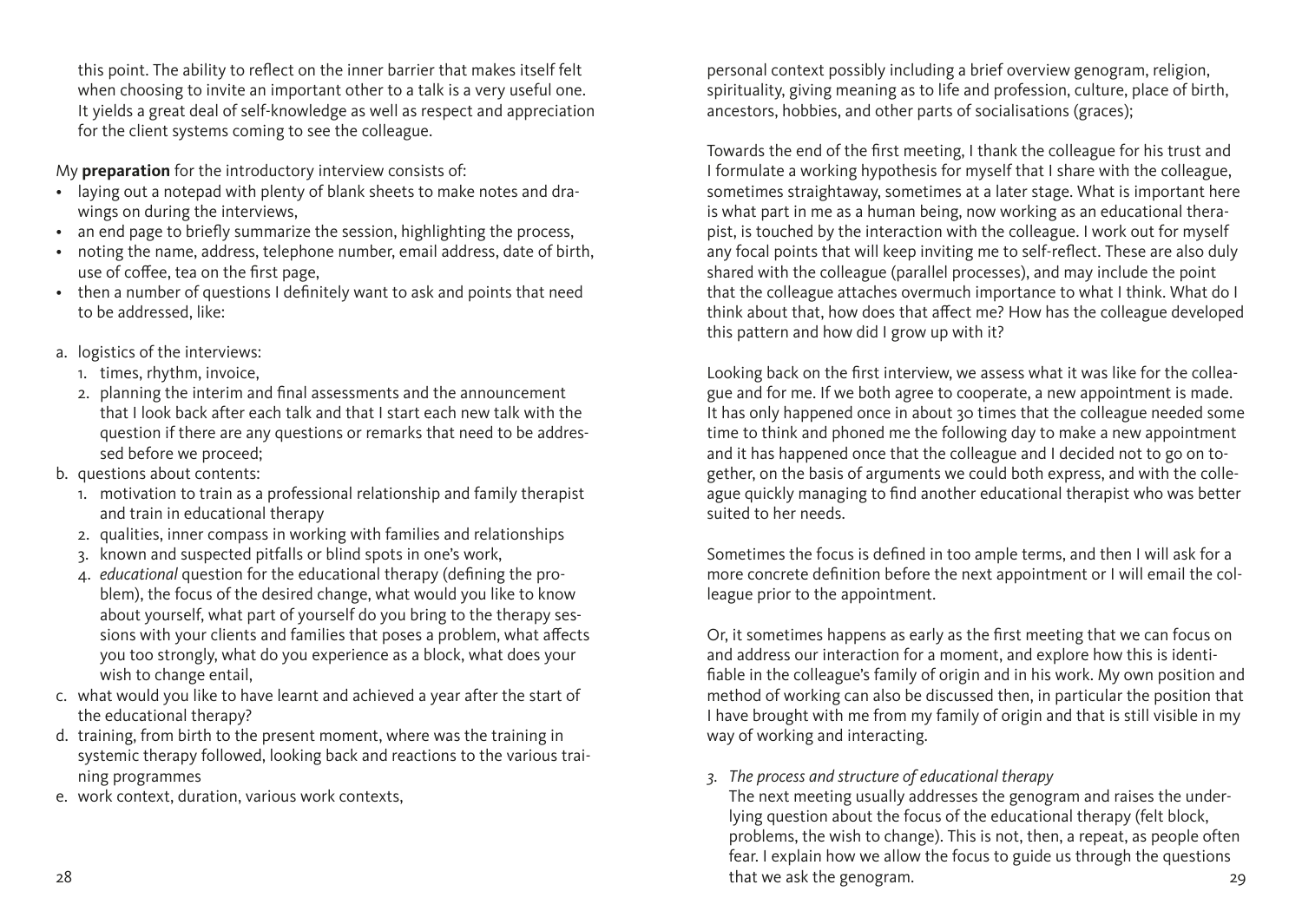this point. The ability to reflect on the inner barrier that makes itself felt when choosing to invite an important other to a talk is a very useful one. It yields a great deal of self-knowledge as well as respect and appreciation for the client systems coming to see the colleague.

My **preparation** for the introductory interview consists of:

- laying out a notepad with plenty of blank sheets to make notes and drawings on during the interviews,
- an end page to briefly summarize the session, highlighting the process,
- noting the name, address, telephone number, email address, date of birth, use of coffee, tea on the first page,
- then a number of questions I definitely want to ask and points that need to be addressed, like:

a. logistics of the interviews:
   1. times, rhythm, invoice,
   2. planning the interim and final assessments and the announcement that I look back after each talk and that I start each new talk with the question if there are any questions or remarks that need to be addressed before we proceed;

b. questions about contents:
   1. motivation to train as a professional relationship and family therapist and train in educational therapy
   2. qualities, inner compass in working with families and relationships
   3. known and suspected pitfalls or blind spots in one's work,
   4. *educational* question for the educational therapy (defining the problem), the focus of the desired change, what would you like to know about yourself, what part of yourself do you bring to the therapy sessions with your clients and families that poses a problem, what affects you too strongly, what do you experience as a block, what does your wish to change entail,

c. what would you like to have learnt and achieved a year after the start of the educational therapy?

d. training, from birth to the present moment, where was the training in systemic therapy followed, looking back and reactions to the various training programmes

e. work context, duration, various work contexts,

personal context possibly including a brief overview genogram, religion, spirituality, giving meaning as to life and profession, culture, place of birth, ancestors, hobbies, and other parts of socialisations (graces);

Towards the end of the first meeting, I thank the colleague for his trust and I formulate a working hypothesis for myself that I share with the colleague, sometimes straightaway, sometimes at a later stage. What is important here is what part in me as a human being, now working as an educational therapist, is touched by the interaction with the colleague. I work out for myself any focal points that will keep inviting me to self-reflect. These are also duly shared with the colleague (parallel processes), and may include the point that the colleague attaches overmuch importance to what I think. What do I think about that, how does that affect me? How has the colleague developed this pattern and how did I grow up with it?

Looking back on the first interview, we assess what it was like for the colleague and for me. If we both agree to cooperate, a new appointment is made. It has only happened once in about 30 times that the colleague needed some time to think and phoned me the following day to make a new appointment and it has happened once that the colleague and I decided not to go on together, on the basis of arguments we could both express, and with the colleague quickly managing to find another educational therapist who was better suited to her needs.

Sometimes the focus is defined in too ample terms, and then I will ask for a more concrete definition before the next appointment or I will email the colleague prior to the appointment.

Or, it sometimes happens as early as the first meeting that we can focus on and address our interaction for a moment, and explore how this is identifiable in the colleague's family of origin and in his work. My own position and method of working can also be discussed then, in particular the position that I have brought with me from my family of origin and that is still visible in my way of working and interacting.

*3. The process and structure of educational therapy*

The next meeting usually addresses the genogram and raises the underlying question about the focus of the educational therapy (felt block, problems, the wish to change). This is not, then, a repeat, as people often fear. I explain how we allow the focus to guide us through the questions that we ask the genogram.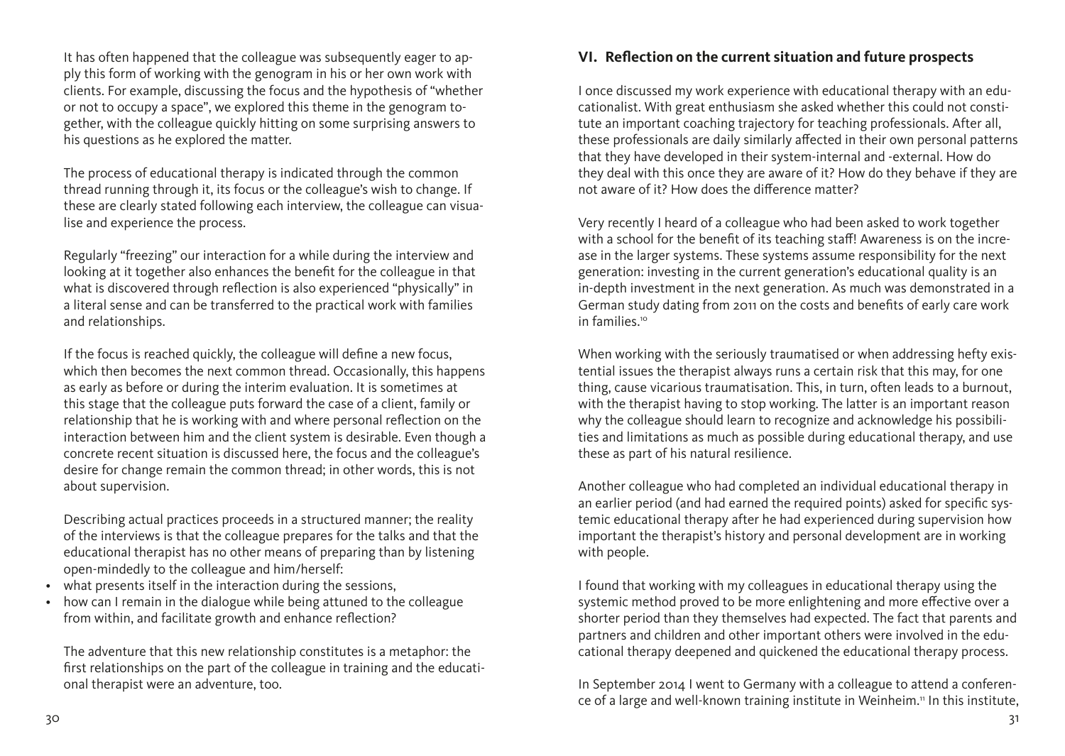It has often happened that the colleague was subsequently eager to apply this form of working with the genogram in his or her own work with clients. For example, discussing the focus and the hypothesis of "whether or not to occupy a space", we explored this theme in the genogram together, with the colleague quickly hitting on some surprising answers to his questions as he explored the matter.

The process of educational therapy is indicated through the common thread running through it, its focus or the colleague's wish to change. If these are clearly stated following each interview, the colleague can visualise and experience the process.

Regularly "freezing" our interaction for a while during the interview and looking at it together also enhances the benefit for the colleague in that what is discovered through reflection is also experienced "physically" in a literal sense and can be transferred to the practical work with families and relationships.

If the focus is reached quickly, the colleague will define a new focus, which then becomes the next common thread. Occasionally, this happens as early as before or during the interim evaluation. It is sometimes at this stage that the colleague puts forward the case of a client, family or relationship that he is working with and where personal reflection on the interaction between him and the client system is desirable. Even though a concrete recent situation is discussed here, the focus and the colleague's desire for change remain the common thread; in other words, this is not about supervision.

Describing actual practices proceeds in a structured manner; the reality of the interviews is that the colleague prepares for the talks and that the educational therapist has no other means of preparing than by listening open-mindedly to the colleague and him/herself:

- what presents itself in the interaction during the sessions,
- how can I remain in the dialogue while being attuned to the colleague from within, and facilitate growth and enhance reflection?

The adventure that this new relationship constitutes is a metaphor: the first relationships on the part of the colleague in training and the educational therapist were an adventure, too.

## VI. Reflection on the current situation and future prospects

I once discussed my work experience with educational therapy with an educationalist. With great enthusiasm she asked whether this could not constitute an important coaching trajectory for teaching professionals. After all, these professionals are daily similarly affected in their own personal patterns that they have developed in their system-internal and -external. How do they deal with this once they are aware of it? How do they behave if they are not aware of it? How does the difference matter?

Very recently I heard of a colleague who had been asked to work together with a school for the benefit of its teaching staff! Awareness is on the increase in the larger systems. These systems assume responsibility for the next generation: investing in the current generation's educational quality is an in-depth investment in the next generation. As much was demonstrated in a German study dating from 2011 on the costs and benefits of early care work in families.[10]

When working with the seriously traumatised or when addressing hefty existential issues the therapist always runs a certain risk that this may, for one thing, cause vicarious traumatisation. This, in turn, often leads to a burnout, with the therapist having to stop working. The latter is an important reason why the colleague should learn to recognize and acknowledge his possibilities and limitations as much as possible during educational therapy, and use these as part of his natural resilience.

Another colleague who had completed an individual educational therapy in an earlier period (and had earned the required points) asked for specific systemic educational therapy after he had experienced during supervision how important the therapist's history and personal development are in working with people.

I found that working with my colleagues in educational therapy using the systemic method proved to be more enlightening and more effective over a shorter period than they themselves had expected. The fact that parents and partners and children and other important others were involved in the educational therapy deepened and quickened the educational therapy process.

In September 2014 I went to Germany with a colleague to attend a conference of a large and well-known training institute in Weinheim.[11] In this institute,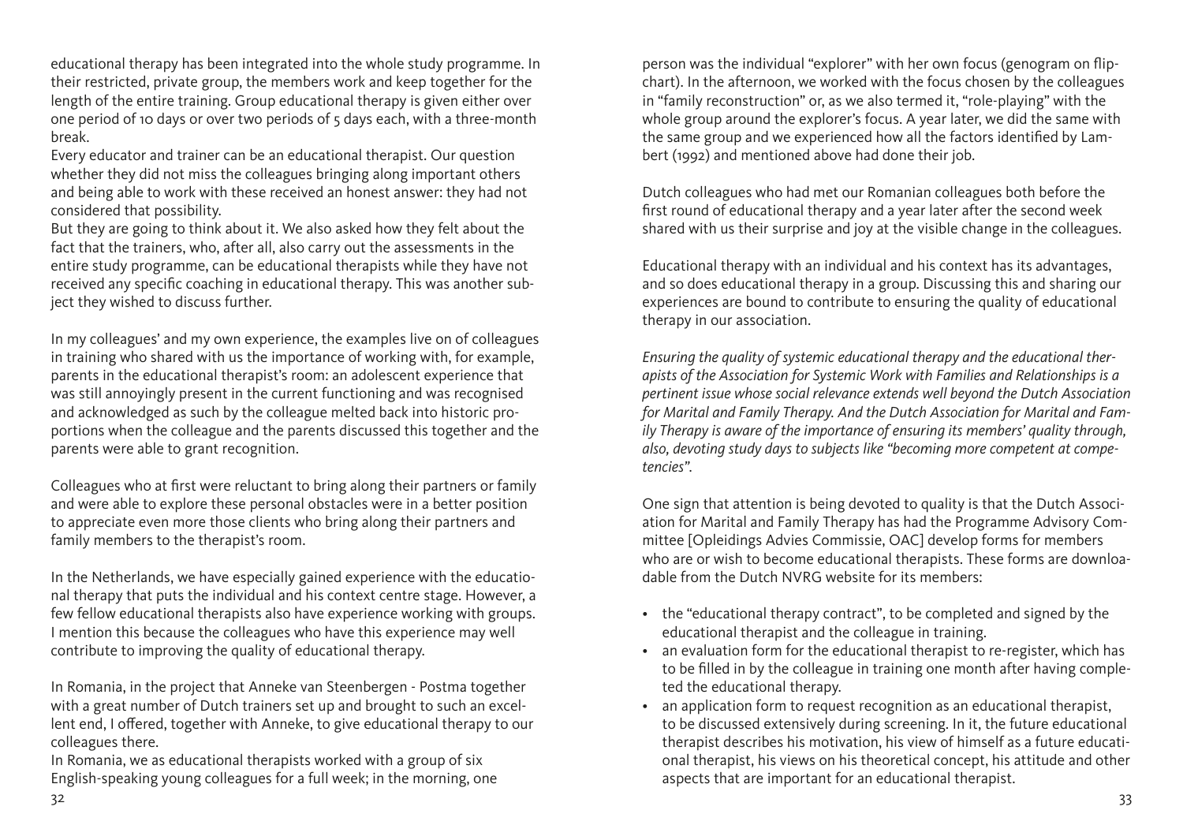educational therapy has been integrated into the whole study programme. In their restricted, private group, the members work and keep together for the length of the entire training. Group educational therapy is given either over one period of 10 days or over two periods of 5 days each, with a three-month break.
Every educator and trainer can be an educational therapist. Our question whether they did not miss the colleagues bringing along important others and being able to work with these received an honest answer: they had not considered that possibility.
But they are going to think about it. We also asked how they felt about the fact that the trainers, who, after all, also carry out the assessments in the entire study programme, can be educational therapists while they have not received any specific coaching in educational therapy. This was another subject they wished to discuss further.

In my colleagues' and my own experience, the examples live on of colleagues in training who shared with us the importance of working with, for example, parents in the educational therapist's room: an adolescent experience that was still annoyingly present in the current functioning and was recognised and acknowledged as such by the colleague melted back into historic proportions when the colleague and the parents discussed this together and the parents were able to grant recognition.

Colleagues who at first were reluctant to bring along their partners or family and were able to explore these personal obstacles were in a better position to appreciate even more those clients who bring along their partners and family members to the therapist's room.

In the Netherlands, we have especially gained experience with the educational therapy that puts the individual and his context centre stage. However, a few fellow educational therapists also have experience working with groups. I mention this because the colleagues who have this experience may well contribute to improving the quality of educational therapy.

In Romania, in the project that Anneke van Steenbergen - Postma together with a great number of Dutch trainers set up and brought to such an excellent end, I offered, together with Anneke, to give educational therapy to our colleagues there.
In Romania, we as educational therapists worked with a group of six English-speaking young colleagues for a full week; in the morning, one person was the individual "explorer" with her own focus (genogram on flipchart). In the afternoon, we worked with the focus chosen by the colleagues in "family reconstruction" or, as we also termed it, "role-playing" with the whole group around the explorer's focus. A year later, we did the same with the same group and we experienced how all the factors identified by Lambert (1992) and mentioned above had done their job.

Dutch colleagues who had met our Romanian colleagues both before the first round of educational therapy and a year later after the second week shared with us their surprise and joy at the visible change in the colleagues.

Educational therapy with an individual and his context has its advantages, and so does educational therapy in a group. Discussing this and sharing our experiences are bound to contribute to ensuring the quality of educational therapy in our association.

*Ensuring the quality of systemic educational therapy and the educational therapists of the Association for Systemic Work with Families and Relationships is a pertinent issue whose social relevance extends well beyond the Dutch Association for Marital and Family Therapy. And the Dutch Association for Marital and Family Therapy is aware of the importance of ensuring its members' quality through, also, devoting study days to subjects like "becoming more competent at competencies".*

One sign that attention is being devoted to quality is that the Dutch Association for Marital and Family Therapy has had the Programme Advisory Committee [Opleidings Advies Commissie, OAC] develop forms for members who are or wish to become educational therapists. These forms are downloadable from the Dutch NVRG website for its members:

- the "educational therapy contract", to be completed and signed by the educational therapist and the colleague in training.
- an evaluation form for the educational therapist to re-register, which has to be filled in by the colleague in training one month after having completed the educational therapy.
- an application form to request recognition as an educational therapist, to be discussed extensively during screening. In it, the future educational therapist describes his motivation, his view of himself as a future educational therapist, his views on his theoretical concept, his attitude and other aspects that are important for an educational therapist.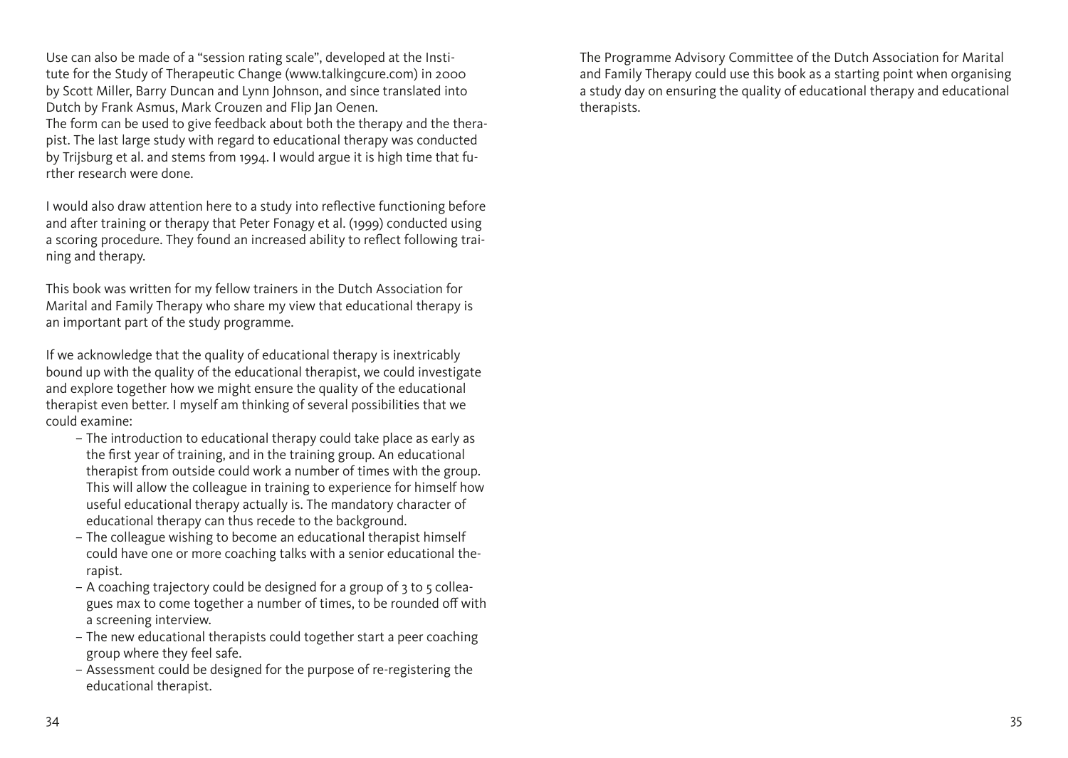Use can also be made of a "session rating scale", developed at the Institute for the Study of Therapeutic Change (www.talkingcure.com) in 2000 by Scott Miller, Barry Duncan and Lynn Johnson, and since translated into Dutch by Frank Asmus, Mark Crouzen and Flip Jan Oenen.
The form can be used to give feedback about both the therapy and the therapist. The last large study with regard to educational therapy was conducted by Trijsburg et al. and stems from 1994. I would argue it is high time that further research were done.

I would also draw attention here to a study into reflective functioning before and after training or therapy that Peter Fonagy et al. (1999) conducted using a scoring procedure. They found an increased ability to reflect following training and therapy.

This book was written for my fellow trainers in the Dutch Association for Marital and Family Therapy who share my view that educational therapy is an important part of the study programme.

If we acknowledge that the quality of educational therapy is inextricably bound up with the quality of the educational therapist, we could investigate and explore together how we might ensure the quality of the educational therapist even better. I myself am thinking of several possibilities that we could examine:

- The introduction to educational therapy could take place as early as the first year of training, and in the training group. An educational therapist from outside could work a number of times with the group. This will allow the colleague in training to experience for himself how useful educational therapy actually is. The mandatory character of educational therapy can thus recede to the background.
- The colleague wishing to become an educational therapist himself could have one or more coaching talks with a senior educational therapist.
- A coaching trajectory could be designed for a group of 3 to 5 colleagues max to come together a number of times, to be rounded off with a screening interview.
- The new educational therapists could together start a peer coaching group where they feel safe.
- Assessment could be designed for the purpose of re-registering the educational therapist.

The Programme Advisory Committee of the Dutch Association for Marital and Family Therapy could use this book as a starting point when organising a study day on ensuring the quality of educational therapy and educational therapists.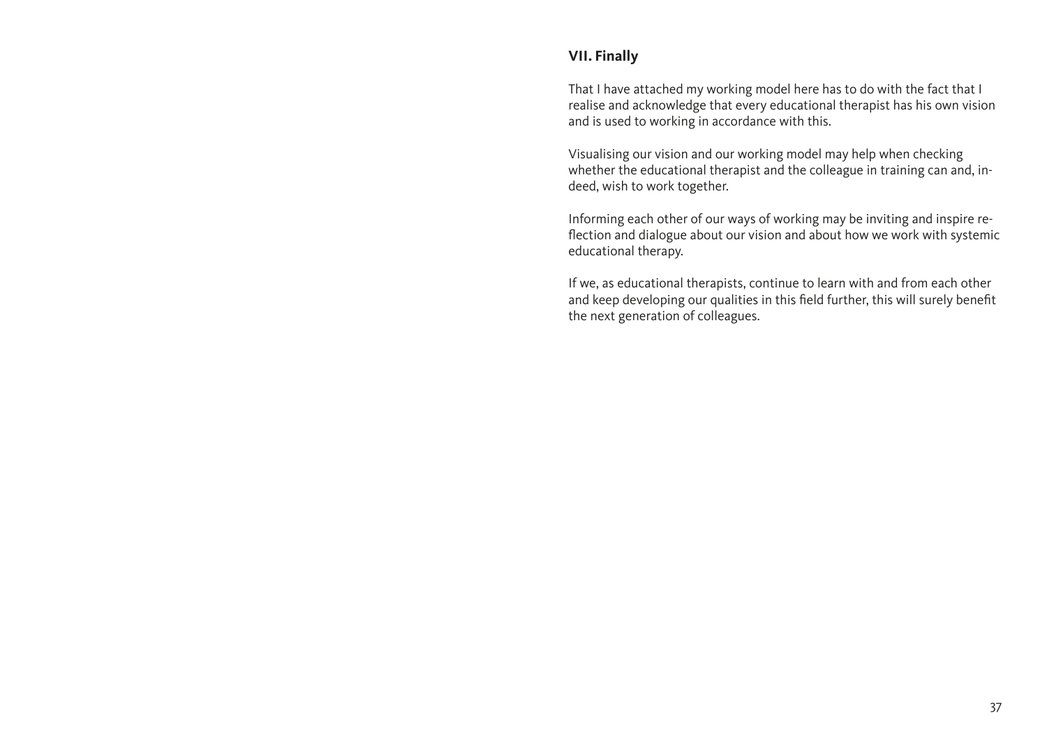## VII. Finally

That I have attached my working model here has to do with the fact that I realise and acknowledge that every educational therapist has his own vision and is used to working in accordance with this.

Visualising our vision and our working model may help when checking whether the educational therapist and the colleague in training can and, indeed, wish to work together.

Informing each other of our ways of working may be inviting and inspire reflection and dialogue about our vision and about how we work with systemic educational therapy.

If we, as educational therapists, continue to learn with and from each other and keep developing our qualities in this field further, this will surely benefit the next generation of colleagues.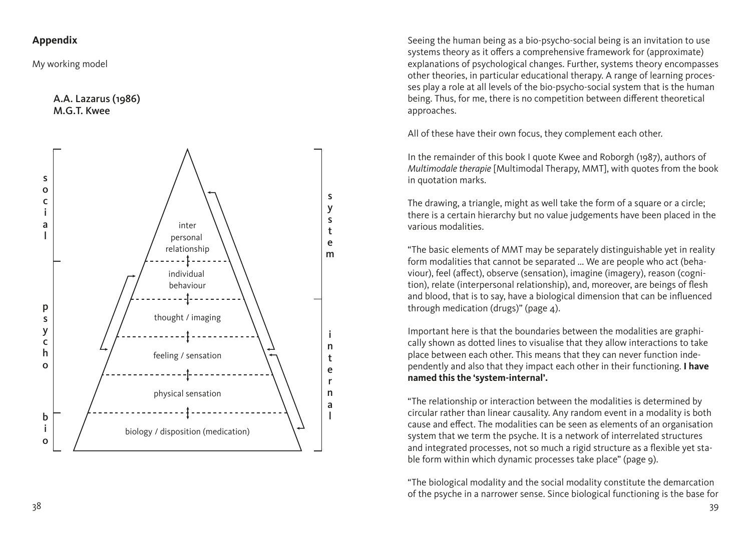## Appendix

My working model

**A.A. Lazarus (1986)**
**M.G.T. Kwee**

social | inter personal relationship | system
psycho | individual behaviour | system
psycho | thought / imaging | internal
psycho | feeling / sensation | internal
psycho | physical sensation | internal
bio | biology / disposition (medication) | internal

Seeing the human being as a bio-psycho-social being is an invitation to use systems theory as it offers a comprehensive framework for (approximate) explanations of psychological changes. Further, systems theory encompasses other theories, in particular educational therapy. A range of learning processes play a role at all levels of the bio-psycho-social system that is the human being. Thus, for me, there is no competition between different theoretical approaches.

All of these have their own focus, they complement each other.

In the remainder of this book I quote Kwee and Roborgh (1987), authors of *Multimodale therapie* [Multimodal Therapy, MMT], with quotes from the book in quotation marks.

The drawing, a triangle, might as well take the form of a square or a circle; there is a certain hierarchy but no value judgements have been placed in the various modalities.

"The basic elements of MMT may be separately distinguishable yet in reality form modalities that cannot be separated ... We are people who act (behaviour), feel (affect), observe (sensation), imagine (imagery), reason (cognition), relate (interpersonal relationship), and, moreover, are beings of flesh and blood, that is to say, have a biological dimension that can be influenced through medication (drugs)" (page 4).

Important here is that the boundaries between the modalities are graphically shown as dotted lines to visualise that they allow interactions to take place between each other. This means that they can never function independently and also that they impact each other in their functioning. **I have named this the 'system-internal'.**

"The relationship or interaction between the modalities is determined by circular rather than linear causality. Any random event in a modality is both cause and effect. The modalities can be seen as elements of an organisation system that we term the psyche. It is a network of interrelated structures and integrated processes, not so much a rigid structure as a flexible yet stable form within which dynamic processes take place" (page 9).

"The biological modality and the social modality constitute the demarcation of the psyche in a narrower sense. Since biological functioning is the base for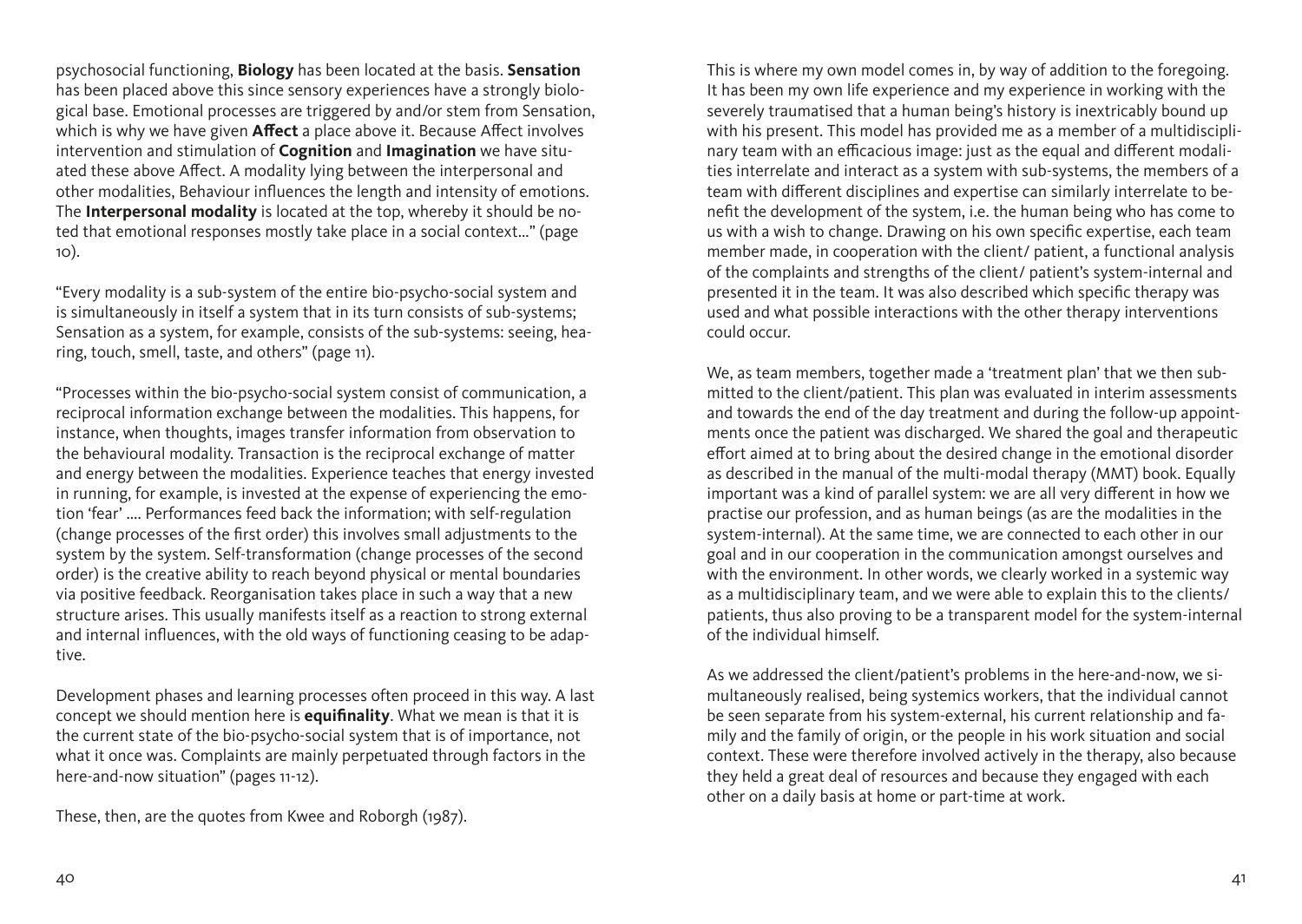psychosocial functioning, **Biology** has been located at the basis. **Sensation** has been placed above this since sensory experiences have a strongly biological base. Emotional processes are triggered by and/or stem from Sensation, which is why we have given **Affect** a place above it. Because Affect involves intervention and stimulation of **Cognition** and **Imagination** we have situated these above Affect. A modality lying between the interpersonal and other modalities, Behaviour influences the length and intensity of emotions. The **Interpersonal modality** is located at the top, whereby it should be noted that emotional responses mostly take place in a social context…" (page 10).

"Every modality is a sub-system of the entire bio-psycho-social system and is simultaneously in itself a system that in its turn consists of sub-systems; Sensation as a system, for example, consists of the sub-systems: seeing, hearing, touch, smell, taste, and others" (page 11).

"Processes within the bio-psycho-social system consist of communication, a reciprocal information exchange between the modalities. This happens, for instance, when thoughts, images transfer information from observation to the behavioural modality. Transaction is the reciprocal exchange of matter and energy between the modalities. Experience teaches that energy invested in running, for example, is invested at the expense of experiencing the emotion 'fear' …. Performances feed back the information; with self-regulation (change processes of the first order) this involves small adjustments to the system by the system. Self-transformation (change processes of the second order) is the creative ability to reach beyond physical or mental boundaries via positive feedback. Reorganisation takes place in such a way that a new structure arises. This usually manifests itself as a reaction to strong external and internal influences, with the old ways of functioning ceasing to be adaptive.

Development phases and learning processes often proceed in this way. A last concept we should mention here is **equifinality**. What we mean is that it is the current state of the bio-psycho-social system that is of importance, not what it once was. Complaints are mainly perpetuated through factors in the here-and-now situation" (pages 11-12).

These, then, are the quotes from Kwee and Roborgh (1987).

This is where my own model comes in, by way of addition to the foregoing. It has been my own life experience and my experience in working with the severely traumatised that a human being's history is inextricably bound up with his present. This model has provided me as a member of a multidisciplinary team with an efficacious image: just as the equal and different modalities interrelate and interact as a system with sub-systems, the members of a team with different disciplines and expertise can similarly interrelate to benefit the development of the system, i.e. the human being who has come to us with a wish to change. Drawing on his own specific expertise, each team member made, in cooperation with the client/ patient, a functional analysis of the complaints and strengths of the client/ patient's system-internal and presented it in the team. It was also described which specific therapy was used and what possible interactions with the other therapy interventions could occur.

We, as team members, together made a 'treatment plan' that we then submitted to the client/patient. This plan was evaluated in interim assessments and towards the end of the day treatment and during the follow-up appointments once the patient was discharged. We shared the goal and therapeutic effort aimed at to bring about the desired change in the emotional disorder as described in the manual of the multi-modal therapy (MMT) book. Equally important was a kind of parallel system: we are all very different in how we practise our profession, and as human beings (as are the modalities in the system-internal). At the same time, we are connected to each other in our goal and in our cooperation in the communication amongst ourselves and with the environment. In other words, we clearly worked in a systemic way as a multidisciplinary team, and we were able to explain this to the clients/ patients, thus also proving to be a transparent model for the system-internal of the individual himself.

As we addressed the client/patient's problems in the here-and-now, we simultaneously realised, being systemics workers, that the individual cannot be seen separate from his system-external, his current relationship and family and the family of origin, or the people in his work situation and social context. These were therefore involved actively in the therapy, also because they held a great deal of resources and because they engaged with each other on a daily basis at home or part-time at work.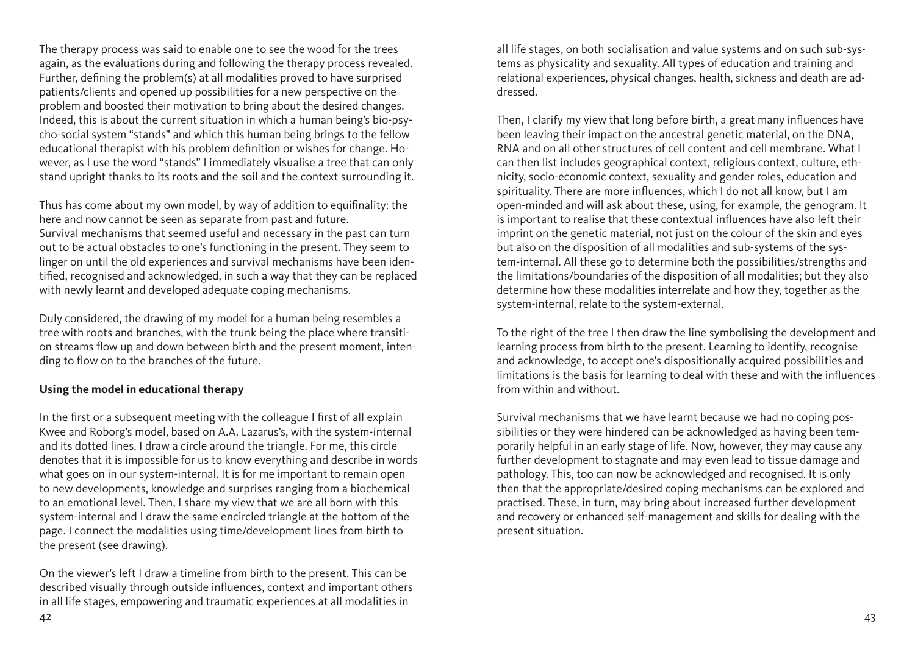The therapy process was said to enable one to see the wood for the trees again, as the evaluations during and following the therapy process revealed. Further, defining the problem(s) at all modalities proved to have surprised patients/clients and opened up possibilities for a new perspective on the problem and boosted their motivation to bring about the desired changes. Indeed, this is about the current situation in which a human being's bio-psycho-social system "stands" and which this human being brings to the fellow educational therapist with his problem definition or wishes for change. However, as I use the word "stands" I immediately visualise a tree that can only stand upright thanks to its roots and the soil and the context surrounding it.

Thus has come about my own model, by way of addition to equifinality: the here and now cannot be seen as separate from past and future.
Survival mechanisms that seemed useful and necessary in the past can turn out to be actual obstacles to one's functioning in the present. They seem to linger on until the old experiences and survival mechanisms have been identified, recognised and acknowledged, in such a way that they can be replaced with newly learnt and developed adequate coping mechanisms.

Duly considered, the drawing of my model for a human being resembles a tree with roots and branches, with the trunk being the place where transition streams flow up and down between birth and the present moment, intending to flow on to the branches of the future.

**Using the model in educational therapy**

In the first or a subsequent meeting with the colleague I first of all explain Kwee and Roborg's model, based on A.A. Lazarus's, with the system-internal and its dotted lines. I draw a circle around the triangle. For me, this circle denotes that it is impossible for us to know everything and describe in words what goes on in our system-internal. It is for me important to remain open to new developments, knowledge and surprises ranging from a biochemical to an emotional level. Then, I share my view that we are all born with this system-internal and I draw the same encircled triangle at the bottom of the page. I connect the modalities using time/development lines from birth to the present (see drawing).

On the viewer's left I draw a timeline from birth to the present. This can be described visually through outside influences, context and important others in all life stages, empowering and traumatic experiences at all modalities in all life stages, on both socialisation and value systems and on such sub-systems as physicality and sexuality. All types of education and training and relational experiences, physical changes, health, sickness and death are addressed.

Then, I clarify my view that long before birth, a great many influences have been leaving their impact on the ancestral genetic material, on the DNA, RNA and on all other structures of cell content and cell membrane. What I can then list includes geographical context, religious context, culture, ethnicity, socio-economic context, sexuality and gender roles, education and spirituality. There are more influences, which I do not all know, but I am open-minded and will ask about these, using, for example, the genogram. It is important to realise that these contextual influences have also left their imprint on the genetic material, not just on the colour of the skin and eyes but also on the disposition of all modalities and sub-systems of the system-internal. All these go to determine both the possibilities/strengths and the limitations/boundaries of the disposition of all modalities; but they also determine how these modalities interrelate and how they, together as the system-internal, relate to the system-external.

To the right of the tree I then draw the line symbolising the development and learning process from birth to the present. Learning to identify, recognise and acknowledge, to accept one's dispositionally acquired possibilities and limitations is the basis for learning to deal with these and with the influences from within and without.

Survival mechanisms that we have learnt because we had no coping possibilities or they were hindered can be acknowledged as having been temporarily helpful in an early stage of life. Now, however, they may cause any further development to stagnate and may even lead to tissue damage and pathology. This, too can now be acknowledged and recognised. It is only then that the appropriate/desired coping mechanisms can be explored and practised. These, in turn, may bring about increased further development and recovery or enhanced self-management and skills for dealing with the present situation.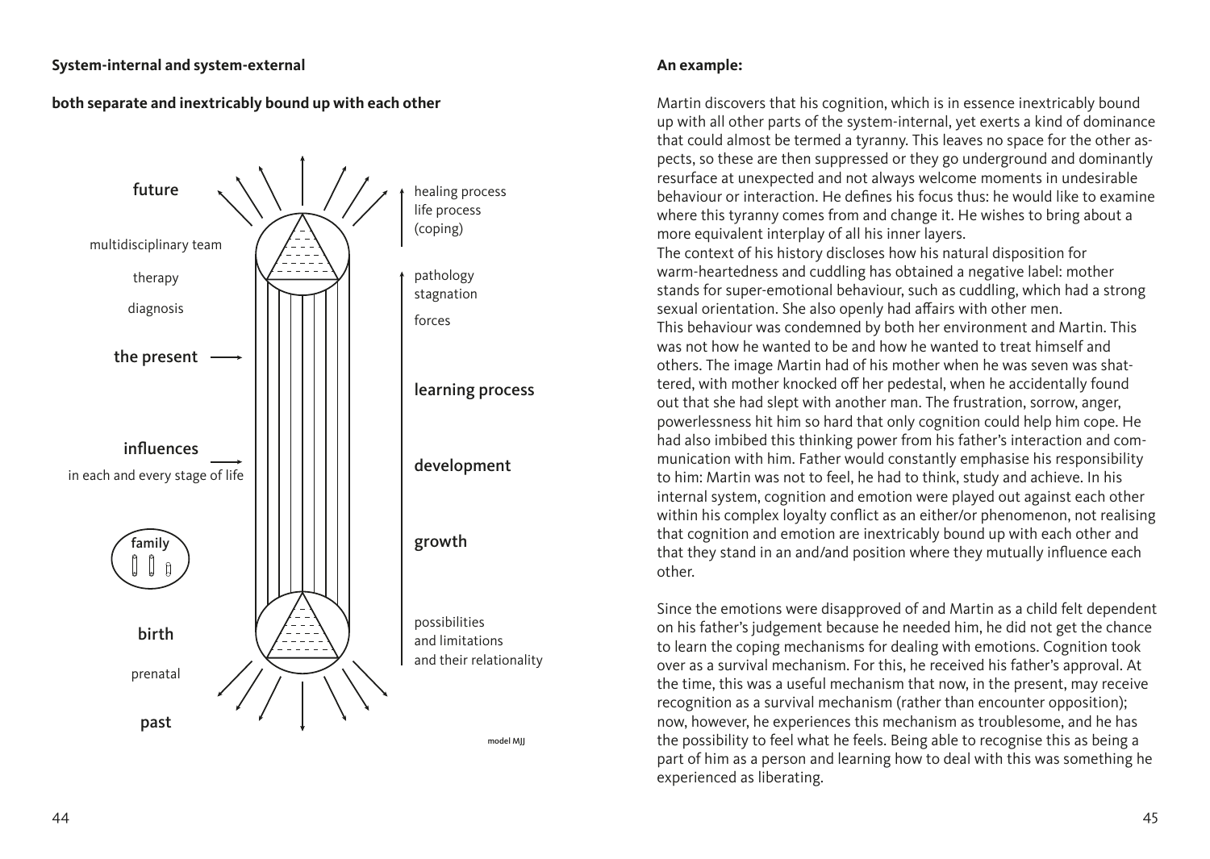**System-internal and system-external**

**both separate and inextricably bound up with each other**

future

multidisciplinary team

therapy

diagnosis

the present

influences

in each and every stage of life

family

birth

prenatal

past

healing process
life process
(coping)

pathology
stagnation

forces

learning process

development

growth

possibilities
and limitations
and their relationality

model MJJ

**An example:**

Martin discovers that his cognition, which is in essence inextricably bound up with all other parts of the system-internal, yet exerts a kind of dominance that could almost be termed a tyranny. This leaves no space for the other aspects, so these are then suppressed or they go underground and dominantly resurface at unexpected and not always welcome moments in undesirable behaviour or interaction. He defines his focus thus: he would like to examine where this tyranny comes from and change it. He wishes to bring about a more equivalent interplay of all his inner layers.
The context of his history discloses how his natural disposition for warm-heartedness and cuddling has obtained a negative label: mother stands for super-emotional behaviour, such as cuddling, which had a strong sexual orientation. She also openly had affairs with other men.
This behaviour was condemned by both her environment and Martin. This was not how he wanted to be and how he wanted to treat himself and others. The image Martin had of his mother when he was seven was shattered, with mother knocked off her pedestal, when he accidentally found out that she had slept with another man. The frustration, sorrow, anger, powerlessness hit him so hard that only cognition could help him cope. He had also imbibed this thinking power from his father's interaction and communication with him. Father would constantly emphasise his responsibility to him: Martin was not to feel, he had to think, study and achieve. In his internal system, cognition and emotion were played out against each other within his complex loyalty conflict as an either/or phenomenon, not realising that cognition and emotion are inextricably bound up with each other and that they stand in an and/and position where they mutually influence each other.

Since the emotions were disapproved of and Martin as a child felt dependent on his father's judgement because he needed him, he did not get the chance to learn the coping mechanisms for dealing with emotions. Cognition took over as a survival mechanism. For this, he received his father's approval. At the time, this was a useful mechanism that now, in the present, may receive recognition as a survival mechanism (rather than encounter opposition); now, however, he experiences this mechanism as troublesome, and he has the possibility to feel what he feels. Being able to recognise this as being a part of him as a person and learning how to deal with this was something he experienced as liberating.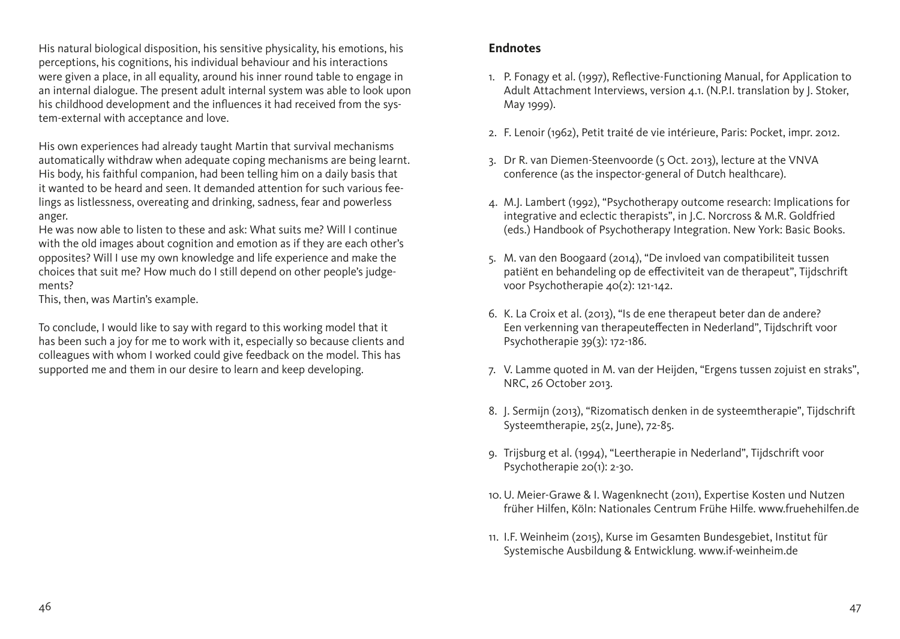His natural biological disposition, his sensitive physicality, his emotions, his perceptions, his cognitions, his individual behaviour and his interactions were given a place, in all equality, around his inner round table to engage in an internal dialogue. The present adult internal system was able to look upon his childhood development and the influences it had received from the system-external with acceptance and love.

His own experiences had already taught Martin that survival mechanisms automatically withdraw when adequate coping mechanisms are being learnt. His body, his faithful companion, had been telling him on a daily basis that it wanted to be heard and seen. It demanded attention for such various feelings as listlessness, overeating and drinking, sadness, fear and powerless anger.
He was now able to listen to these and ask: What suits me? Will I continue with the old images about cognition and emotion as if they are each other's opposites? Will I use my own knowledge and life experience and make the choices that suit me? How much do I still depend on other people's judgements?
This, then, was Martin's example.

To conclude, I would like to say with regard to this working model that it has been such a joy for me to work with it, especially so because clients and colleagues with whom I worked could give feedback on the model. This has supported me and them in our desire to learn and keep developing.

**Endnotes**

1. P. Fonagy et al. (1997), Reflective-Functioning Manual, for Application to Adult Attachment Interviews, version 4.1. (N.P.I. translation by J. Stoker, May 1999).
2. F. Lenoir (1962), Petit traité de vie intérieure, Paris: Pocket, impr. 2012.
3. Dr R. van Diemen-Steenvoorde (5 Oct. 2013), lecture at the VNVA conference (as the inspector-general of Dutch healthcare).
4. M.J. Lambert (1992), "Psychotherapy outcome research: Implications for integrative and eclectic therapists", in J.C. Norcross & M.R. Goldfried (eds.) Handbook of Psychotherapy Integration. New York: Basic Books.
5. M. van den Boogaard (2014), "De invloed van compatibiliteit tussen patiënt en behandeling op de effectiviteit van de therapeut", Tijdschrift voor Psychotherapie 40(2): 121-142.
6. K. La Croix et al. (2013), "Is de ene therapeut beter dan de andere? Een verkenning van therapeuteffecten in Nederland", Tijdschrift voor Psychotherapie 39(3): 172-186.
7. V. Lamme quoted in M. van der Heijden, "Ergens tussen zojuist en straks", NRC, 26 October 2013.
8. J. Sermijn (2013), "Rizomatisch denken in de systeemtherapie", Tijdschrift Systeemtherapie, 25(2, June), 72-85.
9. Trijsburg et al. (1994), "Leertherapie in Nederland", Tijdschrift voor Psychotherapie 20(1): 2-30.
10. U. Meier-Grawe & I. Wagenknecht (2011), Expertise Kosten und Nutzen früher Hilfen, Köln: Nationales Centrum Frühe Hilfe. www.fruehehilfen.de
11. I.F. Weinheim (2015), Kurse im Gesamten Bundesgebiet, Institut für Systemische Ausbildung & Entwicklung. www.if-weinheim.de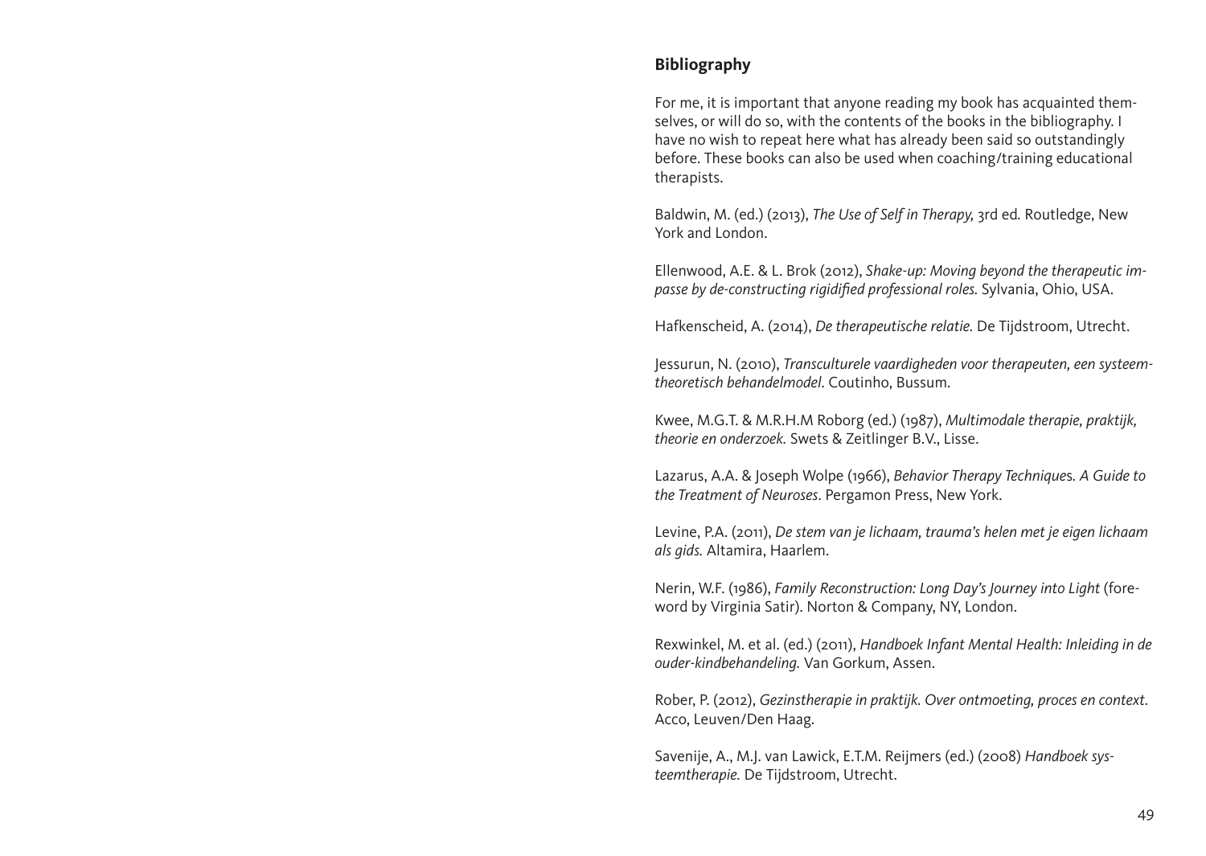## Bibliography

For me, it is important that anyone reading my book has acquainted themselves, or will do so, with the contents of the books in the bibliography. I have no wish to repeat here what has already been said so outstandingly before. These books can also be used when coaching/training educational therapists.

Baldwin, M. (ed.) (2013), *The Use of Self in Therapy,* 3rd ed. Routledge, New York and London.

Ellenwood, A.E. & L. Brok (2012), *Shake-up: Moving beyond the therapeutic impasse by de-constructing rigidified professional roles.* Sylvania, Ohio, USA.

Hafkenscheid, A. (2014), *De therapeutische relatie.* De Tijdstroom, Utrecht.

Jessurun, N. (2010), *Transculturele vaardigheden voor therapeuten, een systeemtheoretisch behandelmodel*. Coutinho, Bussum.

Kwee, M.G.T. & M.R.H.M Roborg (ed.) (1987), *Multimodale therapie, praktijk, theorie en onderzoek.* Swets & Zeitlinger B.V., Lisse.

Lazarus, A.A. & Joseph Wolpe (1966), *Behavior Therapy Techniques. A Guide to the Treatment of Neuroses*. Pergamon Press, New York.

Levine, P.A. (2011), *De stem van je lichaam, trauma's helen met je eigen lichaam als gids.* Altamira, Haarlem.

Nerin, W.F. (1986), *Family Reconstruction: Long Day's Journey into Light* (foreword by Virginia Satir). Norton & Company, NY, London.

Rexwinkel, M. et al. (ed.) (2011), *Handboek Infant Mental Health: Inleiding in de ouder-kindbehandeling.* Van Gorkum, Assen.

Rober, P. (2012), *Gezinstherapie in praktijk. Over ontmoeting, proces en context.* Acco, Leuven/Den Haag.

Savenije, A., M.J. van Lawick, E.T.M. Reijmers (ed.) (2008) *Handboek systeemtherapie.* De Tijdstroom, Utrecht.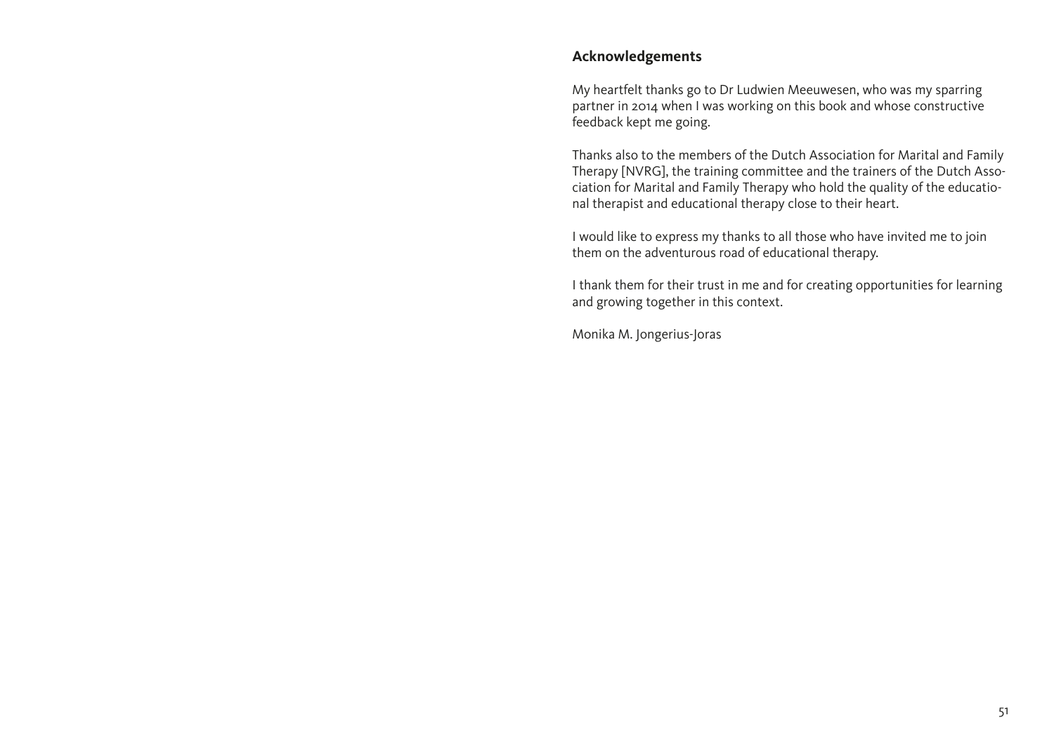## Acknowledgements

My heartfelt thanks go to Dr Ludwien Meeuwesen, who was my sparring partner in 2014 when I was working on this book and whose constructive feedback kept me going.

Thanks also to the members of the Dutch Association for Marital and Family Therapy [NVRG], the training committee and the trainers of the Dutch Association for Marital and Family Therapy who hold the quality of the educational therapist and educational therapy close to their heart.

I would like to express my thanks to all those who have invited me to join them on the adventurous road of educational therapy.

I thank them for their trust in me and for creating opportunities for learning and growing together in this context.

Monika M. Jongerius-Joras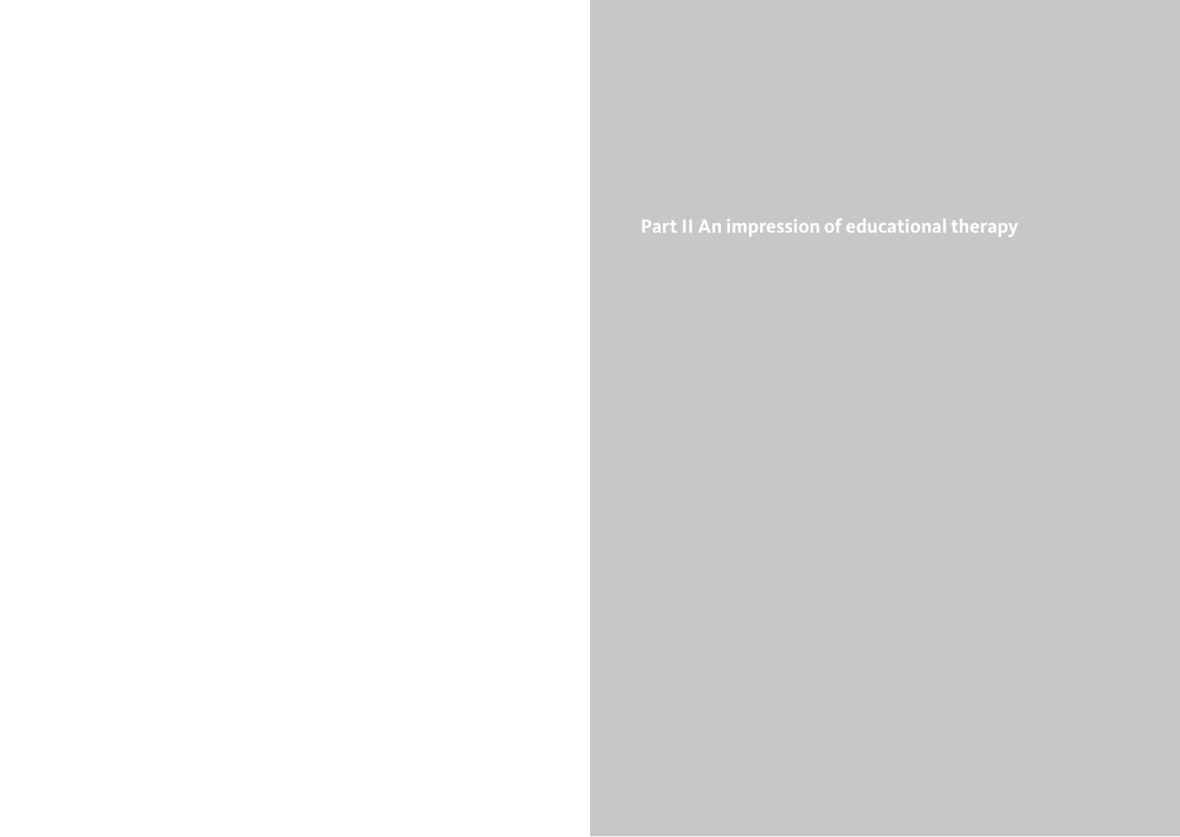# Part II An impression of educational therapy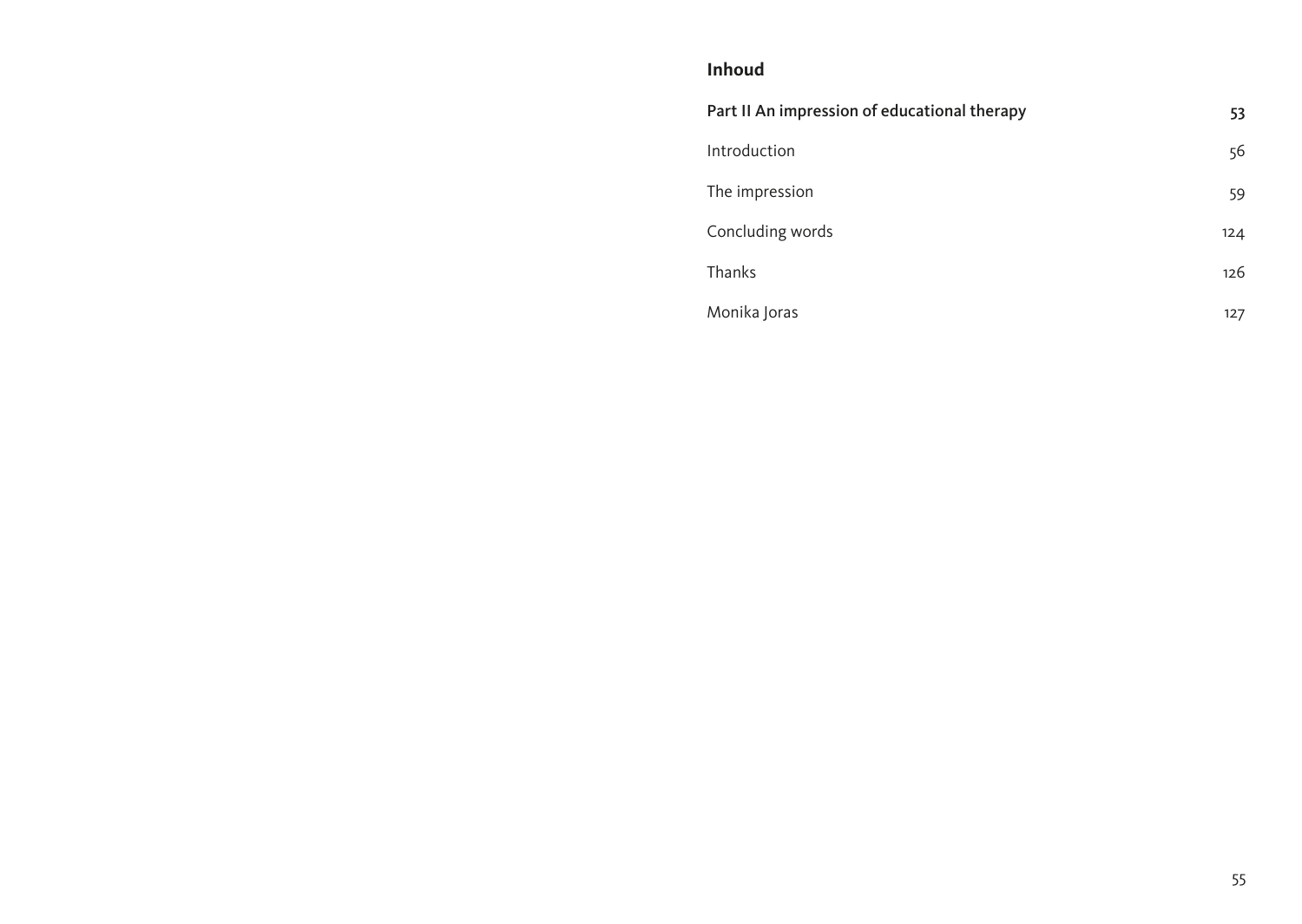## Inhoud

| | |
|---|---|
| **Part II An impression of educational therapy** | **53** |
| Introduction | 56 |
| The impression | 59 |
| Concluding words | 124 |
| Thanks | 126 |
| Monika Joras | 127 |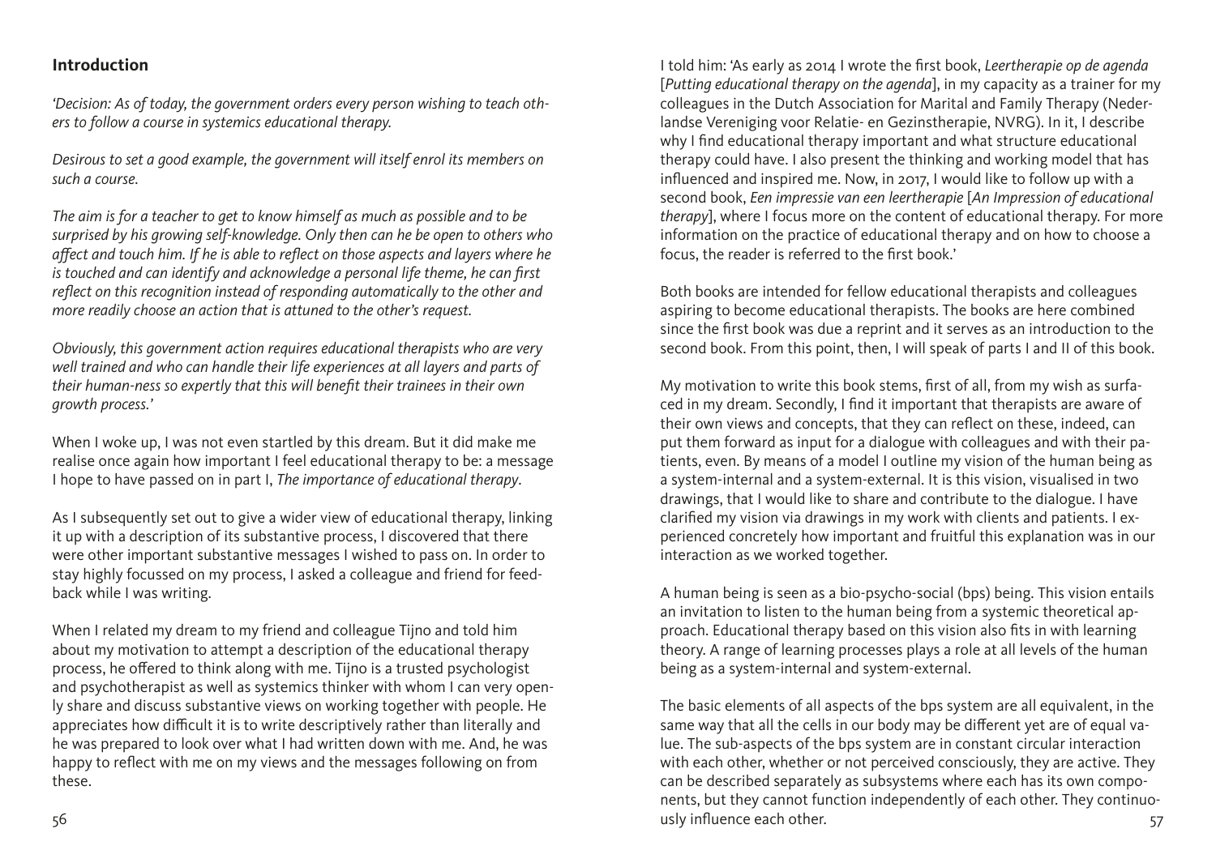## Introduction

*'Decision: As of today, the government orders every person wishing to teach others to follow a course in systemics educational therapy.*

*Desirous to set a good example, the government will itself enrol its members on such a course.*

*The aim is for a teacher to get to know himself as much as possible and to be surprised by his growing self-knowledge. Only then can he be open to others who affect and touch him. If he is able to reflect on those aspects and layers where he is touched and can identify and acknowledge a personal life theme, he can first reflect on this recognition instead of responding automatically to the other and more readily choose an action that is attuned to the other's request.*

*Obviously, this government action requires educational therapists who are very well trained and who can handle their life experiences at all layers and parts of their human-ness so expertly that this will benefit their trainees in their own growth process.'*

When I woke up, I was not even startled by this dream. But it did make me realise once again how important I feel educational therapy to be: a message I hope to have passed on in part I, *The importance of educational therapy*.

As I subsequently set out to give a wider view of educational therapy, linking it up with a description of its substantive process, I discovered that there were other important substantive messages I wished to pass on. In order to stay highly focussed on my process, I asked a colleague and friend for feedback while I was writing.

When I related my dream to my friend and colleague Tijno and told him about my motivation to attempt a description of the educational therapy process, he offered to think along with me. Tijno is a trusted psychologist and psychotherapist as well as systemics thinker with whom I can very openly share and discuss substantive views on working together with people. He appreciates how difficult it is to write descriptively rather than literally and he was prepared to look over what I had written down with me. And, he was happy to reflect with me on my views and the messages following on from these.

I told him: 'As early as 2014 I wrote the first book, *Leertherapie op de agenda* [*Putting educational therapy on the agenda*], in my capacity as a trainer for my colleagues in the Dutch Association for Marital and Family Therapy (Nederlandse Vereniging voor Relatie- en Gezinstherapie, NVRG). In it, I describe why I find educational therapy important and what structure educational therapy could have. I also present the thinking and working model that has influenced and inspired me. Now, in 2017, I would like to follow up with a second book, *Een impressie van een leertherapie* [*An Impression of educational therapy*], where I focus more on the content of educational therapy. For more information on the practice of educational therapy and on how to choose a focus, the reader is referred to the first book.'

Both books are intended for fellow educational therapists and colleagues aspiring to become educational therapists. The books are here combined since the first book was due a reprint and it serves as an introduction to the second book. From this point, then, I will speak of parts I and II of this book.

My motivation to write this book stems, first of all, from my wish as surfaced in my dream. Secondly, I find it important that therapists are aware of their own views and concepts, that they can reflect on these, indeed, can put them forward as input for a dialogue with colleagues and with their patients, even. By means of a model I outline my vision of the human being as a system-internal and a system-external. It is this vision, visualised in two drawings, that I would like to share and contribute to the dialogue. I have clarified my vision via drawings in my work with clients and patients. I experienced concretely how important and fruitful this explanation was in our interaction as we worked together.

A human being is seen as a bio-psycho-social (bps) being. This vision entails an invitation to listen to the human being from a systemic theoretical approach. Educational therapy based on this vision also fits in with learning theory. A range of learning processes plays a role at all levels of the human being as a system-internal and system-external.

The basic elements of all aspects of the bps system are all equivalent, in the same way that all the cells in our body may be different yet are of equal value. The sub-aspects of the bps system are in constant circular interaction with each other, whether or not perceived consciously, they are active. They can be described separately as subsystems where each has its own components, but they cannot function independently of each other. They continuously influence each other.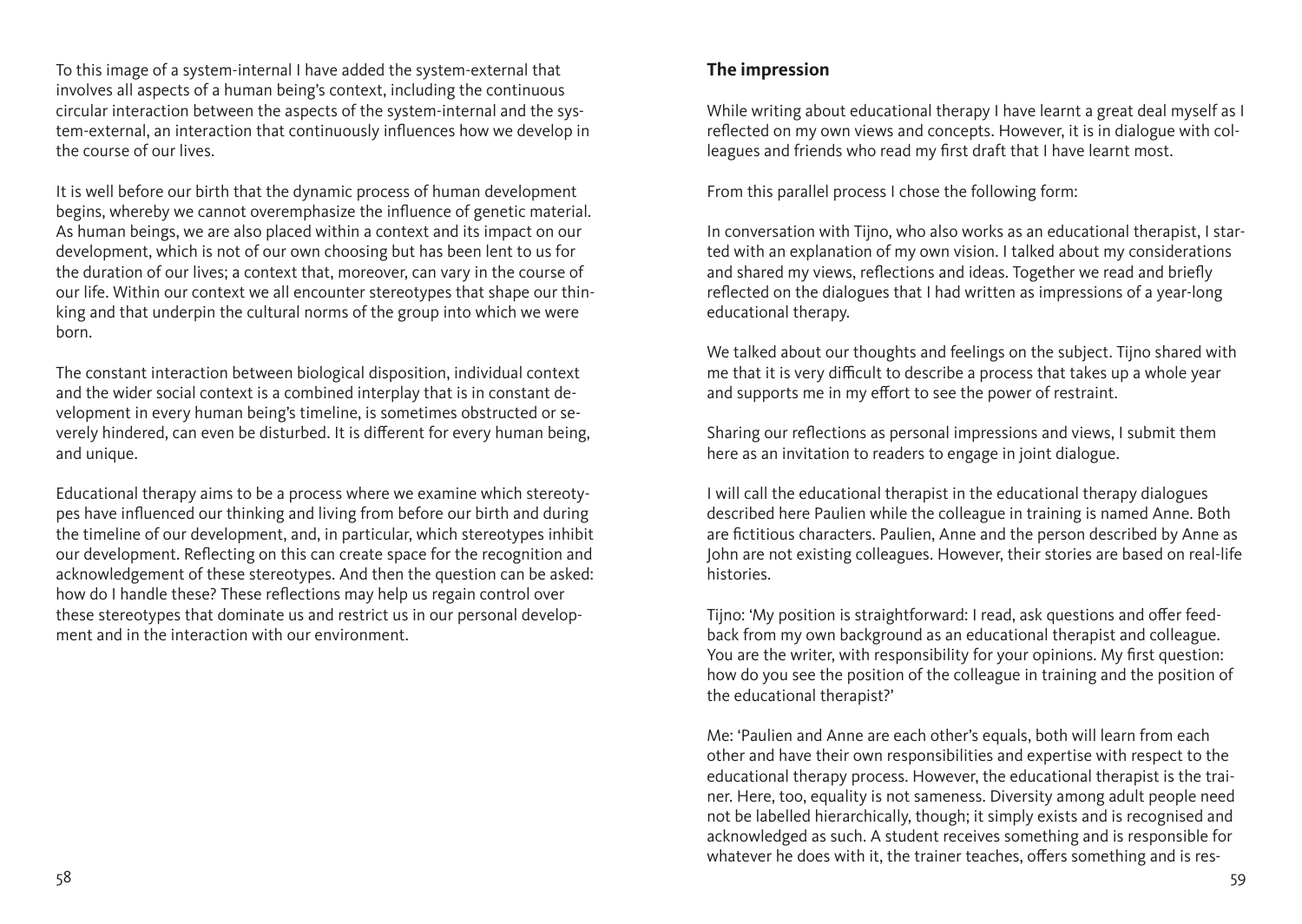To this image of a system-internal I have added the system-external that involves all aspects of a human being's context, including the continuous circular interaction between the aspects of the system-internal and the system-external, an interaction that continuously influences how we develop in the course of our lives.

It is well before our birth that the dynamic process of human development begins, whereby we cannot overemphasize the influence of genetic material. As human beings, we are also placed within a context and its impact on our development, which is not of our own choosing but has been lent to us for the duration of our lives; a context that, moreover, can vary in the course of our life. Within our context we all encounter stereotypes that shape our thinking and that underpin the cultural norms of the group into which we were born.

The constant interaction between biological disposition, individual context and the wider social context is a combined interplay that is in constant development in every human being's timeline, is sometimes obstructed or severely hindered, can even be disturbed. It is different for every human being, and unique.

Educational therapy aims to be a process where we examine which stereotypes have influenced our thinking and living from before our birth and during the timeline of our development, and, in particular, which stereotypes inhibit our development. Reflecting on this can create space for the recognition and acknowledgement of these stereotypes. And then the question can be asked: how do I handle these? These reflections may help us regain control over these stereotypes that dominate us and restrict us in our personal development and in the interaction with our environment.

## The impression

While writing about educational therapy I have learnt a great deal myself as I reflected on my own views and concepts. However, it is in dialogue with colleagues and friends who read my first draft that I have learnt most.

From this parallel process I chose the following form:

In conversation with Tijno, who also works as an educational therapist, I started with an explanation of my own vision. I talked about my considerations and shared my views, reflections and ideas. Together we read and briefly reflected on the dialogues that I had written as impressions of a year-long educational therapy.

We talked about our thoughts and feelings on the subject. Tijno shared with me that it is very difficult to describe a process that takes up a whole year and supports me in my effort to see the power of restraint.

Sharing our reflections as personal impressions and views, I submit them here as an invitation to readers to engage in joint dialogue.

I will call the educational therapist in the educational therapy dialogues described here Paulien while the colleague in training is named Anne. Both are fictitious characters. Paulien, Anne and the person described by Anne as John are not existing colleagues. However, their stories are based on real-life histories.

Tijno: 'My position is straightforward: I read, ask questions and offer feedback from my own background as an educational therapist and colleague. You are the writer, with responsibility for your opinions. My first question: how do you see the position of the colleague in training and the position of the educational therapist?'

Me: 'Paulien and Anne are each other's equals, both will learn from each other and have their own responsibilities and expertise with respect to the educational therapy process. However, the educational therapist is the trainer. Here, too, equality is not sameness. Diversity among adult people need not be labelled hierarchically, though; it simply exists and is recognised and acknowledged as such. A student receives something and is responsible for whatever he does with it, the trainer teaches, offers something and is res-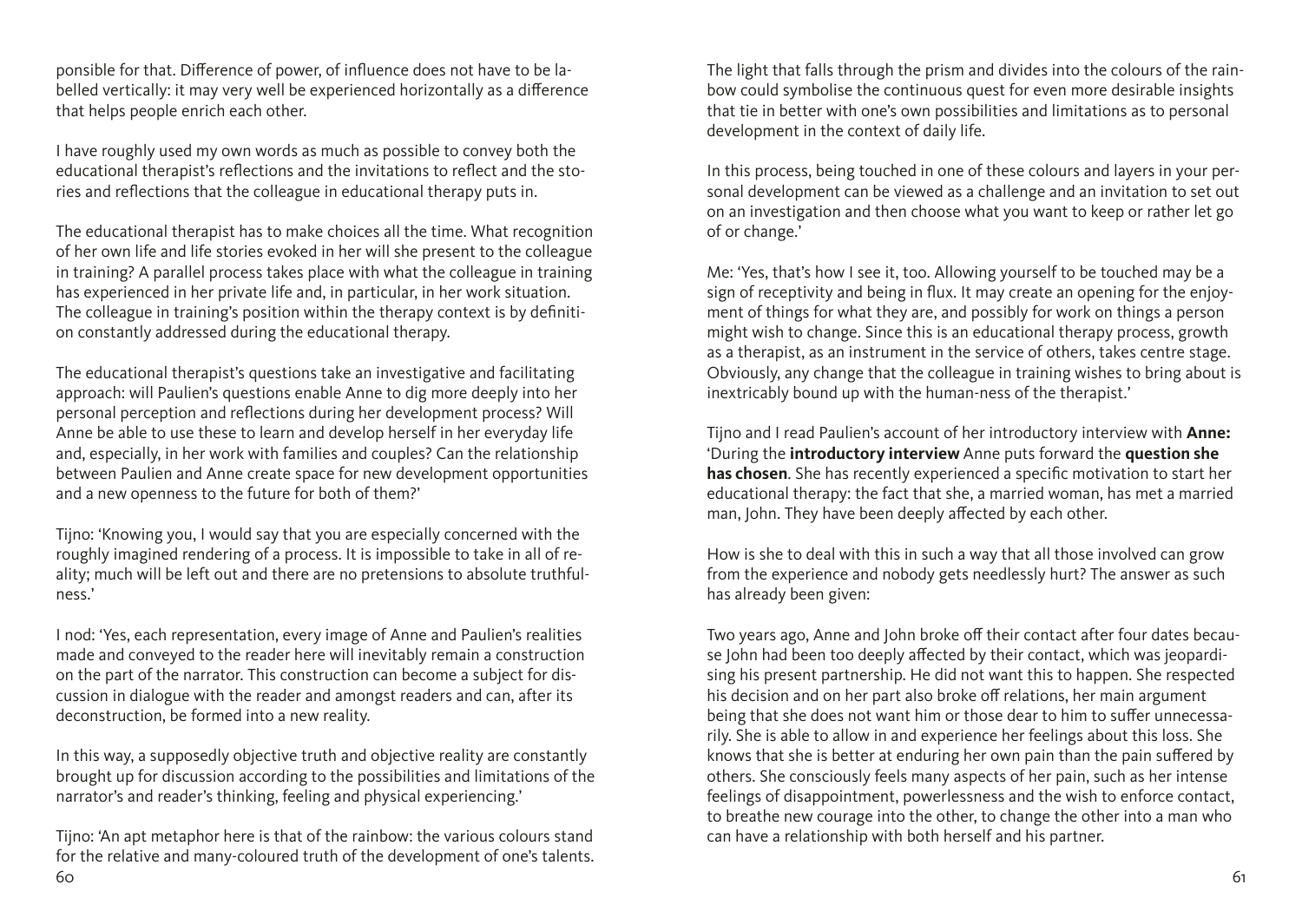ponsible for that. Difference of power, of influence does not have to be labelled vertically: it may very well be experienced horizontally as a difference that helps people enrich each other.

I have roughly used my own words as much as possible to convey both the educational therapist's reflections and the invitations to reflect and the stories and reflections that the colleague in educational therapy puts in.

The educational therapist has to make choices all the time. What recognition of her own life and life stories evoked in her will she present to the colleague in training? A parallel process takes place with what the colleague in training has experienced in her private life and, in particular, in her work situation. The colleague in training's position within the therapy context is by definition constantly addressed during the educational therapy.

The educational therapist's questions take an investigative and facilitating approach: will Paulien's questions enable Anne to dig more deeply into her personal perception and reflections during her development process? Will Anne be able to use these to learn and develop herself in her everyday life and, especially, in her work with families and couples? Can the relationship between Paulien and Anne create space for new development opportunities and a new openness to the future for both of them?'

Tijno: 'Knowing you, I would say that you are especially concerned with the roughly imagined rendering of a process. It is impossible to take in all of reality; much will be left out and there are no pretensions to absolute truthfulness.'

I nod: 'Yes, each representation, every image of Anne and Paulien's realities made and conveyed to the reader here will inevitably remain a construction on the part of the narrator. This construction can become a subject for discussion in dialogue with the reader and amongst readers and can, after its deconstruction, be formed into a new reality.

In this way, a supposedly objective truth and objective reality are constantly brought up for discussion according to the possibilities and limitations of the narrator's and reader's thinking, feeling and physical experiencing.'

Tijno: 'An apt metaphor here is that of the rainbow: the various colours stand for the relative and many-coloured truth of the development of one's talents. The light that falls through the prism and divides into the colours of the rainbow could symbolise the continuous quest for even more desirable insights that tie in better with one's own possibilities and limitations as to personal development in the context of daily life.

In this process, being touched in one of these colours and layers in your personal development can be viewed as a challenge and an invitation to set out on an investigation and then choose what you want to keep or rather let go of or change.'

Me: 'Yes, that's how I see it, too. Allowing yourself to be touched may be a sign of receptivity and being in flux. It may create an opening for the enjoyment of things for what they are, and possibly for work on things a person might wish to change. Since this is an educational therapy process, growth as a therapist, as an instrument in the service of others, takes centre stage. Obviously, any change that the colleague in training wishes to bring about is inextricably bound up with the human-ness of the therapist.'

Tijno and I read Paulien's account of her introductory interview with **Anne:** 'During the **introductory interview** Anne puts forward the **question she has chosen**. She has recently experienced a specific motivation to start her educational therapy: the fact that she, a married woman, has met a married man, John. They have been deeply affected by each other.

How is she to deal with this in such a way that all those involved can grow from the experience and nobody gets needlessly hurt? The answer as such has already been given:

Two years ago, Anne and John broke off their contact after four dates because John had been too deeply affected by their contact, which was jeopardising his present partnership. He did not want this to happen. She respected his decision and on her part also broke off relations, her main argument being that she does not want him or those dear to him to suffer unnecessarily. She is able to allow in and experience her feelings about this loss. She knows that she is better at enduring her own pain than the pain suffered by others. She consciously feels many aspects of her pain, such as her intense feelings of disappointment, powerlessness and the wish to enforce contact, to breathe new courage into the other, to change the other into a man who can have a relationship with both herself and his partner.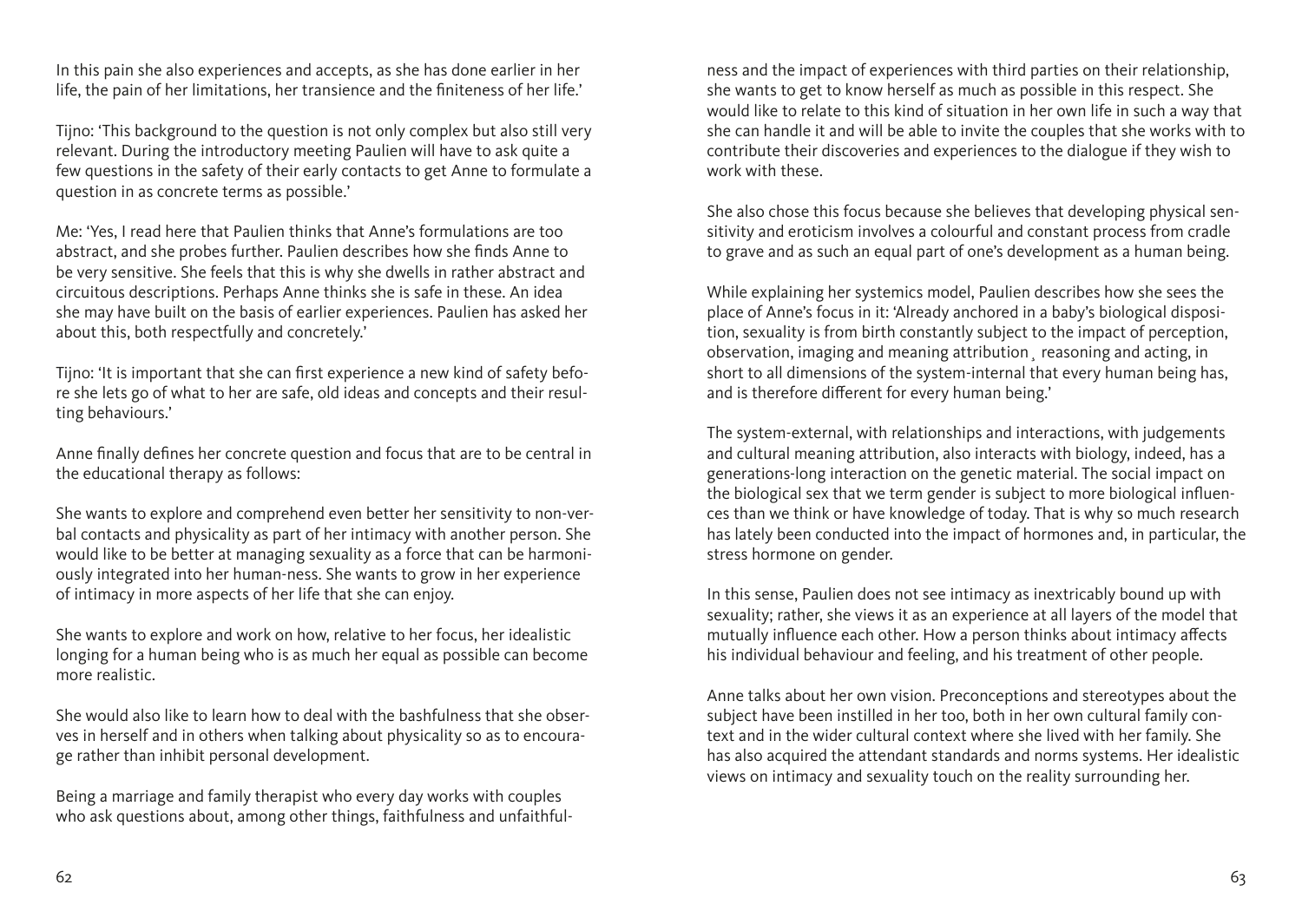In this pain she also experiences and accepts, as she has done earlier in her life, the pain of her limitations, her transience and the finiteness of her life.'

Tijno: 'This background to the question is not only complex but also still very relevant. During the introductory meeting Paulien will have to ask quite a few questions in the safety of their early contacts to get Anne to formulate a question in as concrete terms as possible.'

Me: 'Yes, I read here that Paulien thinks that Anne's formulations are too abstract, and she probes further. Paulien describes how she finds Anne to be very sensitive. She feels that this is why she dwells in rather abstract and circuitous descriptions. Perhaps Anne thinks she is safe in these. An idea she may have built on the basis of earlier experiences. Paulien has asked her about this, both respectfully and concretely.'

Tijno: 'It is important that she can first experience a new kind of safety before she lets go of what to her are safe, old ideas and concepts and their resulting behaviours.'

Anne finally defines her concrete question and focus that are to be central in the educational therapy as follows:

She wants to explore and comprehend even better her sensitivity to non-verbal contacts and physicality as part of her intimacy with another person. She would like to be better at managing sexuality as a force that can be harmoniously integrated into her human-ness. She wants to grow in her experience of intimacy in more aspects of her life that she can enjoy.

She wants to explore and work on how, relative to her focus, her idealistic longing for a human being who is as much her equal as possible can become more realistic.

She would also like to learn how to deal with the bashfulness that she observes in herself and in others when talking about physicality so as to encourage rather than inhibit personal development.

Being a marriage and family therapist who every day works with couples who ask questions about, among other things, faithfulness and unfaithfulness and the impact of experiences with third parties on their relationship, she wants to get to know herself as much as possible in this respect. She would like to relate to this kind of situation in her own life in such a way that she can handle it and will be able to invite the couples that she works with to contribute their discoveries and experiences to the dialogue if they wish to work with these.

She also chose this focus because she believes that developing physical sensitivity and eroticism involves a colourful and constant process from cradle to grave and as such an equal part of one's development as a human being.

While explaining her systemics model, Paulien describes how she sees the place of Anne's focus in it: 'Already anchored in a baby's biological disposition, sexuality is from birth constantly subject to the impact of perception, observation, imaging and meaning attribution¸ reasoning and acting, in short to all dimensions of the system-internal that every human being has, and is therefore different for every human being.'

The system-external, with relationships and interactions, with judgements and cultural meaning attribution, also interacts with biology, indeed, has a generations-long interaction on the genetic material. The social impact on the biological sex that we term gender is subject to more biological influences than we think or have knowledge of today. That is why so much research has lately been conducted into the impact of hormones and, in particular, the stress hormone on gender.

In this sense, Paulien does not see intimacy as inextricably bound up with sexuality; rather, she views it as an experience at all layers of the model that mutually influence each other. How a person thinks about intimacy affects his individual behaviour and feeling, and his treatment of other people.

Anne talks about her own vision. Preconceptions and stereotypes about the subject have been instilled in her too, both in her own cultural family context and in the wider cultural context where she lived with her family. She has also acquired the attendant standards and norms systems. Her idealistic views on intimacy and sexuality touch on the reality surrounding her.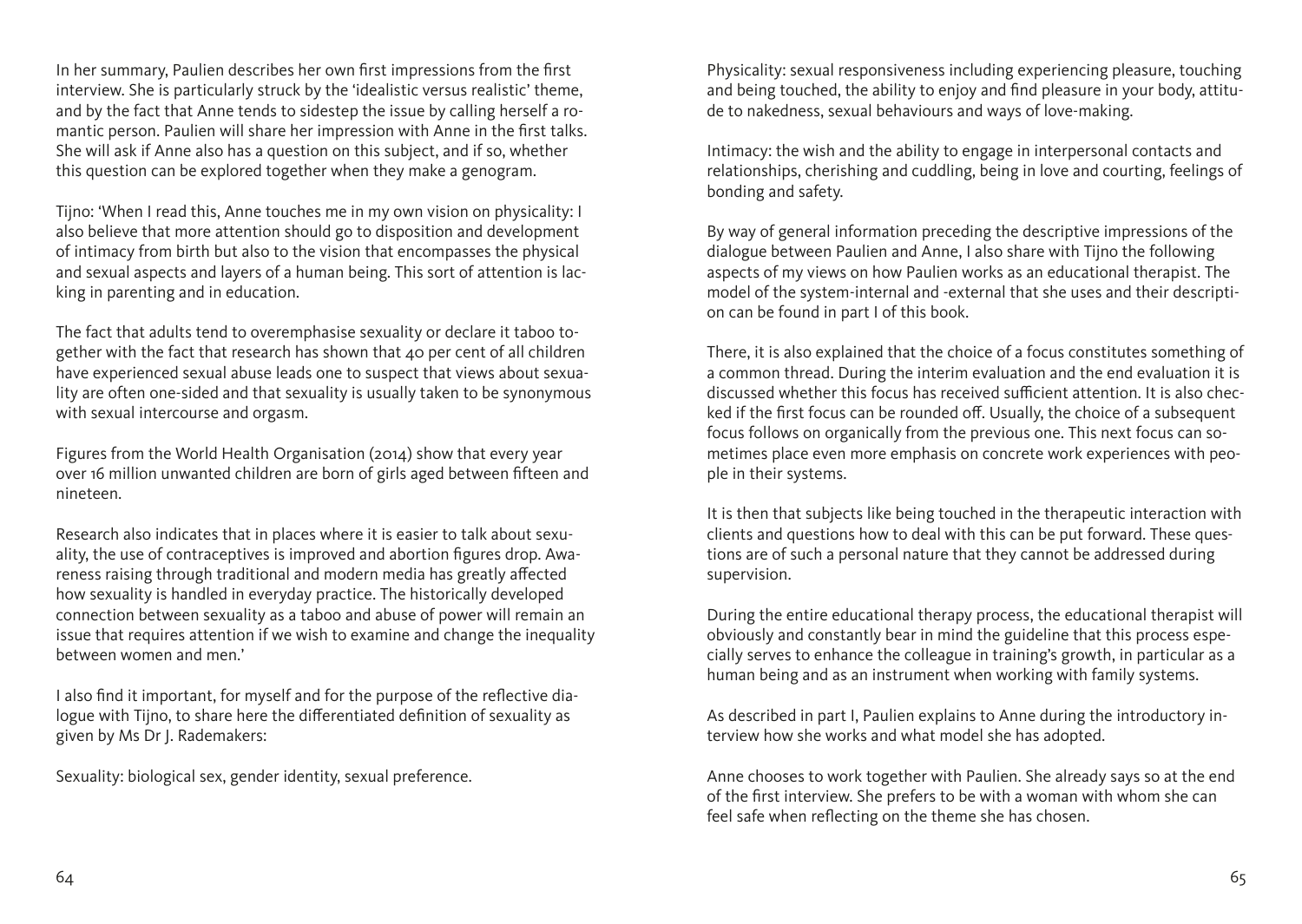In her summary, Paulien describes her own first impressions from the first interview. She is particularly struck by the 'idealistic versus realistic' theme, and by the fact that Anne tends to sidestep the issue by calling herself a romantic person. Paulien will share her impression with Anne in the first talks. She will ask if Anne also has a question on this subject, and if so, whether this question can be explored together when they make a genogram.

Tijno: 'When I read this, Anne touches me in my own vision on physicality: I also believe that more attention should go to disposition and development of intimacy from birth but also to the vision that encompasses the physical and sexual aspects and layers of a human being. This sort of attention is lacking in parenting and in education.

The fact that adults tend to overemphasise sexuality or declare it taboo together with the fact that research has shown that 40 per cent of all children have experienced sexual abuse leads one to suspect that views about sexuality are often one-sided and that sexuality is usually taken to be synonymous with sexual intercourse and orgasm.

Figures from the World Health Organisation (2014) show that every year over 16 million unwanted children are born of girls aged between fifteen and nineteen.

Research also indicates that in places where it is easier to talk about sexuality, the use of contraceptives is improved and abortion figures drop. Awareness raising through traditional and modern media has greatly affected how sexuality is handled in everyday practice. The historically developed connection between sexuality as a taboo and abuse of power will remain an issue that requires attention if we wish to examine and change the inequality between women and men.'

I also find it important, for myself and for the purpose of the reflective dialogue with Tijno, to share here the differentiated definition of sexuality as given by Ms Dr J. Rademakers:

Sexuality: biological sex, gender identity, sexual preference.

Physicality: sexual responsiveness including experiencing pleasure, touching and being touched, the ability to enjoy and find pleasure in your body, attitude to nakedness, sexual behaviours and ways of love-making.

Intimacy: the wish and the ability to engage in interpersonal contacts and relationships, cherishing and cuddling, being in love and courting, feelings of bonding and safety.

By way of general information preceding the descriptive impressions of the dialogue between Paulien and Anne, I also share with Tijno the following aspects of my views on how Paulien works as an educational therapist. The model of the system-internal and -external that she uses and their description can be found in part I of this book.

There, it is also explained that the choice of a focus constitutes something of a common thread. During the interim evaluation and the end evaluation it is discussed whether this focus has received sufficient attention. It is also checked if the first focus can be rounded off. Usually, the choice of a subsequent focus follows on organically from the previous one. This next focus can sometimes place even more emphasis on concrete work experiences with people in their systems.

It is then that subjects like being touched in the therapeutic interaction with clients and questions how to deal with this can be put forward. These questions are of such a personal nature that they cannot be addressed during supervision.

During the entire educational therapy process, the educational therapist will obviously and constantly bear in mind the guideline that this process especially serves to enhance the colleague in training's growth, in particular as a human being and as an instrument when working with family systems.

As described in part I, Paulien explains to Anne during the introductory interview how she works and what model she has adopted.

Anne chooses to work together with Paulien. She already says so at the end of the first interview. She prefers to be with a woman with whom she can feel safe when reflecting on the theme she has chosen.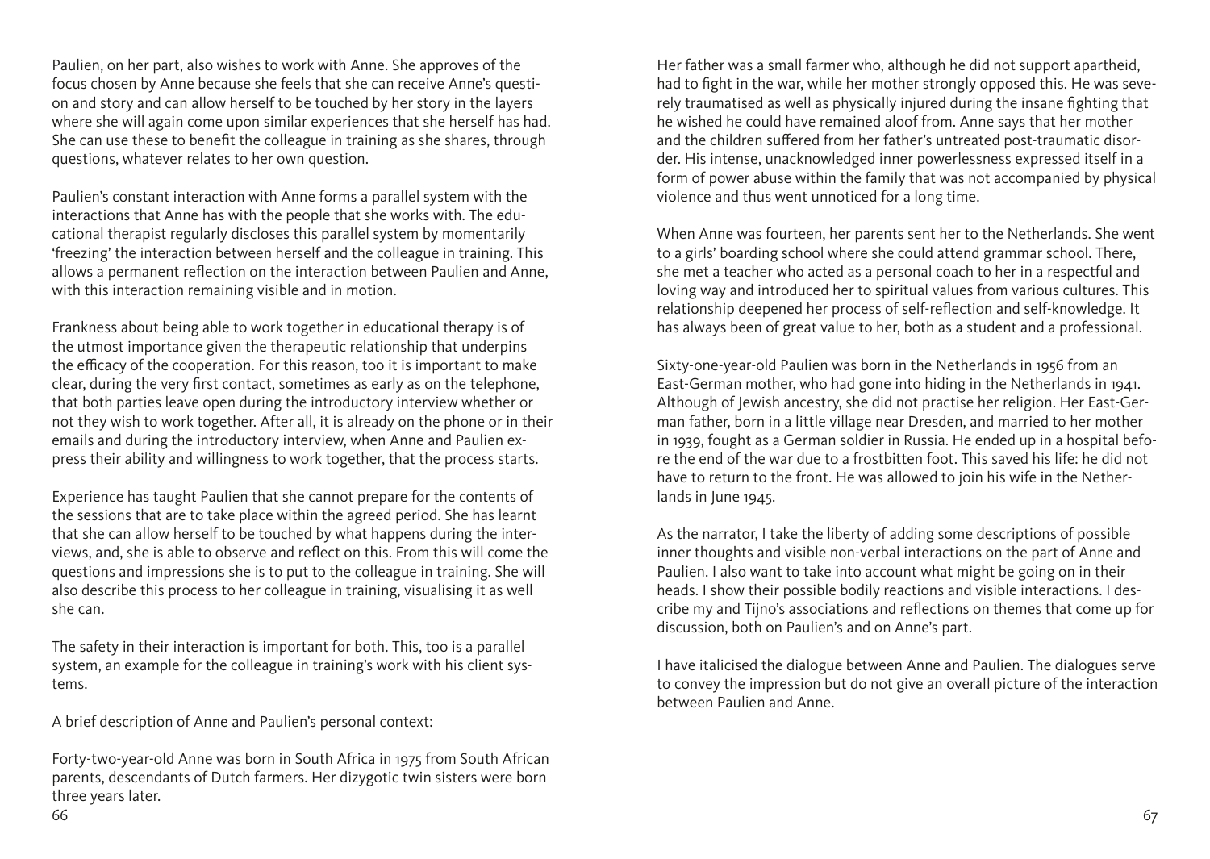Paulien, on her part, also wishes to work with Anne. She approves of the focus chosen by Anne because she feels that she can receive Anne's question and story and can allow herself to be touched by her story in the layers where she will again come upon similar experiences that she herself has had. She can use these to benefit the colleague in training as she shares, through questions, whatever relates to her own question.

Paulien's constant interaction with Anne forms a parallel system with the interactions that Anne has with the people that she works with. The educational therapist regularly discloses this parallel system by momentarily 'freezing' the interaction between herself and the colleague in training. This allows a permanent reflection on the interaction between Paulien and Anne, with this interaction remaining visible and in motion.

Frankness about being able to work together in educational therapy is of the utmost importance given the therapeutic relationship that underpins the efficacy of the cooperation. For this reason, too it is important to make clear, during the very first contact, sometimes as early as on the telephone, that both parties leave open during the introductory interview whether or not they wish to work together. After all, it is already on the phone or in their emails and during the introductory interview, when Anne and Paulien express their ability and willingness to work together, that the process starts.

Experience has taught Paulien that she cannot prepare for the contents of the sessions that are to take place within the agreed period. She has learnt that she can allow herself to be touched by what happens during the interviews, and, she is able to observe and reflect on this. From this will come the questions and impressions she is to put to the colleague in training. She will also describe this process to her colleague in training, visualising it as well she can.

The safety in their interaction is important for both. This, too is a parallel system, an example for the colleague in training's work with his client systems.

A brief description of Anne and Paulien's personal context:

Forty-two-year-old Anne was born in South Africa in 1975 from South African parents, descendants of Dutch farmers. Her dizygotic twin sisters were born three years later.

Her father was a small farmer who, although he did not support apartheid, had to fight in the war, while her mother strongly opposed this. He was severely traumatised as well as physically injured during the insane fighting that he wished he could have remained aloof from. Anne says that her mother and the children suffered from her father's untreated post-traumatic disorder. His intense, unacknowledged inner powerlessness expressed itself in a form of power abuse within the family that was not accompanied by physical violence and thus went unnoticed for a long time.

When Anne was fourteen, her parents sent her to the Netherlands. She went to a girls' boarding school where she could attend grammar school. There, she met a teacher who acted as a personal coach to her in a respectful and loving way and introduced her to spiritual values from various cultures. This relationship deepened her process of self-reflection and self-knowledge. It has always been of great value to her, both as a student and a professional.

Sixty-one-year-old Paulien was born in the Netherlands in 1956 from an East-German mother, who had gone into hiding in the Netherlands in 1941. Although of Jewish ancestry, she did not practise her religion. Her East-German father, born in a little village near Dresden, and married to her mother in 1939, fought as a German soldier in Russia. He ended up in a hospital before the end of the war due to a frostbitten foot. This saved his life: he did not have to return to the front. He was allowed to join his wife in the Netherlands in June 1945.

As the narrator, I take the liberty of adding some descriptions of possible inner thoughts and visible non-verbal interactions on the part of Anne and Paulien. I also want to take into account what might be going on in their heads. I show their possible bodily reactions and visible interactions. I describe my and Tijno's associations and reflections on themes that come up for discussion, both on Paulien's and on Anne's part.

I have italicised the dialogue between Anne and Paulien. The dialogues serve to convey the impression but do not give an overall picture of the interaction between Paulien and Anne.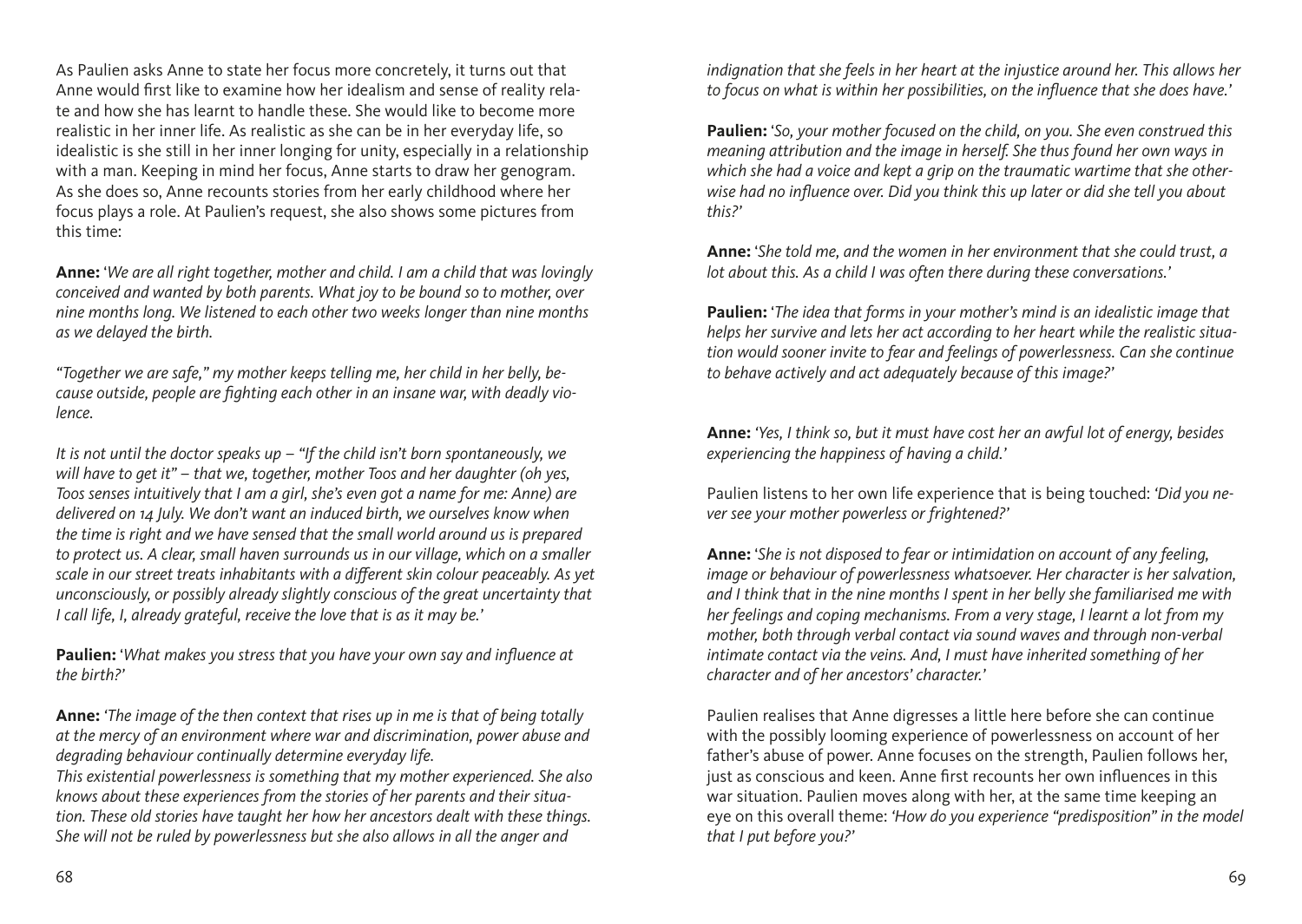As Paulien asks Anne to state her focus more concretely, it turns out that Anne would first like to examine how her idealism and sense of reality relate and how she has learnt to handle these. She would like to become more realistic in her inner life. As realistic as she can be in her everyday life, so idealistic is she still in her inner longing for unity, especially in a relationship with a man. Keeping in mind her focus, Anne starts to draw her genogram. As she does so, Anne recounts stories from her early childhood where her focus plays a role. At Paulien's request, she also shows some pictures from this time:

**Anne:** '*We are all right together, mother and child. I am a child that was lovingly conceived and wanted by both parents. What joy to be bound so to mother, over nine months long. We listened to each other two weeks longer than nine months as we delayed the birth.*

*"Together we are safe," my mother keeps telling me, her child in her belly, because outside, people are fighting each other in an insane war, with deadly violence.*

*It is not until the doctor speaks up – "If the child isn't born spontaneously, we will have to get it" – that we, together, mother Toos and her daughter (oh yes, Toos senses intuitively that I am a girl, she's even got a name for me: Anne) are delivered on 14 July. We don't want an induced birth, we ourselves know when the time is right and we have sensed that the small world around us is prepared to protect us. A clear, small haven surrounds us in our village, which on a smaller scale in our street treats inhabitants with a different skin colour peaceably. As yet unconsciously, or possibly already slightly conscious of the great uncertainty that I call life, I, already grateful, receive the love that is as it may be.*'

**Paulien:** '*What makes you stress that you have your own say and influence at the birth?*'

**Anne:** '*The image of the then context that rises up in me is that of being totally at the mercy of an environment where war and discrimination, power abuse and degrading behaviour continually determine everyday life.*
*This existential powerlessness is something that my mother experienced. She also knows about these experiences from the stories of her parents and their situation. These old stories have taught her how her ancestors dealt with these things. She will not be ruled by powerlessness but she also allows in all the anger and indignation that she feels in her heart at the injustice around her. This allows her to focus on what is within her possibilities, on the influence that she does have.*'

**Paulien:** '*So, your mother focused on the child, on you. She even construed this meaning attribution and the image in herself. She thus found her own ways in which she had a voice and kept a grip on the traumatic wartime that she otherwise had no influence over. Did you think this up later or did she tell you about this?*'

**Anne:** '*She told me, and the women in her environment that she could trust, a lot about this. As a child I was often there during these conversations.*'

**Paulien:** '*The idea that forms in your mother's mind is an idealistic image that helps her survive and lets her act according to her heart while the realistic situation would sooner invite to fear and feelings of powerlessness. Can she continue to behave actively and act adequately because of this image?*'

**Anne:** '*Yes, I think so, but it must have cost her an awful lot of energy, besides experiencing the happiness of having a child.*'

Paulien listens to her own life experience that is being touched: '*Did you never see your mother powerless or frightened?*'

**Anne:** '*She is not disposed to fear or intimidation on account of any feeling, image or behaviour of powerlessness whatsoever. Her character is her salvation, and I think that in the nine months I spent in her belly she familiarised me with her feelings and coping mechanisms. From a very stage, I learnt a lot from my mother, both through verbal contact via sound waves and through non-verbal intimate contact via the veins. And, I must have inherited something of her character and of her ancestors' character.*'

Paulien realises that Anne digresses a little here before she can continue with the possibly looming experience of powerlessness on account of her father's abuse of power. Anne focuses on the strength, Paulien follows her, just as conscious and keen. Anne first recounts her own influences in this war situation. Paulien moves along with her, at the same time keeping an eye on this overall theme: '*How do you experience "predisposition" in the model that I put before you?*'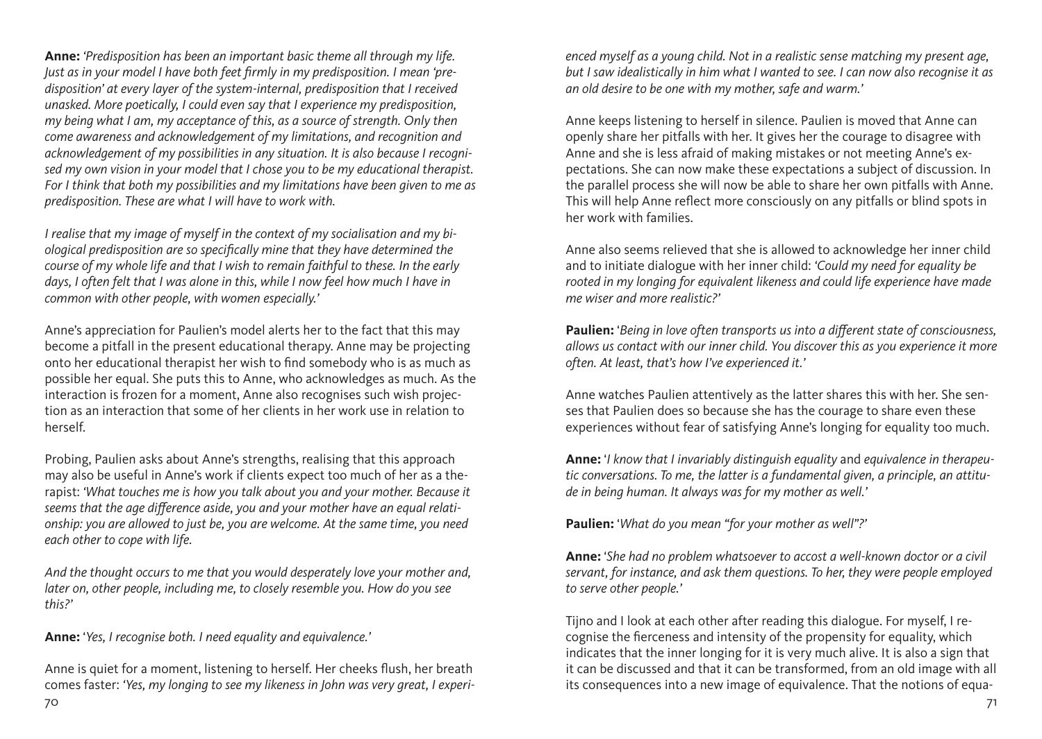**Anne:** *'Predisposition has been an important basic theme all through my life. Just as in your model I have both feet firmly in my predisposition. I mean 'predisposition' at every layer of the system-internal, predisposition that I received unasked. More poetically, I could even say that I experience my predisposition, my being what I am, my acceptance of this, as a source of strength. Only then come awareness and acknowledgement of my limitations, and recognition and acknowledgement of my possibilities in any situation. It is also because I recognised my own vision in your model that I chose you to be my educational therapist. For I think that both my possibilities and my limitations have been given to me as predisposition. These are what I will have to work with.*

*I realise that my image of myself in the context of my socialisation and my biological predisposition are so specifically mine that they have determined the course of my whole life and that I wish to remain faithful to these. In the early days, I often felt that I was alone in this, while I now feel how much I have in common with other people, with women especially.'*

Anne's appreciation for Paulien's model alerts her to the fact that this may become a pitfall in the present educational therapy. Anne may be projecting onto her educational therapist her wish to find somebody who is as much as possible her equal. She puts this to Anne, who acknowledges as much. As the interaction is frozen for a moment, Anne also recognises such wish projection as an interaction that some of her clients in her work use in relation to herself.

Probing, Paulien asks about Anne's strengths, realising that this approach may also be useful in Anne's work if clients expect too much of her as a therapist: *'What touches me is how you talk about you and your mother. Because it seems that the age difference aside, you and your mother have an equal relationship: you are allowed to just be, you are welcome. At the same time, you need each other to cope with life.*

*And the thought occurs to me that you would desperately love your mother and, later on, other people, including me, to closely resemble you. How do you see this?'*

**Anne:** *'Yes, I recognise both. I need equality and equivalence.'*

Anne is quiet for a moment, listening to herself. Her cheeks flush, her breath comes faster: *'Yes, my longing to see my likeness in John was very great, I experienced myself as a young child. Not in a realistic sense matching my present age, but I saw idealistically in him what I wanted to see. I can now also recognise it as an old desire to be one with my mother, safe and warm.'*

Anne keeps listening to herself in silence. Paulien is moved that Anne can openly share her pitfalls with her. It gives her the courage to disagree with Anne and she is less afraid of making mistakes or not meeting Anne's expectations. She can now make these expectations a subject of discussion. In the parallel process she will now be able to share her own pitfalls with Anne. This will help Anne reflect more consciously on any pitfalls or blind spots in her work with families.

Anne also seems relieved that she is allowed to acknowledge her inner child and to initiate dialogue with her inner child: *'Could my need for equality be rooted in my longing for equivalent likeness and could life experience have made me wiser and more realistic?'*

**Paulien:** *'Being in love often transports us into a different state of consciousness, allows us contact with our inner child. You discover this as you experience it more often. At least, that's how I've experienced it.'*

Anne watches Paulien attentively as the latter shares this with her. She senses that Paulien does so because she has the courage to share even these experiences without fear of satisfying Anne's longing for equality too much.

**Anne:** *'I know that I invariably distinguish equality* and *equivalence in therapeutic conversations. To me, the latter is a fundamental given, a principle, an attitude in being human. It always was for my mother as well.'*

**Paulien:** *'What do you mean "for your mother as well"?'*

**Anne:** *'She had no problem whatsoever to accost a well-known doctor or a civil servant, for instance, and ask them questions. To her, they were people employed to serve other people.'*

Tijno and I look at each other after reading this dialogue. For myself, I recognise the fierceness and intensity of the propensity for equality, which indicates that the inner longing for it is very much alive. It is also a sign that it can be discussed and that it can be transformed, from an old image with all its consequences into a new image of equivalence. That the notions of equa-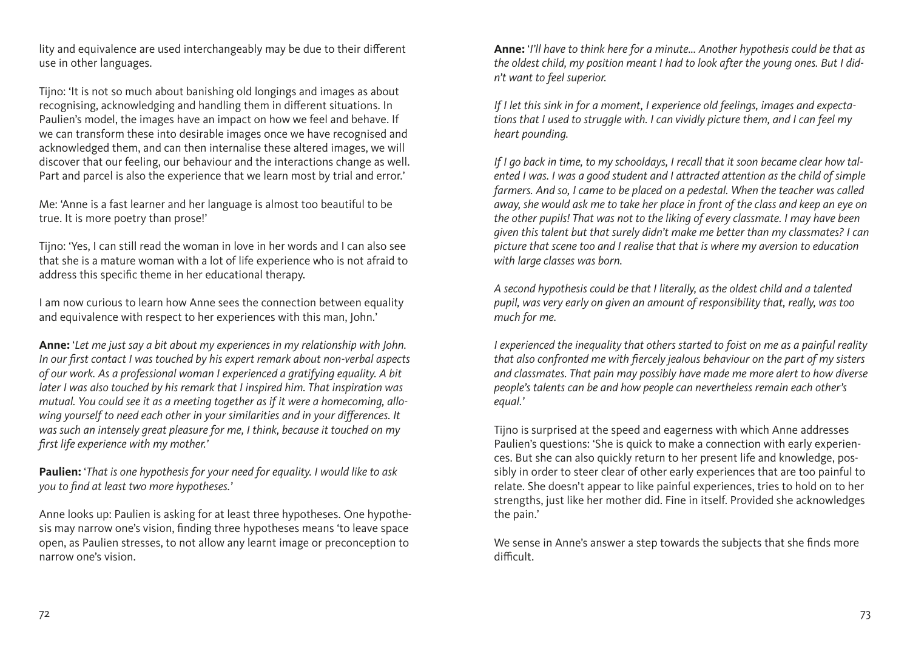lity and equivalence are used interchangeably may be due to their different use in other languages.

Tijno: 'It is not so much about banishing old longings and images as about recognising, acknowledging and handling them in different situations. In Paulien's model, the images have an impact on how we feel and behave. If we can transform these into desirable images once we have recognised and acknowledged them, and can then internalise these altered images, we will discover that our feeling, our behaviour and the interactions change as well. Part and parcel is also the experience that we learn most by trial and error.'

Me: 'Anne is a fast learner and her language is almost too beautiful to be true. It is more poetry than prose!'

Tijno: 'Yes, I can still read the woman in love in her words and I can also see that she is a mature woman with a lot of life experience who is not afraid to address this specific theme in her educational therapy.

I am now curious to learn how Anne sees the connection between equality and equivalence with respect to her experiences with this man, John.'

**Anne:** '*Let me just say a bit about my experiences in my relationship with John. In our first contact I was touched by his expert remark about non-verbal aspects of our work. As a professional woman I experienced a gratifying equality. A bit later I was also touched by his remark that I inspired him. That inspiration was mutual. You could see it as a meeting together as if it were a homecoming, allowing yourself to need each other in your similarities and in your differences. It was such an intensely great pleasure for me, I think, because it touched on my first life experience with my mother.*'

**Paulien:** '*That is one hypothesis for your need for equality. I would like to ask you to find at least two more hypotheses.*'

Anne looks up: Paulien is asking for at least three hypotheses. One hypothesis may narrow one's vision, finding three hypotheses means 'to leave space open, as Paulien stresses, to not allow any learnt image or preconception to narrow one's vision.

**Anne:** '*I'll have to think here for a minute... Another hypothesis could be that as the oldest child, my position meant I had to look after the young ones. But I didn't want to feel superior.*

*If I let this sink in for a moment, I experience old feelings, images and expectations that I used to struggle with. I can vividly picture them, and I can feel my heart pounding.*

*If I go back in time, to my schooldays, I recall that it soon became clear how talented I was. I was a good student and I attracted attention as the child of simple farmers. And so, I came to be placed on a pedestal. When the teacher was called away, she would ask me to take her place in front of the class and keep an eye on the other pupils! That was not to the liking of every classmate. I may have been given this talent but that surely didn't make me better than my classmates? I can picture that scene too and I realise that that is where my aversion to education with large classes was born.*

*A second hypothesis could be that I literally, as the oldest child and a talented pupil, was very early on given an amount of responsibility that, really, was too much for me.*

*I experienced the inequality that others started to foist on me as a painful reality that also confronted me with fiercely jealous behaviour on the part of my sisters and classmates. That pain may possibly have made me more alert to how diverse people's talents can be and how people can nevertheless remain each other's equal.*'

Tijno is surprised at the speed and eagerness with which Anne addresses Paulien's questions: 'She is quick to make a connection with early experiences. But she can also quickly return to her present life and knowledge, possibly in order to steer clear of other early experiences that are too painful to relate. She doesn't appear to like painful experiences, tries to hold on to her strengths, just like her mother did. Fine in itself. Provided she acknowledges the pain.'

We sense in Anne's answer a step towards the subjects that she finds more difficult.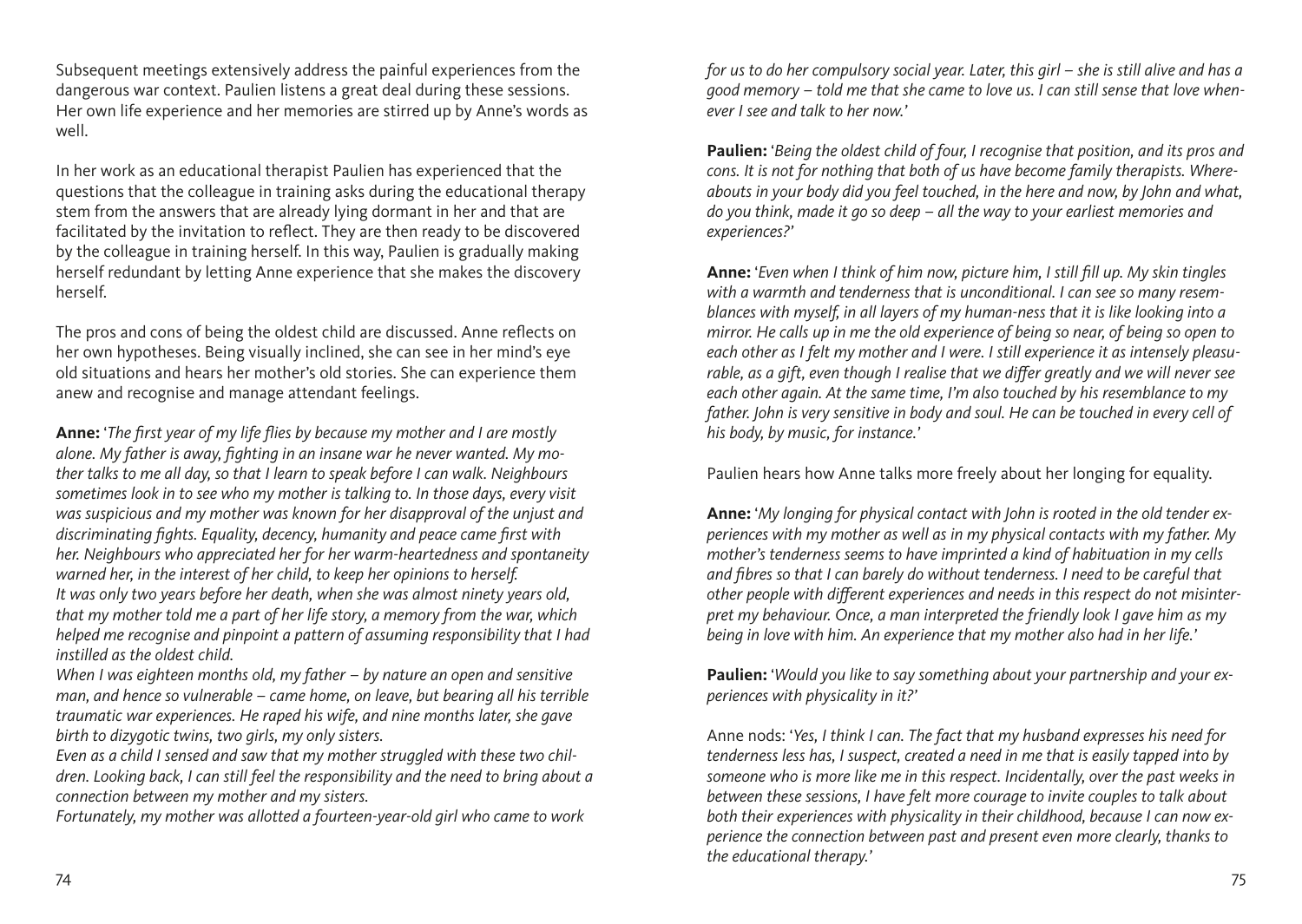Subsequent meetings extensively address the painful experiences from the dangerous war context. Paulien listens a great deal during these sessions. Her own life experience and her memories are stirred up by Anne's words as well.

In her work as an educational therapist Paulien has experienced that the questions that the colleague in training asks during the educational therapy stem from the answers that are already lying dormant in her and that are facilitated by the invitation to reflect. They are then ready to be discovered by the colleague in training herself. In this way, Paulien is gradually making herself redundant by letting Anne experience that she makes the discovery herself.

The pros and cons of being the oldest child are discussed. Anne reflects on her own hypotheses. Being visually inclined, she can see in her mind's eye old situations and hears her mother's old stories. She can experience them anew and recognise and manage attendant feelings.

**Anne:** '*The first year of my life flies by because my mother and I are mostly alone. My father is away, fighting in an insane war he never wanted. My mother talks to me all day, so that I learn to speak before I can walk. Neighbours sometimes look in to see who my mother is talking to. In those days, every visit was suspicious and my mother was known for her disapproval of the unjust and discriminating fights. Equality, decency, humanity and peace came first with her. Neighbours who appreciated her for her warm-heartedness and spontaneity warned her, in the interest of her child, to keep her opinions to herself.*
*It was only two years before her death, when she was almost ninety years old, that my mother told me a part of her life story, a memory from the war, which helped me recognise and pinpoint a pattern of assuming responsibility that I had instilled as the oldest child.*
*When I was eighteen months old, my father – by nature an open and sensitive man, and hence so vulnerable – came home, on leave, but bearing all his terrible traumatic war experiences. He raped his wife, and nine months later, she gave birth to dizygotic twins, two girls, my only sisters.*
*Even as a child I sensed and saw that my mother struggled with these two children. Looking back, I can still feel the responsibility and the need to bring about a connection between my mother and my sisters.*
*Fortunately, my mother was allotted a fourteen-year-old girl who came to work for us to do her compulsory social year. Later, this girl – she is still alive and has a good memory – told me that she came to love us. I can still sense that love whenever I see and talk to her now.*'

**Paulien:** '*Being the oldest child of four, I recognise that position, and its pros and cons. It is not for nothing that both of us have become family therapists. Whereabouts in your body did you feel touched, in the here and now, by John and what, do you think, made it go so deep – all the way to your earliest memories and experiences?*'

**Anne:** '*Even when I think of him now, picture him, I still fill up. My skin tingles with a warmth and tenderness that is unconditional. I can see so many resemblances with myself, in all layers of my human-ness that it is like looking into a mirror. He calls up in me the old experience of being so near, of being so open to each other as I felt my mother and I were. I still experience it as intensely pleasurable, as a gift, even though I realise that we differ greatly and we will never see each other again. At the same time, I'm also touched by his resemblance to my father. John is very sensitive in body and soul. He can be touched in every cell of his body, by music, for instance.*'

Paulien hears how Anne talks more freely about her longing for equality.

**Anne:** '*My longing for physical contact with John is rooted in the old tender experiences with my mother as well as in my physical contacts with my father. My mother's tenderness seems to have imprinted a kind of habituation in my cells and fibres so that I can barely do without tenderness. I need to be careful that other people with different experiences and needs in this respect do not misinterpret my behaviour. Once, a man interpreted the friendly look I gave him as my being in love with him. An experience that my mother also had in her life.*'

**Paulien:** '*Would you like to say something about your partnership and your experiences with physicality in it?*'

Anne nods: '*Yes, I think I can. The fact that my husband expresses his need for tenderness less has, I suspect, created a need in me that is easily tapped into by someone who is more like me in this respect. Incidentally, over the past weeks in between these sessions, I have felt more courage to invite couples to talk about both their experiences with physicality in their childhood, because I can now experience the connection between past and present even more clearly, thanks to the educational therapy.*'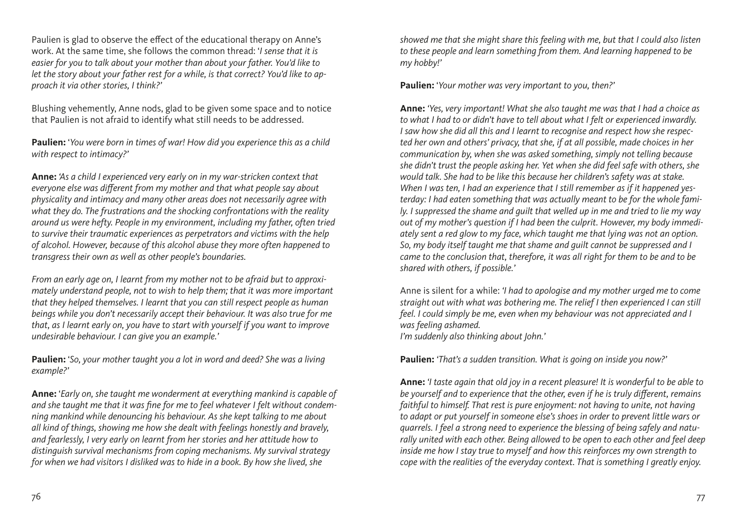Paulien is glad to observe the effect of the educational therapy on Anne's work. At the same time, she follows the common thread: '*I sense that it is easier for you to talk about your mother than about your father. You'd like to let the story about your father rest for a while, is that correct? You'd like to approach it via other stories, I think?*'

Blushing vehemently, Anne nods, glad to be given some space and to notice that Paulien is not afraid to identify what still needs to be addressed.

**Paulien:** '*You were born in times of war! How did you experience this as a child with respect to intimacy?*'

**Anne:** '*As a child I experienced very early on in my war-stricken context that everyone else was different from my mother and that what people say about physicality and intimacy and many other areas does not necessarily agree with what they do. The frustrations and the shocking confrontations with the reality around us were hefty. People in my environment, including my father, often tried to survive their traumatic experiences as perpetrators and victims with the help of alcohol. However, because of this alcohol abuse they more often happened to transgress their own as well as other people's boundaries.*

*From an early age on, I learnt from my mother not to be afraid but to approximately understand people, not to wish to help them; that it was more important that they helped themselves. I learnt that you can still respect people as human beings while you don't necessarily accept their behaviour. It was also true for me that, as I learnt early on, you have to start with yourself if you want to improve undesirable behaviour. I can give you an example.*'

**Paulien:** '*So, your mother taught you a lot in word and deed? She was a living example?*'

**Anne:** '*Early on, she taught me wonderment at everything mankind is capable of and she taught me that it was fine for me to feel whatever I felt without condemning mankind while denouncing his behaviour. As she kept talking to me about all kind of things, showing me how she dealt with feelings honestly and bravely, and fearlessly, I very early on learnt from her stories and her attitude how to distinguish survival mechanisms from coping mechanisms. My survival strategy for when we had visitors I disliked was to hide in a book. By how she lived, she showed me that she might share this feeling with me, but that I could also listen to these people and learn something from them. And learning happened to be my hobby!*'

**Paulien:** '*Your mother was very important to you, then?*'

**Anne:** '*Yes, very important! What she also taught me was that I had a choice as to what I had to or didn't have to tell about what I felt or experienced inwardly. I saw how she did all this and I learnt to recognise and respect how she respected her own and others' privacy, that she, if at all possible, made choices in her communication by, when she was asked something, simply not telling because she didn't trust the people asking her. Yet when she did feel safe with others, she would talk. She had to be like this because her children's safety was at stake. When I was ten, I had an experience that I still remember as if it happened yesterday: I had eaten something that was actually meant to be for the whole family. I suppressed the shame and guilt that welled up in me and tried to lie my way out of my mother's question if I had been the culprit. However, my body immediately sent a red glow to my face, which taught me that lying was not an option. So, my body itself taught me that shame and guilt cannot be suppressed and I came to the conclusion that, therefore, it was all right for them to be and to be shared with others, if possible.*'

Anne is silent for a while: '*I had to apologise and my mother urged me to come straight out with what was bothering me. The relief I then experienced I can still feel. I could simply be me, even when my behaviour was not appreciated and I was feeling ashamed.*
*I'm suddenly also thinking about John.*'

**Paulien:** '*That's a sudden transition. What is going on inside you now?*'

**Anne:** '*I taste again that old joy in a recent pleasure! It is wonderful to be able to be yourself and to experience that the other, even if he is truly different, remains faithful to himself. That rest is pure enjoyment: not having to unite, not having to adapt or put yourself in someone else's shoes in order to prevent little wars or quarrels. I feel a strong need to experience the blessing of being safely and naturally united with each other. Being allowed to be open to each other and feel deep inside me how I stay true to myself and how this reinforces my own strength to cope with the realities of the everyday context. That is something I greatly enjoy.*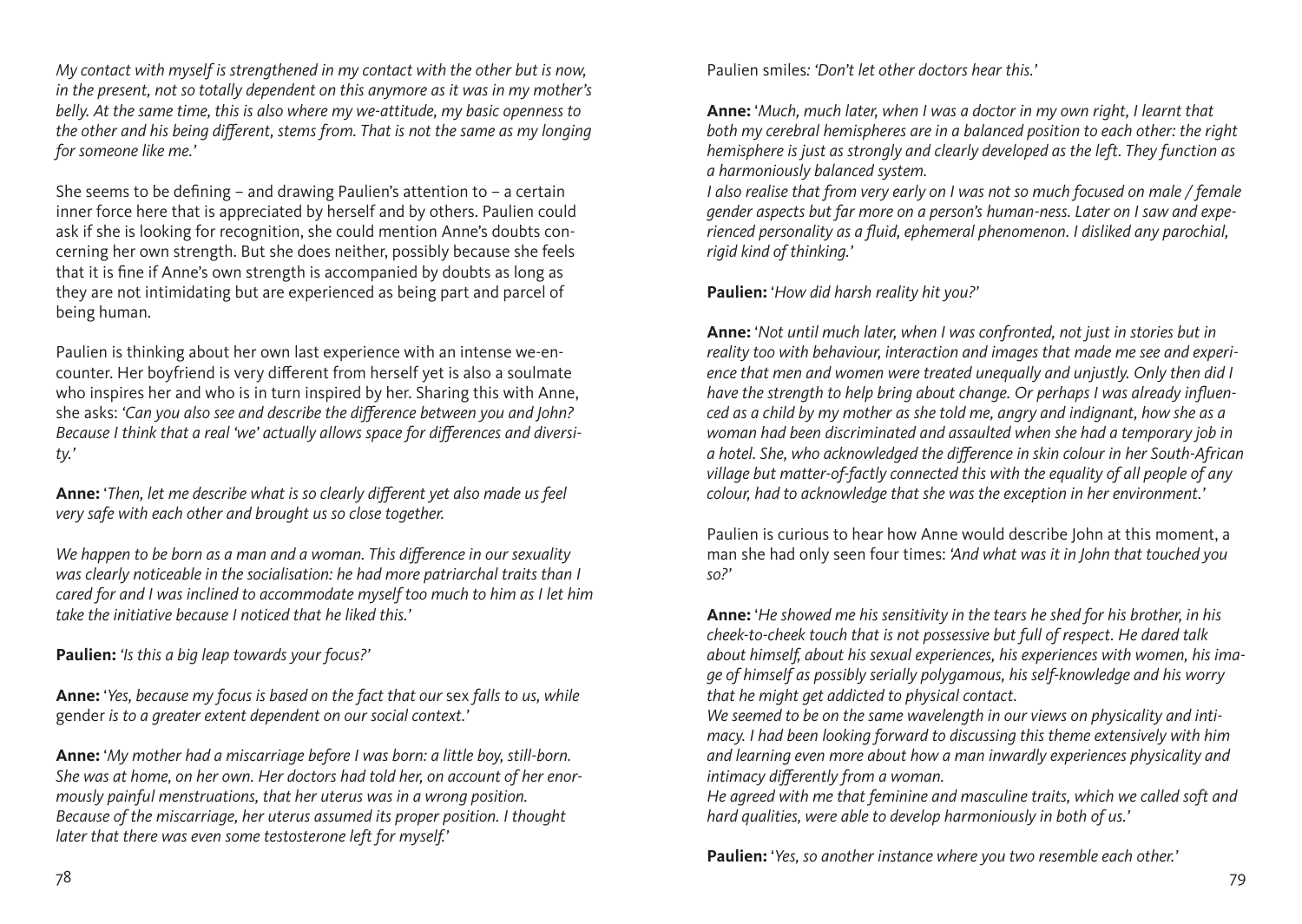*My contact with myself is strengthened in my contact with the other but is now, in the present, not so totally dependent on this anymore as it was in my mother's belly. At the same time, this is also where my we-attitude, my basic openness to the other and his being different, stems from. That is not the same as my longing for someone like me.'*

She seems to be defining – and drawing Paulien's attention to – a certain inner force here that is appreciated by herself and by others. Paulien could ask if she is looking for recognition, she could mention Anne's doubts concerning her own strength. But she does neither, possibly because she feels that it is fine if Anne's own strength is accompanied by doubts as long as they are not intimidating but are experienced as being part and parcel of being human.

Paulien is thinking about her own last experience with an intense we-encounter. Her boyfriend is very different from herself yet is also a soulmate who inspires her and who is in turn inspired by her. Sharing this with Anne, she asks: *'Can you also see and describe the difference between you and John? Because I think that a real 'we' actually allows space for differences and diversity.'*

**Anne:** '*Then, let me describe what is so clearly different yet also made us feel very safe with each other and brought us so close together.*

*We happen to be born as a man and a woman. This difference in our sexuality was clearly noticeable in the socialisation: he had more patriarchal traits than I cared for and I was inclined to accommodate myself too much to him as I let him take the initiative because I noticed that he liked this.'*

**Paulien:** *'Is this a big leap towards your focus?'*

**Anne:** '*Yes, because my focus is based on the fact that our* sex *falls to us, while* gender *is to a greater extent dependent on our social context.'*

**Anne:** '*My mother had a miscarriage before I was born: a little boy, still-born. She was at home, on her own. Her doctors had told her, on account of her enormously painful menstruations, that her uterus was in a wrong position. Because of the miscarriage, her uterus assumed its proper position. I thought later that there was even some testosterone left for myself.'*

Paulien smiles*: 'Don't let other doctors hear this.'*

**Anne:** '*Much, much later, when I was a doctor in my own right, I learnt that both my cerebral hemispheres are in a balanced position to each other: the right hemisphere is just as strongly and clearly developed as the left. They function as a harmoniously balanced system.*

*I also realise that from very early on I was not so much focused on male / female gender aspects but far more on a person's human-ness. Later on I saw and experienced personality as a fluid, ephemeral phenomenon. I disliked any parochial, rigid kind of thinking.'*

**Paulien:** '*How did harsh reality hit you?'*

**Anne:** '*Not until much later, when I was confronted, not just in stories but in reality too with behaviour, interaction and images that made me see and experience that men and women were treated unequally and unjustly. Only then did I have the strength to help bring about change. Or perhaps I was already influenced as a child by my mother as she told me, angry and indignant, how she as a woman had been discriminated and assaulted when she had a temporary job in a hotel. She, who acknowledged the difference in skin colour in her South-African village but matter-of-factly connected this with the equality of all people of any colour, had to acknowledge that she was the exception in her environment.'*

Paulien is curious to hear how Anne would describe John at this moment, a man she had only seen four times: *'And what was it in John that touched you so?'*

**Anne:** '*He showed me his sensitivity in the tears he shed for his brother, in his cheek-to-cheek touch that is not possessive but full of respect. He dared talk about himself, about his sexual experiences, his experiences with women, his image of himself as possibly serially polygamous, his self-knowledge and his worry that he might get addicted to physical contact.*

*We seemed to be on the same wavelength in our views on physicality and intimacy. I had been looking forward to discussing this theme extensively with him and learning even more about how a man inwardly experiences physicality and intimacy differently from a woman.*

*He agreed with me that feminine and masculine traits, which we called soft and hard qualities, were able to develop harmoniously in both of us.'*

**Paulien:** '*Yes, so another instance where you two resemble each other.'*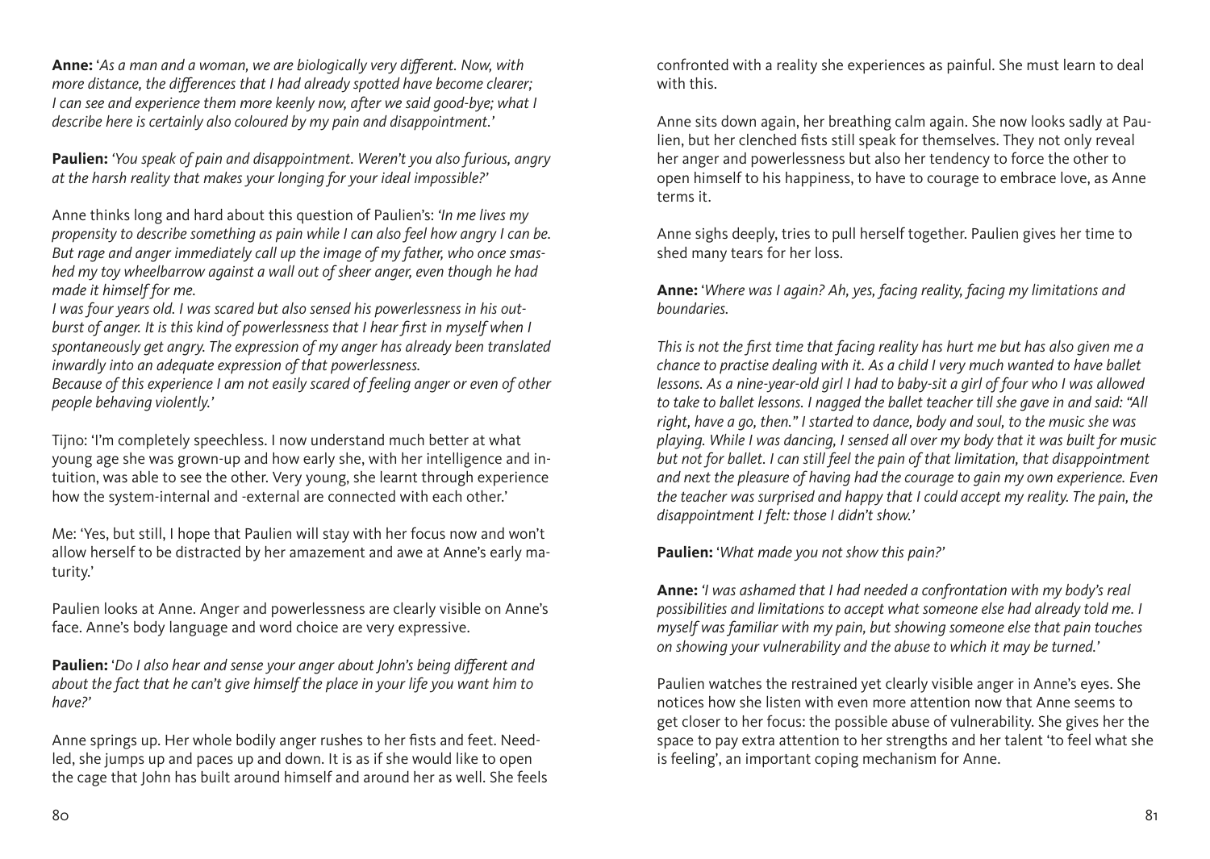**Anne:** '*As a man and a woman, we are biologically very different. Now, with more distance, the differences that I had already spotted have become clearer; I can see and experience them more keenly now, after we said good-bye; what I describe here is certainly also coloured by my pain and disappointment.*'

**Paulien:** '*You speak of pain and disappointment. Weren't you also furious, angry at the harsh reality that makes your longing for your ideal impossible?*'

Anne thinks long and hard about this question of Paulien's: '*In me lives my propensity to describe something as pain while I can also feel how angry I can be. But rage and anger immediately call up the image of my father, who once smashed my toy wheelbarrow against a wall out of sheer anger, even though he had made it himself for me.*
*I was four years old. I was scared but also sensed his powerlessness in his outburst of anger. It is this kind of powerlessness that I hear first in myself when I spontaneously get angry. The expression of my anger has already been translated inwardly into an adequate expression of that powerlessness.*
*Because of this experience I am not easily scared of feeling anger or even of other people behaving violently.*'

Tijno: 'I'm completely speechless. I now understand much better at what young age she was grown-up and how early she, with her intelligence and intuition, was able to see the other. Very young, she learnt through experience how the system-internal and -external are connected with each other.'

Me: 'Yes, but still, I hope that Paulien will stay with her focus now and won't allow herself to be distracted by her amazement and awe at Anne's early maturity.'

Paulien looks at Anne. Anger and powerlessness are clearly visible on Anne's face. Anne's body language and word choice are very expressive.

**Paulien:** '*Do I also hear and sense your anger about John's being different and about the fact that he can't give himself the place in your life you want him to have?*'

Anne springs up. Her whole bodily anger rushes to her fists and feet. Needled, she jumps up and paces up and down. It is as if she would like to open the cage that John has built around himself and around her as well. She feels confronted with a reality she experiences as painful. She must learn to deal with this.

Anne sits down again, her breathing calm again. She now looks sadly at Paulien, but her clenched fists still speak for themselves. They not only reveal her anger and powerlessness but also her tendency to force the other to open himself to his happiness, to have to courage to embrace love, as Anne terms it.

Anne sighs deeply, tries to pull herself together. Paulien gives her time to shed many tears for her loss.

**Anne:** '*Where was I again? Ah, yes, facing reality, facing my limitations and boundaries.*

*This is not the first time that facing reality has hurt me but has also given me a chance to practise dealing with it. As a child I very much wanted to have ballet lessons. As a nine-year-old girl I had to baby-sit a girl of four who I was allowed to take to ballet lessons. I nagged the ballet teacher till she gave in and said: "All right, have a go, then." I started to dance, body and soul, to the music she was playing. While I was dancing, I sensed all over my body that it was built for music but not for ballet. I can still feel the pain of that limitation, that disappointment and next the pleasure of having had the courage to gain my own experience. Even the teacher was surprised and happy that I could accept my reality. The pain, the disappointment I felt: those I didn't show.*'

**Paulien:** '*What made you not show this pain?*'

**Anne:** '*I was ashamed that I had needed a confrontation with my body's real possibilities and limitations to accept what someone else had already told me. I myself was familiar with my pain, but showing someone else that pain touches on showing your vulnerability and the abuse to which it may be turned.*'

Paulien watches the restrained yet clearly visible anger in Anne's eyes. She notices how she listen with even more attention now that Anne seems to get closer to her focus: the possible abuse of vulnerability. She gives her the space to pay extra attention to her strengths and her talent 'to feel what she is feeling', an important coping mechanism for Anne.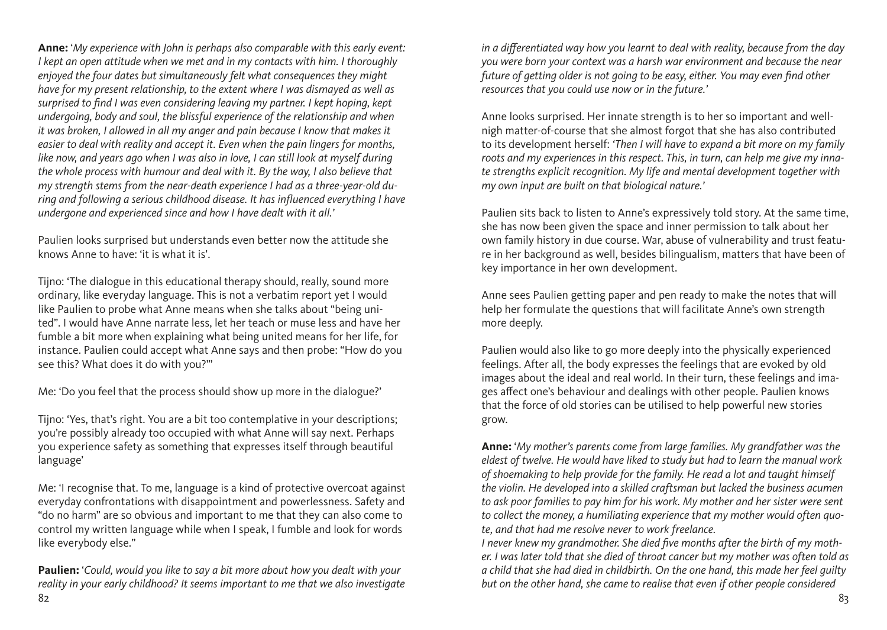**Anne:** '*My experience with John is perhaps also comparable with this early event: I kept an open attitude when we met and in my contacts with him. I thoroughly enjoyed the four dates but simultaneously felt what consequences they might have for my present relationship, to the extent where I was dismayed as well as surprised to find I was even considering leaving my partner. I kept hoping, kept undergoing, body and soul, the blissful experience of the relationship and when it was broken, I allowed in all my anger and pain because I know that makes it easier to deal with reality and accept it. Even when the pain lingers for months, like now, and years ago when I was also in love, I can still look at myself during the whole process with humour and deal with it. By the way, I also believe that my strength stems from the near-death experience I had as a three-year-old during and following a serious childhood disease. It has influenced everything I have undergone and experienced since and how I have dealt with it all.*'

Paulien looks surprised but understands even better now the attitude she knows Anne to have: 'it is what it is'.

Tijno: 'The dialogue in this educational therapy should, really, sound more ordinary, like everyday language. This is not a verbatim report yet I would like Paulien to probe what Anne means when she talks about "being united". I would have Anne narrate less, let her teach or muse less and have her fumble a bit more when explaining what being united means for her life, for instance. Paulien could accept what Anne says and then probe: "How do you see this? What does it do with you?"'

Me: 'Do you feel that the process should show up more in the dialogue?'

Tijno: 'Yes, that's right. You are a bit too contemplative in your descriptions; you're possibly already too occupied with what Anne will say next. Perhaps you experience safety as something that expresses itself through beautiful language'

Me: 'I recognise that. To me, language is a kind of protective overcoat against everyday confrontations with disappointment and powerlessness. Safety and "do no harm" are so obvious and important to me that they can also come to control my written language while when I speak, I fumble and look for words like everybody else."

**Paulien:** '*Could, would you like to say a bit more about how you dealt with your reality in your early childhood? It seems important to me that we also investigate in a differentiated way how you learnt to deal with reality, because from the day you were born your context was a harsh war environment and because the near future of getting older is not going to be easy, either. You may even find other resources that you could use now or in the future.*'

Anne looks surprised. Her innate strength is to her so important and well-nigh matter-of-course that she almost forgot that she has also contributed to its development herself: '*Then I will have to expand a bit more on my family roots and my experiences in this respect. This, in turn, can help me give my innate strengths explicit recognition. My life and mental development together with my own input are built on that biological nature.*'

Paulien sits back to listen to Anne's expressively told story. At the same time, she has now been given the space and inner permission to talk about her own family history in due course. War, abuse of vulnerability and trust feature in her background as well, besides bilingualism, matters that have been of key importance in her own development.

Anne sees Paulien getting paper and pen ready to make the notes that will help her formulate the questions that will facilitate Anne's own strength more deeply.

Paulien would also like to go more deeply into the physically experienced feelings. After all, the body expresses the feelings that are evoked by old images about the ideal and real world. In their turn, these feelings and images affect one's behaviour and dealings with other people. Paulien knows that the force of old stories can be utilised to help powerful new stories grow.

**Anne:** '*My mother's parents come from large families. My grandfather was the eldest of twelve. He would have liked to study but had to learn the manual work of shoemaking to help provide for the family. He read a lot and taught himself the violin. He developed into a skilled craftsman but lacked the business acumen to ask poor families to pay him for his work. My mother and her sister were sent to collect the money, a humiliating experience that my mother would often quote, and that had me resolve never to work freelance.*
*I never knew my grandmother. She died five months after the birth of my mother. I was later told that she died of throat cancer but my mother was often told as a child that she had died in childbirth. On the one hand, this made her feel guilty but on the other hand, she came to realise that even if other people considered*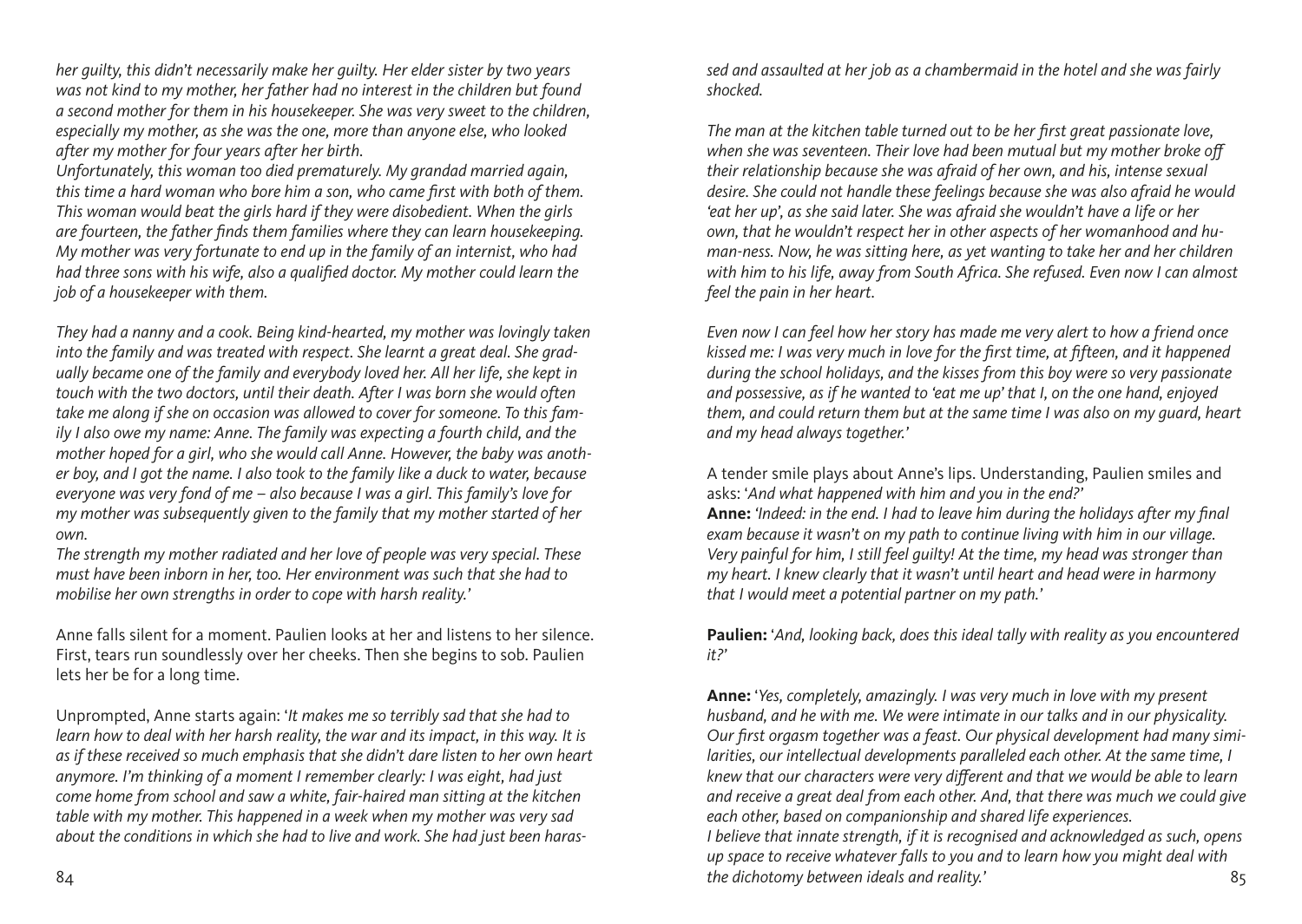*her guilty, this didn't necessarily make her guilty. Her elder sister by two years was not kind to my mother, her father had no interest in the children but found a second mother for them in his housekeeper. She was very sweet to the children, especially my mother, as she was the one, more than anyone else, who looked after my mother for four years after her birth.*
*Unfortunately, this woman too died prematurely. My grandad married again, this time a hard woman who bore him a son, who came first with both of them. This woman would beat the girls hard if they were disobedient. When the girls are fourteen, the father finds them families where they can learn housekeeping. My mother was very fortunate to end up in the family of an internist, who had had three sons with his wife, also a qualified doctor. My mother could learn the job of a housekeeper with them.*

*They had a nanny and a cook. Being kind-hearted, my mother was lovingly taken into the family and was treated with respect. She learnt a great deal. She gradually became one of the family and everybody loved her. All her life, she kept in touch with the two doctors, until their death. After I was born she would often take me along if she on occasion was allowed to cover for someone. To this family I also owe my name: Anne. The family was expecting a fourth child, and the mother hoped for a girl, who she would call Anne. However, the baby was another boy, and I got the name. I also took to the family like a duck to water, because everyone was very fond of me – also because I was a girl. This family's love for my mother was subsequently given to the family that my mother started of her own.*
*The strength my mother radiated and her love of people was very special. These must have been inborn in her, too. Her environment was such that she had to mobilise her own strengths in order to cope with harsh reality.'*

Anne falls silent for a moment. Paulien looks at her and listens to her silence. First, tears run soundlessly over her cheeks. Then she begins to sob. Paulien lets her be for a long time.

Unprompted, Anne starts again: '*It makes me so terribly sad that she had to learn how to deal with her harsh reality, the war and its impact, in this way. It is as if these received so much emphasis that she didn't dare listen to her own heart anymore. I'm thinking of a moment I remember clearly: I was eight, had just come home from school and saw a white, fair-haired man sitting at the kitchen table with my mother. This happened in a week when my mother was very sad about the conditions in which she had to live and work. She had just been harassed and assaulted at her job as a chambermaid in the hotel and she was fairly shocked.*

*The man at the kitchen table turned out to be her first great passionate love, when she was seventeen. Their love had been mutual but my mother broke off their relationship because she was afraid of her own, and his, intense sexual desire. She could not handle these feelings because she was also afraid he would 'eat her up', as she said later. She was afraid she wouldn't have a life or her own, that he wouldn't respect her in other aspects of her womanhood and humanness. Now, he was sitting here, as yet wanting to take her and her children with him to his life, away from South Africa. She refused. Even now I can almost feel the pain in her heart.*

*Even now I can feel how her story has made me very alert to how a friend once kissed me: I was very much in love for the first time, at fifteen, and it happened during the school holidays, and the kisses from this boy were so very passionate and possessive, as if he wanted to 'eat me up' that I, on the one hand, enjoyed them, and could return them but at the same time I was also on my guard, heart and my head always together.'*

A tender smile plays about Anne's lips. Understanding, Paulien smiles and asks: '*And what happened with him and you in the end?'*
**Anne:** *'Indeed: in the end. I had to leave him during the holidays after my final exam because it wasn't on my path to continue living with him in our village. Very painful for him, I still feel guilty! At the time, my head was stronger than my heart. I knew clearly that it wasn't until heart and head were in harmony that I would meet a potential partner on my path.'*

**Paulien:** '*And, looking back, does this ideal tally with reality as you encountered it?'*

**Anne:** '*Yes, completely, amazingly. I was very much in love with my present husband, and he with me. We were intimate in our talks and in our physicality. Our first orgasm together was a feast. Our physical development had many similarities, our intellectual developments paralleled each other. At the same time, I knew that our characters were very different and that we would be able to learn and receive a great deal from each other. And, that there was much we could give each other, based on companionship and shared life experiences.*
*I believe that innate strength, if it is recognised and acknowledged as such, opens up space to receive whatever falls to you and to learn how you might deal with the dichotomy between ideals and reality.'*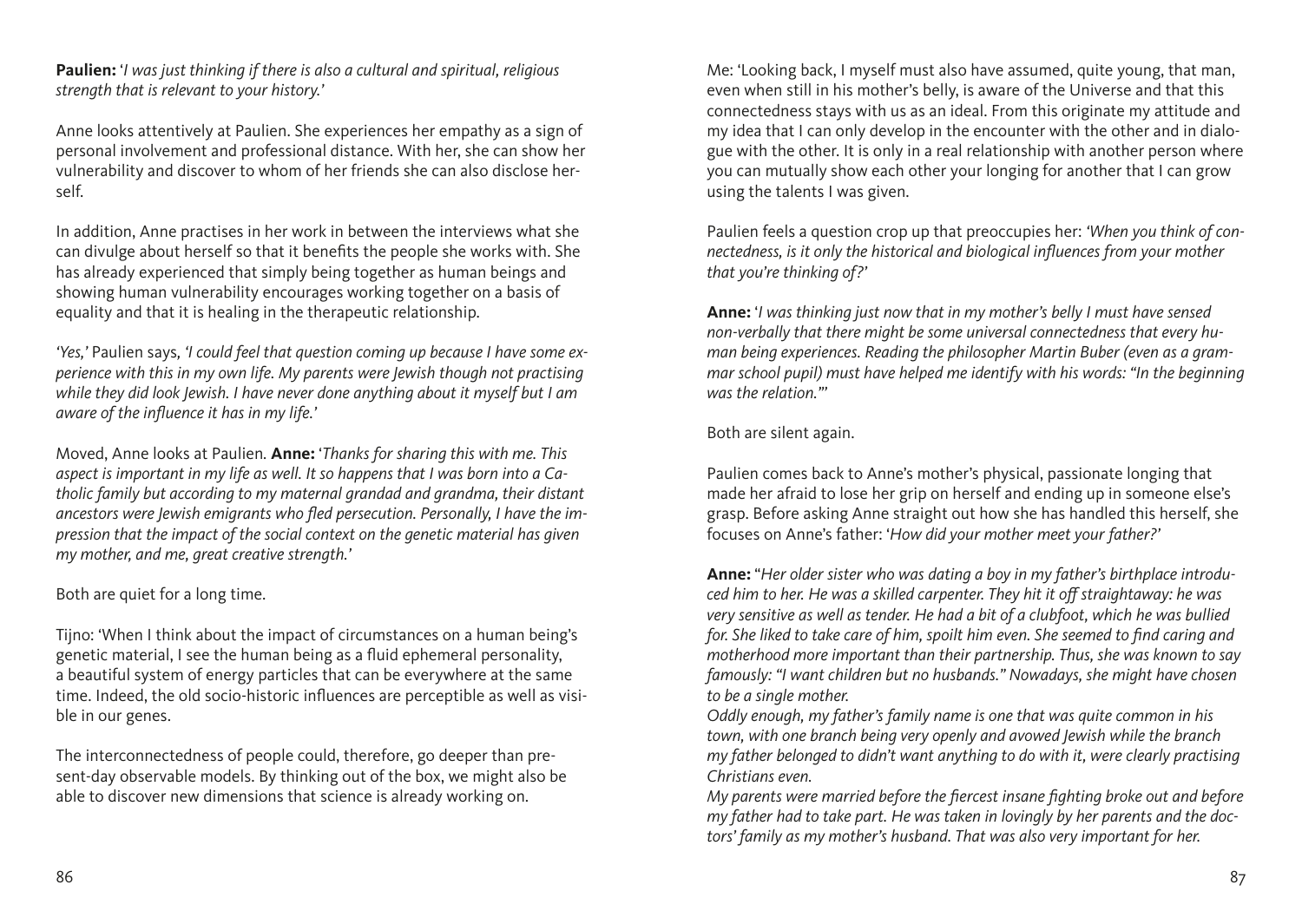**Paulien:** '*I was just thinking if there is also a cultural and spiritual, religious strength that is relevant to your history.*'

Anne looks attentively at Paulien. She experiences her empathy as a sign of personal involvement and professional distance. With her, she can show her vulnerability and discover to whom of her friends she can also disclose herself.

In addition, Anne practises in her work in between the interviews what she can divulge about herself so that it benefits the people she works with. She has already experienced that simply being together as human beings and showing human vulnerability encourages working together on a basis of equality and that it is healing in the therapeutic relationship.

*'Yes,'* Paulien says*, 'I could feel that question coming up because I have some experience with this in my own life. My parents were Jewish though not practising while they did look Jewish. I have never done anything about it myself but I am aware of the influence it has in my life.'*

Moved, Anne looks at Paulien. **Anne:** '*Thanks for sharing this with me. This aspect is important in my life as well. It so happens that I was born into a Catholic family but according to my maternal grandad and grandma, their distant ancestors were Jewish emigrants who fled persecution. Personally, I have the impression that the impact of the social context on the genetic material has given my mother, and me, great creative strength.*'

Both are quiet for a long time.

Tijno: 'When I think about the impact of circumstances on a human being's genetic material, I see the human being as a fluid ephemeral personality, a beautiful system of energy particles that can be everywhere at the same time. Indeed, the old socio-historic influences are perceptible as well as visible in our genes.

The interconnectedness of people could, therefore, go deeper than present-day observable models. By thinking out of the box, we might also be able to discover new dimensions that science is already working on.

Me: 'Looking back, I myself must also have assumed, quite young, that man, even when still in his mother's belly, is aware of the Universe and that this connectedness stays with us as an ideal. From this originate my attitude and my idea that I can only develop in the encounter with the other and in dialogue with the other. It is only in a real relationship with another person where you can mutually show each other your longing for another that I can grow using the talents I was given.

Paulien feels a question crop up that preoccupies her: *'When you think of connectedness, is it only the historical and biological influences from your mother that you're thinking of?'*

**Anne:** '*I was thinking just now that in my mother's belly I must have sensed non-verbally that there might be some universal connectedness that every human being experiences. Reading the philosopher Martin Buber (even as a grammar school pupil) must have helped me identify with his words: "In the beginning was the relation."*'

Both are silent again.

Paulien comes back to Anne's mother's physical, passionate longing that made her afraid to lose her grip on herself and ending up in someone else's grasp. Before asking Anne straight out how she has handled this herself, she focuses on Anne's father: '*How did your mother meet your father?*'

**Anne:** "*Her older sister who was dating a boy in my father's birthplace introduced him to her. He was a skilled carpenter. They hit it off straightaway: he was very sensitive as well as tender. He had a bit of a clubfoot, which he was bullied for. She liked to take care of him, spoilt him even. She seemed to find caring and motherhood more important than their partnership. Thus, she was known to say famously: "I want children but no husbands." Nowadays, she might have chosen to be a single mother.*

*Oddly enough, my father's family name is one that was quite common in his town, with one branch being very openly and avowed Jewish while the branch my father belonged to didn't want anything to do with it, were clearly practising Christians even.*

*My parents were married before the fiercest insane fighting broke out and before my father had to take part. He was taken in lovingly by her parents and the doctors' family as my mother's husband. That was also very important for her.*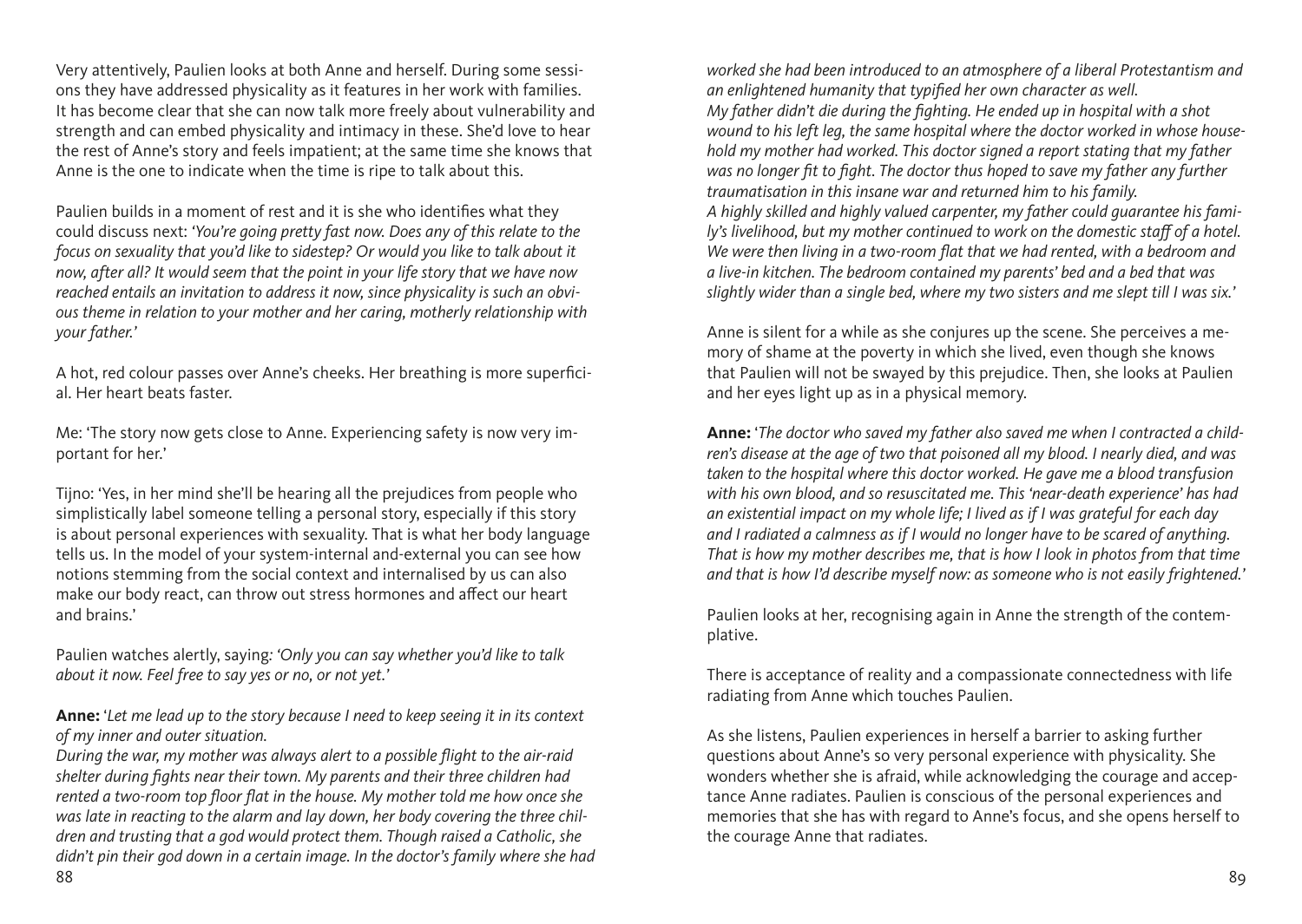Very attentively, Paulien looks at both Anne and herself. During some sessions they have addressed physicality as it features in her work with families. It has become clear that she can now talk more freely about vulnerability and strength and can embed physicality and intimacy in these. She'd love to hear the rest of Anne's story and feels impatient; at the same time she knows that Anne is the one to indicate when the time is ripe to talk about this.

Paulien builds in a moment of rest and it is she who identifies what they could discuss next: '*You're going pretty fast now. Does any of this relate to the focus on sexuality that you'd like to sidestep? Or would you like to talk about it now, after all? It would seem that the point in your life story that we have now reached entails an invitation to address it now, since physicality is such an obvious theme in relation to your mother and her caring, motherly relationship with your father.*'

A hot, red colour passes over Anne's cheeks. Her breathing is more superficial. Her heart beats faster.

Me: 'The story now gets close to Anne. Experiencing safety is now very important for her.'

Tijno: 'Yes, in her mind she'll be hearing all the prejudices from people who simplistically label someone telling a personal story, especially if this story is about personal experiences with sexuality. That is what her body language tells us. In the model of your system-internal and-external you can see how notions stemming from the social context and internalised by us can also make our body react, can throw out stress hormones and affect our heart and brains.'

Paulien watches alertly, saying: '*Only you can say whether you'd like to talk about it now. Feel free to say yes or no, or not yet.*'

**Anne:** '*Let me lead up to the story because I need to keep seeing it in its context of my inner and outer situation.*
*During the war, my mother was always alert to a possible flight to the air-raid shelter during fights near their town. My parents and their three children had rented a two-room top floor flat in the house. My mother told me how once she was late in reacting to the alarm and lay down, her body covering the three children and trusting that a god would protect them. Though raised a Catholic, she didn't pin their god down in a certain image. In the doctor's family where she had worked she had been introduced to an atmosphere of a liberal Protestantism and an enlightened humanity that typified her own character as well.*
*My father didn't die during the fighting. He ended up in hospital with a shot wound to his left leg, the same hospital where the doctor worked in whose household my mother had worked. This doctor signed a report stating that my father was no longer fit to fight. The doctor thus hoped to save my father any further traumatisation in this insane war and returned him to his family.*
*A highly skilled and highly valued carpenter, my father could guarantee his family's livelihood, but my mother continued to work on the domestic staff of a hotel. We were then living in a two-room flat that we had rented, with a bedroom and a live-in kitchen. The bedroom contained my parents' bed and a bed that was slightly wider than a single bed, where my two sisters and me slept till I was six.*'

Anne is silent for a while as she conjures up the scene. She perceives a memory of shame at the poverty in which she lived, even though she knows that Paulien will not be swayed by this prejudice. Then, she looks at Paulien and her eyes light up as in a physical memory.

**Anne:** '*The doctor who saved my father also saved me when I contracted a children's disease at the age of two that poisoned all my blood. I nearly died, and was taken to the hospital where this doctor worked. He gave me a blood transfusion with his own blood, and so resuscitated me. This 'near-death experience' has had an existential impact on my whole life; I lived as if I was grateful for each day and I radiated a calmness as if I would no longer have to be scared of anything. That is how my mother describes me, that is how I look in photos from that time and that is how I'd describe myself now: as someone who is not easily frightened.*'

Paulien looks at her, recognising again in Anne the strength of the contemplative.

There is acceptance of reality and a compassionate connectedness with life radiating from Anne which touches Paulien.

As she listens, Paulien experiences in herself a barrier to asking further questions about Anne's so very personal experience with physicality. She wonders whether she is afraid, while acknowledging the courage and acceptance Anne radiates. Paulien is conscious of the personal experiences and memories that she has with regard to Anne's focus, and she opens herself to the courage Anne that radiates.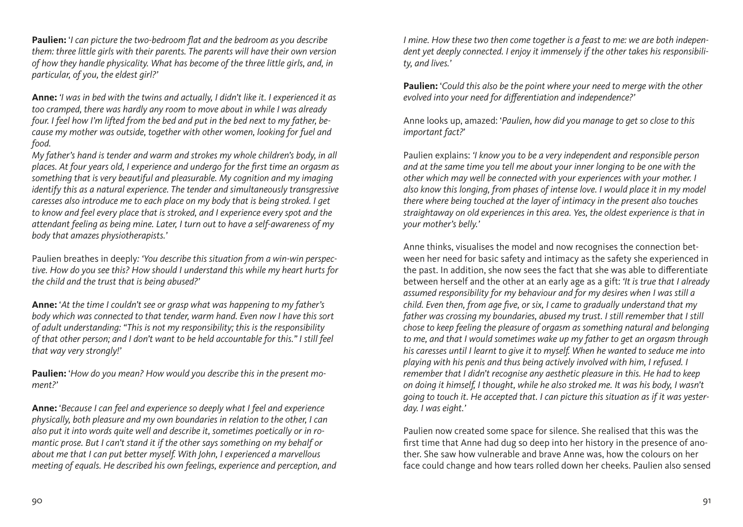**Paulien:** '*I can picture the two-bedroom flat and the bedroom as you describe them: three little girls with their parents. The parents will have their own version of how they handle physicality. What has become of the three little girls, and, in particular, of you, the eldest girl?*'

**Anne:** '*I was in bed with the twins and actually, I didn't like it. I experienced it as too cramped, there was hardly any room to move about in while I was already four. I feel how I'm lifted from the bed and put in the bed next to my father, because my mother was outside, together with other women, looking for fuel and food.*

*My father's hand is tender and warm and strokes my whole children's body, in all places. At four years old, I experience and undergo for the first time an orgasm as something that is very beautiful and pleasurable. My cognition and my imaging identify this as a natural experience. The tender and simultaneously transgressive caresses also introduce me to each place on my body that is being stroked. I get to know and feel every place that is stroked, and I experience every spot and the attendant feeling as being mine. Later, I turn out to have a self-awareness of my body that amazes physiotherapists.*'

Paulien breathes in deeply: '*You describe this situation from a win-win perspective. How do you see this? How should I understand this while my heart hurts for the child and the trust that is being abused?*'

**Anne:** '*At the time I couldn't see or grasp what was happening to my father's body which was connected to that tender, warm hand. Even now I have this sort of adult understanding: "This is not my responsibility; this is the responsibility of that other person; and I don't want to be held accountable for this." I still feel that way very strongly!*'

**Paulien:** '*How do you mean? How would you describe this in the present moment?*'

**Anne:** '*Because I can feel and experience so deeply what I feel and experience physically, both pleasure and my own boundaries in relation to the other, I can also put it into words quite well and describe it, sometimes poetically or in romantic prose. But I can't stand it if the other says something on my behalf or about me that I can put better myself. With John, I experienced a marvellous meeting of equals. He described his own feelings, experience and perception, and I mine. How these two then come together is a feast to me: we are both independent yet deeply connected. I enjoy it immensely if the other takes his responsibility, and lives.*'

**Paulien:** '*Could this also be the point where your need to merge with the other evolved into your need for differentiation and independence?*'

Anne looks up, amazed: '*Paulien, how did you manage to get so close to this important fact?*'

Paulien explains: '*I know you to be a very independent and responsible person and at the same time you tell me about your inner longing to be one with the other which may well be connected with your experiences with your mother. I also know this longing, from phases of intense love. I would place it in my model there where being touched at the layer of intimacy in the present also touches straightaway on old experiences in this area. Yes, the oldest experience is that in your mother's belly.*'

Anne thinks, visualises the model and now recognises the connection between her need for basic safety and intimacy as the safety she experienced in the past. In addition, she now sees the fact that she was able to differentiate between herself and the other at an early age as a gift: '*It is true that I already assumed responsibility for my behaviour and for my desires when I was still a child. Even then, from age five, or six, I came to gradually understand that my father was crossing my boundaries, abused my trust. I still remember that I still chose to keep feeling the pleasure of orgasm as something natural and belonging to me, and that I would sometimes wake up my father to get an orgasm through his caresses until I learnt to give it to myself. When he wanted to seduce me into playing with his penis and thus being actively involved with him, I refused. I remember that I didn't recognise any aesthetic pleasure in this. He had to keep on doing it himself, I thought, while he also stroked me. It was his body, I wasn't going to touch it. He accepted that. I can picture this situation as if it was yesterday. I was eight.*'

Paulien now created some space for silence. She realised that this was the first time that Anne had dug so deep into her history in the presence of another. She saw how vulnerable and brave Anne was, how the colours on her face could change and how tears rolled down her cheeks. Paulien also sensed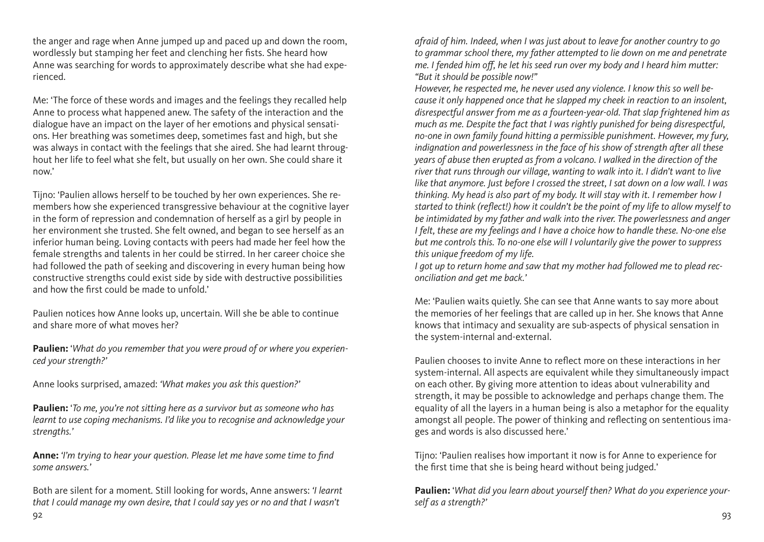the anger and rage when Anne jumped up and paced up and down the room, wordlessly but stamping her feet and clenching her fists. She heard how Anne was searching for words to approximately describe what she had experienced.

Me: 'The force of these words and images and the feelings they recalled help Anne to process what happened anew. The safety of the interaction and the dialogue have an impact on the layer of her emotions and physical sensations. Her breathing was sometimes deep, sometimes fast and high, but she was always in contact with the feelings that she aired. She had learnt throughout her life to feel what she felt, but usually on her own. She could share it now.'

Tijno: 'Paulien allows herself to be touched by her own experiences. She remembers how she experienced transgressive behaviour at the cognitive layer in the form of repression and condemnation of herself as a girl by people in her environment she trusted. She felt owned, and began to see herself as an inferior human being. Loving contacts with peers had made her feel how the female strengths and talents in her could be stirred. In her career choice she had followed the path of seeking and discovering in every human being how constructive strengths could exist side by side with destructive possibilities and how the first could be made to unfold.'

Paulien notices how Anne looks up, uncertain. Will she be able to continue and share more of what moves her?

**Paulien:** '*What do you remember that you were proud of or where you experienced your strength?*'

Anne looks surprised, amazed: *'What makes you ask this question?'*

**Paulien:** '*To me, you're not sitting here as a survivor but as someone who has learnt to use coping mechanisms. I'd like you to recognise and acknowledge your strengths.*'

**Anne:** *'I'm trying to hear your question. Please let me have some time to find some answers.'*

Both are silent for a moment. Still looking for words, Anne answers: *'I learnt that I could manage my own desire, that I could say yes or no and that I wasn't afraid of him. Indeed, when I was just about to leave for another country to go to grammar school there, my father attempted to lie down on me and penetrate me. I fended him off, he let his seed run over my body and I heard him mutter: "But it should be possible now!"*

*However, he respected me, he never used any violence. I know this so well because it only happened once that he slapped my cheek in reaction to an insolent, disrespectful answer from me as a fourteen-year-old. That slap frightened him as much as me. Despite the fact that I was rightly punished for being disrespectful, no-one in own family found hitting a permissible punishment. However, my fury, indignation and powerlessness in the face of his show of strength after all these years of abuse then erupted as from a volcano. I walked in the direction of the river that runs through our village, wanting to walk into it. I didn't want to live like that anymore. Just before I crossed the street, I sat down on a low wall. I was thinking. My head is also part of my body. It will stay with it. I remember how I started to think (reflect!) how it couldn't be the point of my life to allow myself to be intimidated by my father and walk into the river. The powerlessness and anger I felt, these are my feelings and I have a choice how to handle these. No-one else but me controls this. To no-one else will I voluntarily give the power to suppress this unique freedom of my life.*

*I got up to return home and saw that my mother had followed me to plead reconciliation and get me back.'*

Me: 'Paulien waits quietly. She can see that Anne wants to say more about the memories of her feelings that are called up in her. She knows that Anne knows that intimacy and sexuality are sub-aspects of physical sensation in the system-internal and-external.

Paulien chooses to invite Anne to reflect more on these interactions in her system-internal. All aspects are equivalent while they simultaneously impact on each other. By giving more attention to ideas about vulnerability and strength, it may be possible to acknowledge and perhaps change them. The equality of all the layers in a human being is also a metaphor for the equality amongst all people. The power of thinking and reflecting on sententious images and words is also discussed here.'

Tijno: 'Paulien realises how important it now is for Anne to experience for the first time that she is being heard without being judged.'

**Paulien:** '*What did you learn about yourself then? What do you experience yourself as a strength?*'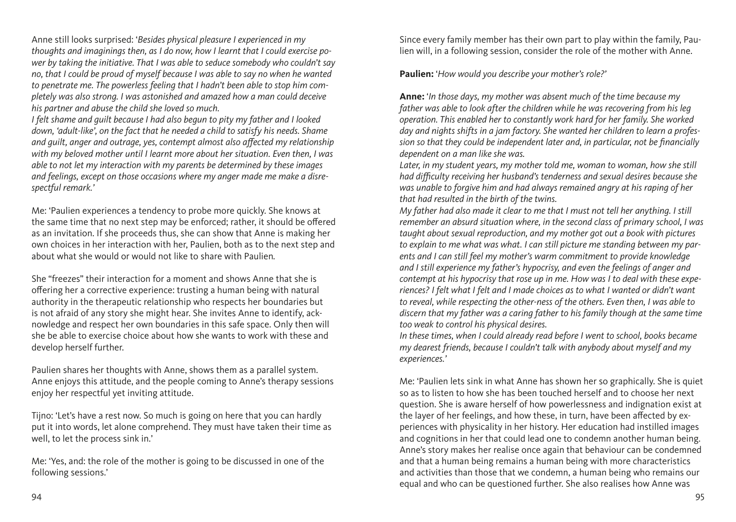Anne still looks surprised: '*Besides physical pleasure I experienced in my thoughts and imaginings then, as I do now, how I learnt that I could exercise power by taking the initiative. That I was able to seduce somebody who couldn't say no, that I could be proud of myself because I was able to say no when he wanted to penetrate me. The powerless feeling that I hadn't been able to stop him completely was also strong. I was astonished and amazed how a man could deceive his partner and abuse the child she loved so much.*
*I felt shame and guilt because I had also begun to pity my father and I looked down, 'adult-like', on the fact that he needed a child to satisfy his needs. Shame and guilt, anger and outrage, yes, contempt almost also affected my relationship with my beloved mother until I learnt more about her situation. Even then, I was able to not let my interaction with my parents be determined by these images and feelings, except on those occasions where my anger made me make a disrespectful remark.*'

Me: 'Paulien experiences a tendency to probe more quickly. She knows at the same time that no next step may be enforced; rather, it should be offered as an invitation. If she proceeds thus, she can show that Anne is making her own choices in her interaction with her, Paulien, both as to the next step and about what she would or would not like to share with Paulien.

She "freezes" their interaction for a moment and shows Anne that she is offering her a corrective experience: trusting a human being with natural authority in the therapeutic relationship who respects her boundaries but is not afraid of any story she might hear. She invites Anne to identify, acknowledge and respect her own boundaries in this safe space. Only then will she be able to exercise choice about how she wants to work with these and develop herself further.

Paulien shares her thoughts with Anne, shows them as a parallel system. Anne enjoys this attitude, and the people coming to Anne's therapy sessions enjoy her respectful yet inviting attitude.

Tijno: 'Let's have a rest now. So much is going on here that you can hardly put it into words, let alone comprehend. They must have taken their time as well, to let the process sink in.'

Me: 'Yes, and: the role of the mother is going to be discussed in one of the following sessions.'

Since every family member has their own part to play within the family, Paulien will, in a following session, consider the role of the mother with Anne.

**Paulien:** '*How would you describe your mother's role?*'

**Anne:** '*In those days, my mother was absent much of the time because my father was able to look after the children while he was recovering from his leg operation. This enabled her to constantly work hard for her family. She worked day and nights shifts in a jam factory. She wanted her children to learn a profession so that they could be independent later and, in particular, not be financially dependent on a man like she was.*
*Later, in my student years, my mother told me, woman to woman, how she still had difficulty receiving her husband's tenderness and sexual desires because she was unable to forgive him and had always remained angry at his raping of her that had resulted in the birth of the twins.*
*My father had also made it clear to me that I must not tell her anything. I still remember an absurd situation where, in the second class of primary school, I was taught about sexual reproduction, and my mother got out a book with pictures to explain to me what was what. I can still picture me standing between my parents and I can still feel my mother's warm commitment to provide knowledge and I still experience my father's hypocrisy, and even the feelings of anger and contempt at his hypocrisy that rose up in me. How was I to deal with these experiences? I felt what I felt and I made choices as to what I wanted or didn't want to reveal, while respecting the other-ness of the others. Even then, I was able to discern that my father was a caring father to his family though at the same time too weak to control his physical desires.*
*In these times, when I could already read before I went to school, books became my dearest friends, because I couldn't talk with anybody about myself and my experiences.*'

Me: 'Paulien lets sink in what Anne has shown her so graphically. She is quiet so as to listen to how she has been touched herself and to choose her next question. She is aware herself of how powerlessness and indignation exist at the layer of her feelings, and how these, in turn, have been affected by experiences with physicality in her history. Her education had instilled images and cognitions in her that could lead one to condemn another human being. Anne's story makes her realise once again that behaviour can be condemned and that a human being remains a human being with more characteristics and activities than those that we condemn, a human being who remains our equal and who can be questioned further. She also realises how Anne was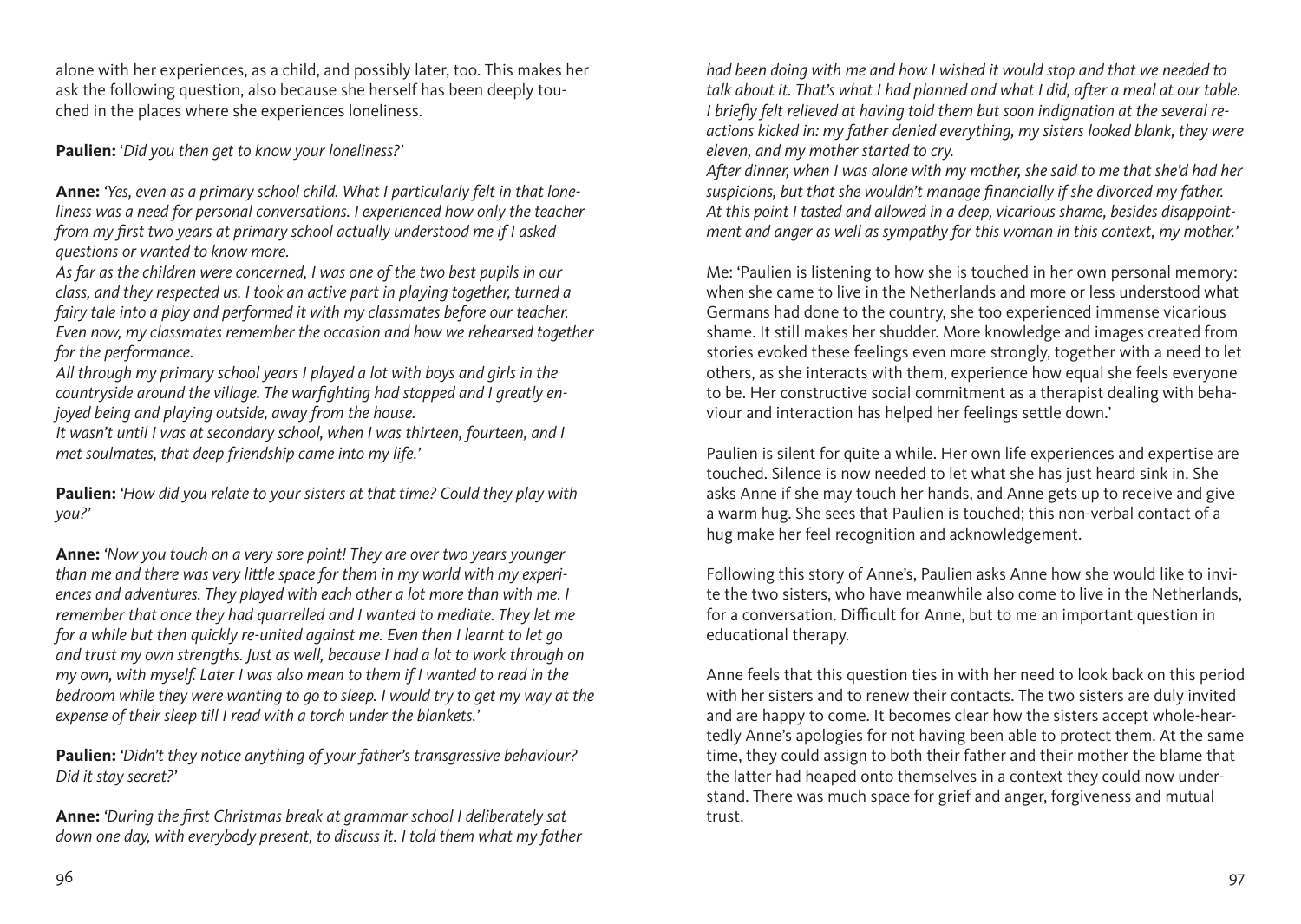alone with her experiences, as a child, and possibly later, too. This makes her ask the following question, also because she herself has been deeply touched in the places where she experiences loneliness.

**Paulien:** '*Did you then get to know your loneliness?*'

**Anne:** *'Yes, even as a primary school child. What I particularly felt in that loneliness was a need for personal conversations. I experienced how only the teacher from my first two years at primary school actually understood me if I asked questions or wanted to know more.*
*As far as the children were concerned, I was one of the two best pupils in our class, and they respected us. I took an active part in playing together, turned a fairy tale into a play and performed it with my classmates before our teacher. Even now, my classmates remember the occasion and how we rehearsed together for the performance.*
*All through my primary school years I played a lot with boys and girls in the countryside around the village. The warfighting had stopped and I greatly enjoyed being and playing outside, away from the house.*
*It wasn't until I was at secondary school, when I was thirteen, fourteen, and I met soulmates, that deep friendship came into my life.'*

**Paulien:** *'How did you relate to your sisters at that time? Could they play with you?'*

**Anne:** *'Now you touch on a very sore point! They are over two years younger than me and there was very little space for them in my world with my experiences and adventures. They played with each other a lot more than with me. I remember that once they had quarrelled and I wanted to mediate. They let me for a while but then quickly re-united against me. Even then I learnt to let go and trust my own strengths. Just as well, because I had a lot to work through on my own, with myself. Later I was also mean to them if I wanted to read in the bedroom while they were wanting to go to sleep. I would try to get my way at the expense of their sleep till I read with a torch under the blankets.'*

**Paulien:** *'Didn't they notice anything of your father's transgressive behaviour? Did it stay secret?'*

**Anne:** *'During the first Christmas break at grammar school I deliberately sat down one day, with everybody present, to discuss it. I told them what my father had been doing with me and how I wished it would stop and that we needed to talk about it. That's what I had planned and what I did, after a meal at our table. I briefly felt relieved at having told them but soon indignation at the several reactions kicked in: my father denied everything, my sisters looked blank, they were eleven, and my mother started to cry.*
*After dinner, when I was alone with my mother, she said to me that she'd had her suspicions, but that she wouldn't manage financially if she divorced my father. At this point I tasted and allowed in a deep, vicarious shame, besides disappointment and anger as well as sympathy for this woman in this context, my mother.'*

Me: 'Paulien is listening to how she is touched in her own personal memory: when she came to live in the Netherlands and more or less understood what Germans had done to the country, she too experienced immense vicarious shame. It still makes her shudder. More knowledge and images created from stories evoked these feelings even more strongly, together with a need to let others, as she interacts with them, experience how equal she feels everyone to be. Her constructive social commitment as a therapist dealing with behaviour and interaction has helped her feelings settle down.'

Paulien is silent for quite a while. Her own life experiences and expertise are touched. Silence is now needed to let what she has just heard sink in. She asks Anne if she may touch her hands, and Anne gets up to receive and give a warm hug. She sees that Paulien is touched; this non-verbal contact of a hug make her feel recognition and acknowledgement.

Following this story of Anne's, Paulien asks Anne how she would like to invite the two sisters, who have meanwhile also come to live in the Netherlands, for a conversation. Difficult for Anne, but to me an important question in educational therapy.

Anne feels that this question ties in with her need to look back on this period with her sisters and to renew their contacts. The two sisters are duly invited and are happy to come. It becomes clear how the sisters accept whole-heartedly Anne's apologies for not having been able to protect them. At the same time, they could assign to both their father and their mother the blame that the latter had heaped onto themselves in a context they could now understand. There was much space for grief and anger, forgiveness and mutual trust.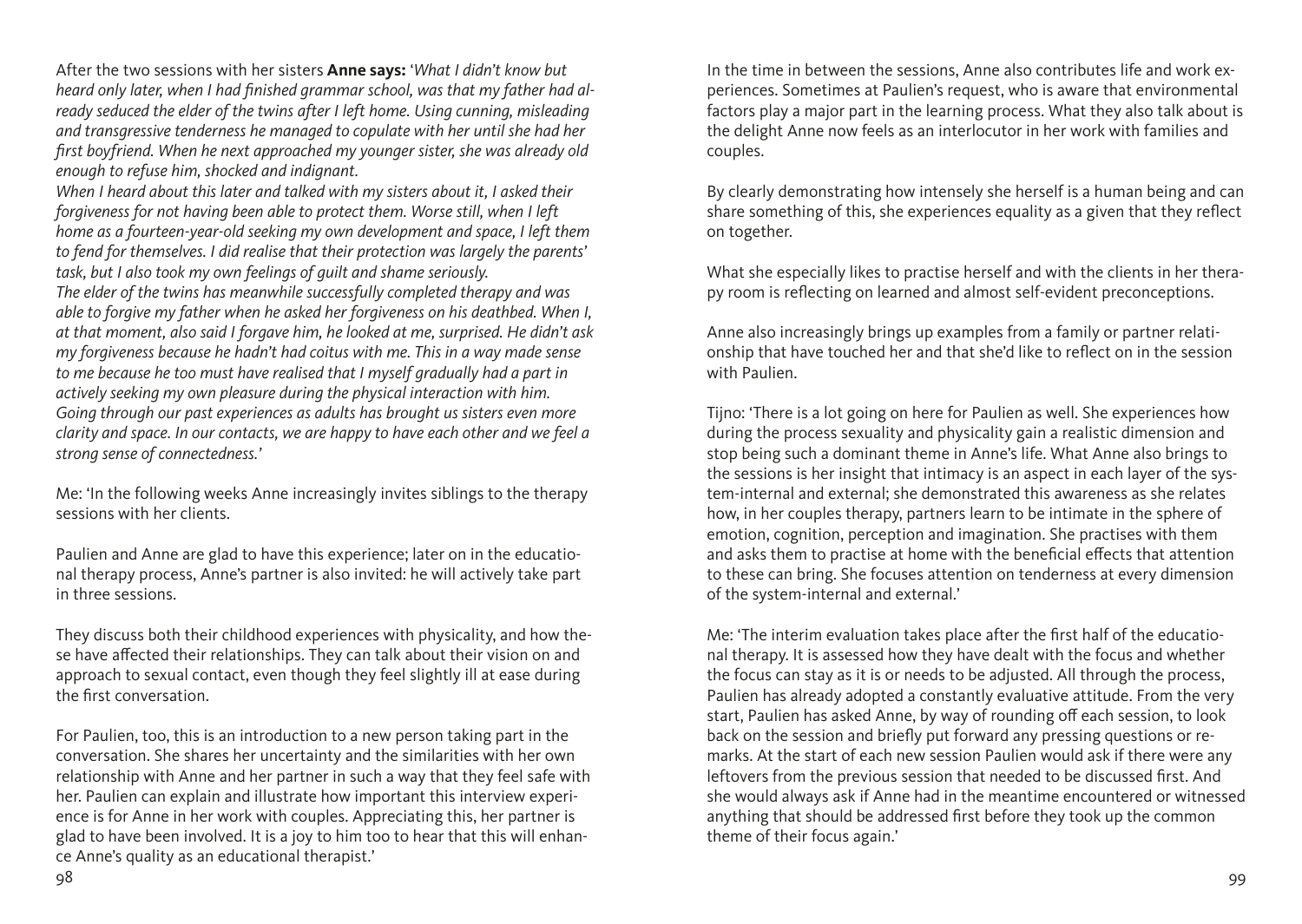After the two sessions with her sisters **Anne says:** '*What I didn't know but heard only later, when I had finished grammar school, was that my father had already seduced the elder of the twins after I left home. Using cunning, misleading and transgressive tenderness he managed to copulate with her until she had her first boyfriend. When he next approached my younger sister, she was already old enough to refuse him, shocked and indignant.*

*When I heard about this later and talked with my sisters about it, I asked their forgiveness for not having been able to protect them. Worse still, when I left home as a fourteen-year-old seeking my own development and space, I left them to fend for themselves. I did realise that their protection was largely the parents' task, but I also took my own feelings of guilt and shame seriously.*

*The elder of the twins has meanwhile successfully completed therapy and was able to forgive my father when he asked her forgiveness on his deathbed. When I, at that moment, also said I forgave him, he looked at me, surprised. He didn't ask my forgiveness because he hadn't had coitus with me. This in a way made sense to me because he too must have realised that I myself gradually had a part in actively seeking my own pleasure during the physical interaction with him.*

*Going through our past experiences as adults has brought us sisters even more clarity and space. In our contacts, we are happy to have each other and we feel a strong sense of connectedness.*'

Me: 'In the following weeks Anne increasingly invites siblings to the therapy sessions with her clients.

Paulien and Anne are glad to have this experience; later on in the educational therapy process, Anne's partner is also invited: he will actively take part in three sessions.

They discuss both their childhood experiences with physicality, and how these have affected their relationships. They can talk about their vision on and approach to sexual contact, even though they feel slightly ill at ease during the first conversation.

For Paulien, too, this is an introduction to a new person taking part in the conversation. She shares her uncertainty and the similarities with her own relationship with Anne and her partner in such a way that they feel safe with her. Paulien can explain and illustrate how important this interview experience is for Anne in her work with couples. Appreciating this, her partner is glad to have been involved. It is a joy to him too to hear that this will enhance Anne's quality as an educational therapist.'

In the time in between the sessions, Anne also contributes life and work experiences. Sometimes at Paulien's request, who is aware that environmental factors play a major part in the learning process. What they also talk about is the delight Anne now feels as an interlocutor in her work with families and couples.

By clearly demonstrating how intensely she herself is a human being and can share something of this, she experiences equality as a given that they reflect on together.

What she especially likes to practise herself and with the clients in her therapy room is reflecting on learned and almost self-evident preconceptions.

Anne also increasingly brings up examples from a family or partner relationship that have touched her and that she'd like to reflect on in the session with Paulien.

Tijno: 'There is a lot going on here for Paulien as well. She experiences how during the process sexuality and physicality gain a realistic dimension and stop being such a dominant theme in Anne's life. What Anne also brings to the sessions is her insight that intimacy is an aspect in each layer of the system-internal and external; she demonstrated this awareness as she relates how, in her couples therapy, partners learn to be intimate in the sphere of emotion, cognition, perception and imagination. She practises with them and asks them to practise at home with the beneficial effects that attention to these can bring. She focuses attention on tenderness at every dimension of the system-internal and external.'

Me: 'The interim evaluation takes place after the first half of the educational therapy. It is assessed how they have dealt with the focus and whether the focus can stay as it is or needs to be adjusted. All through the process, Paulien has already adopted a constantly evaluative attitude. From the very start, Paulien has asked Anne, by way of rounding off each session, to look back on the session and briefly put forward any pressing questions or remarks. At the start of each new session Paulien would ask if there were any leftovers from the previous session that needed to be discussed first. And she would always ask if Anne had in the meantime encountered or witnessed anything that should be addressed first before they took up the common theme of their focus again.'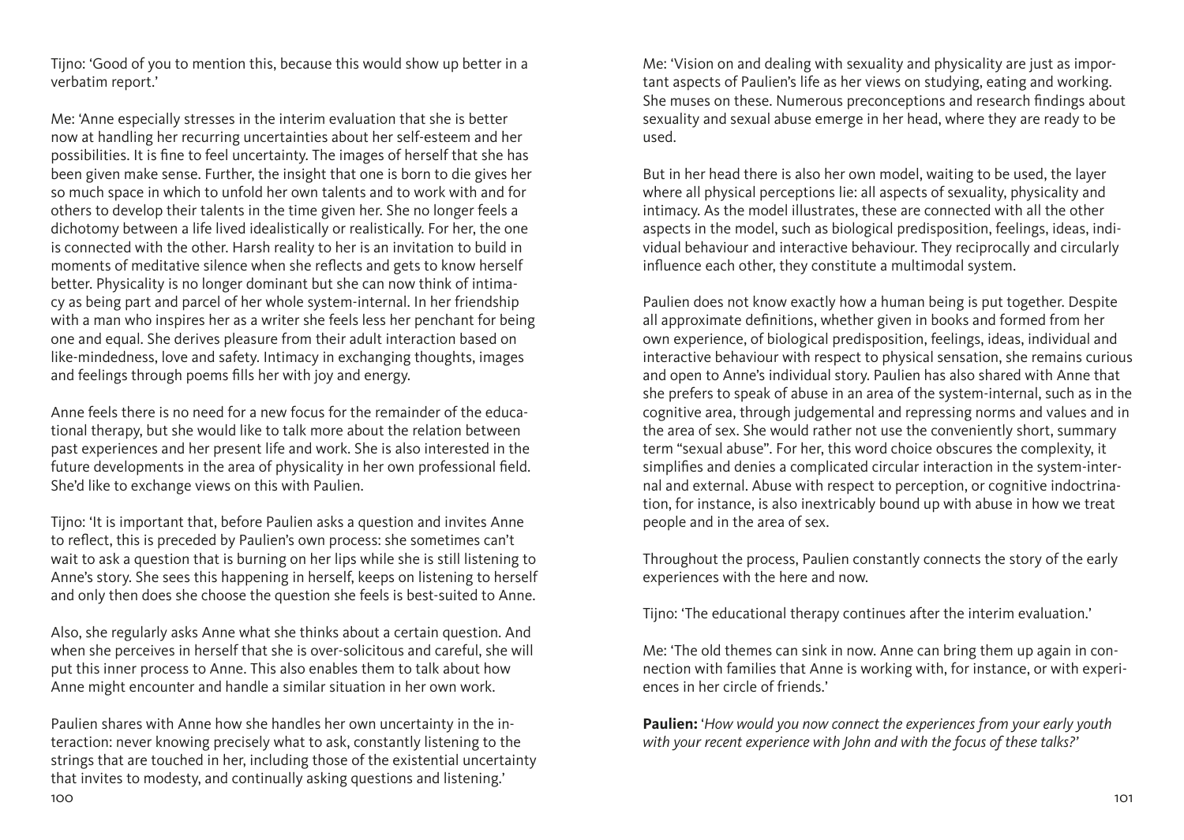Tijno: 'Good of you to mention this, because this would show up better in a verbatim report.'

Me: 'Anne especially stresses in the interim evaluation that she is better now at handling her recurring uncertainties about her self-esteem and her possibilities. It is fine to feel uncertainty. The images of herself that she has been given make sense. Further, the insight that one is born to die gives her so much space in which to unfold her own talents and to work with and for others to develop their talents in the time given her. She no longer feels a dichotomy between a life lived idealistically or realistically. For her, the one is connected with the other. Harsh reality to her is an invitation to build in moments of meditative silence when she reflects and gets to know herself better. Physicality is no longer dominant but she can now think of intimacy as being part and parcel of her whole system-internal. In her friendship with a man who inspires her as a writer she feels less her penchant for being one and equal. She derives pleasure from their adult interaction based on like-mindedness, love and safety. Intimacy in exchanging thoughts, images and feelings through poems fills her with joy and energy.

Anne feels there is no need for a new focus for the remainder of the educational therapy, but she would like to talk more about the relation between past experiences and her present life and work. She is also interested in the future developments in the area of physicality in her own professional field. She'd like to exchange views on this with Paulien.

Tijno: 'It is important that, before Paulien asks a question and invites Anne to reflect, this is preceded by Paulien's own process: she sometimes can't wait to ask a question that is burning on her lips while she is still listening to Anne's story. She sees this happening in herself, keeps on listening to herself and only then does she choose the question she feels is best-suited to Anne.

Also, she regularly asks Anne what she thinks about a certain question. And when she perceives in herself that she is over-solicitous and careful, she will put this inner process to Anne. This also enables them to talk about how Anne might encounter and handle a similar situation in her own work.

Paulien shares with Anne how she handles her own uncertainty in the interaction: never knowing precisely what to ask, constantly listening to the strings that are touched in her, including those of the existential uncertainty that invites to modesty, and continually asking questions and listening.'

Me: 'Vision on and dealing with sexuality and physicality are just as important aspects of Paulien's life as her views on studying, eating and working. She muses on these. Numerous preconceptions and research findings about sexuality and sexual abuse emerge in her head, where they are ready to be used.

But in her head there is also her own model, waiting to be used, the layer where all physical perceptions lie: all aspects of sexuality, physicality and intimacy. As the model illustrates, these are connected with all the other aspects in the model, such as biological predisposition, feelings, ideas, individual behaviour and interactive behaviour. They reciprocally and circularly influence each other, they constitute a multimodal system.

Paulien does not know exactly how a human being is put together. Despite all approximate definitions, whether given in books and formed from her own experience, of biological predisposition, feelings, ideas, individual and interactive behaviour with respect to physical sensation, she remains curious and open to Anne's individual story. Paulien has also shared with Anne that she prefers to speak of abuse in an area of the system-internal, such as in the cognitive area, through judgemental and repressing norms and values and in the area of sex. She would rather not use the conveniently short, summary term "sexual abuse". For her, this word choice obscures the complexity, it simplifies and denies a complicated circular interaction in the system-internal and external. Abuse with respect to perception, or cognitive indoctrination, for instance, is also inextricably bound up with abuse in how we treat people and in the area of sex.

Throughout the process, Paulien constantly connects the story of the early experiences with the here and now.

Tijno: 'The educational therapy continues after the interim evaluation.'

Me: 'The old themes can sink in now. Anne can bring them up again in connection with families that Anne is working with, for instance, or with experiences in her circle of friends.'

**Paulien:** '*How would you now connect the experiences from your early youth with your recent experience with John and with the focus of these talks?*'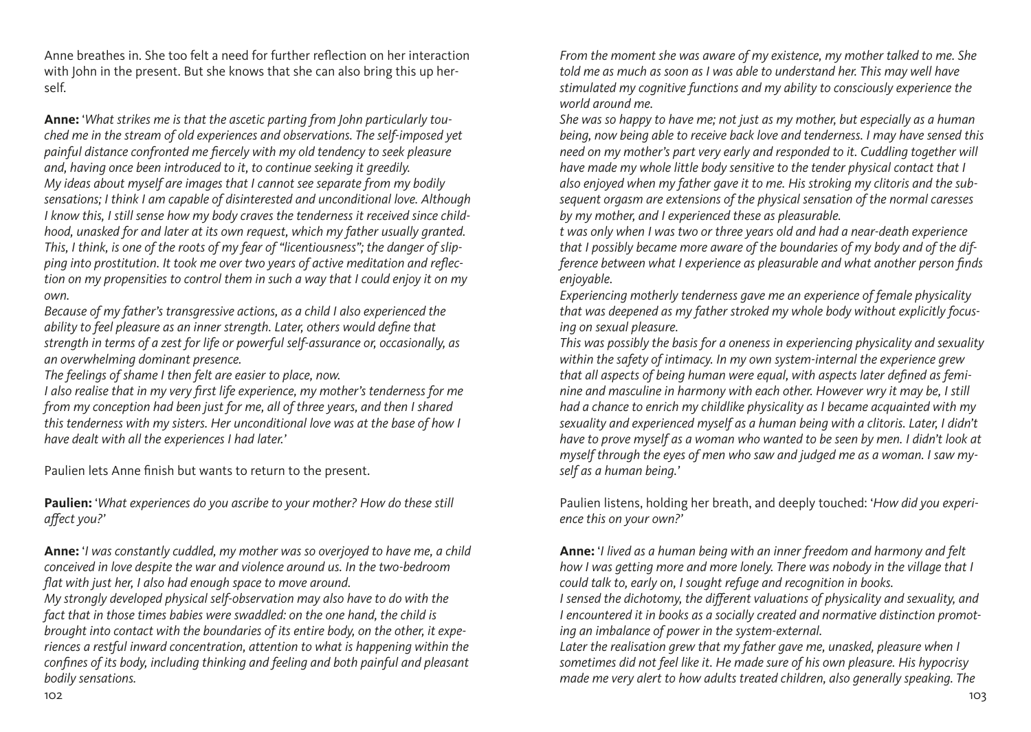Anne breathes in. She too felt a need for further reflection on her interaction with John in the present. But she knows that she can also bring this up herself.

**Anne:** '*What strikes me is that the ascetic parting from John particularly touched me in the stream of old experiences and observations. The self-imposed yet painful distance confronted me fiercely with my old tendency to seek pleasure and, having once been introduced to it, to continue seeking it greedily.*
*My ideas about myself are images that I cannot see separate from my bodily sensations; I think I am capable of disinterested and unconditional love. Although I know this, I still sense how my body craves the tenderness it received since childhood, unasked for and later at its own request, which my father usually granted. This, I think, is one of the roots of my fear of "licentiousness"; the danger of slipping into prostitution. It took me over two years of active meditation and reflection on my propensities to control them in such a way that I could enjoy it on my own.*
*Because of my father's transgressive actions, as a child I also experienced the ability to feel pleasure as an inner strength. Later, others would define that strength in terms of a zest for life or powerful self-assurance or, occasionally, as an overwhelming dominant presence.*
*The feelings of shame I then felt are easier to place, now.*
*I also realise that in my very first life experience, my mother's tenderness for me from my conception had been just for me, all of three years, and then I shared this tenderness with my sisters. Her unconditional love was at the base of how I have dealt with all the experiences I had later.*'

Paulien lets Anne finish but wants to return to the present.

**Paulien:** '*What experiences do you ascribe to your mother? How do these still affect you?*'

**Anne:** '*I was constantly cuddled, my mother was so overjoyed to have me, a child conceived in love despite the war and violence around us. In the two-bedroom flat with just her, I also had enough space to move around.*
*My strongly developed physical self-observation may also have to do with the fact that in those times babies were swaddled: on the one hand, the child is brought into contact with the boundaries of its entire body, on the other, it experiences a restful inward concentration, attention to what is happening within the confines of its body, including thinking and feeling and both painful and pleasant bodily sensations.*
*From the moment she was aware of my existence, my mother talked to me. She told me as much as soon as I was able to understand her. This may well have stimulated my cognitive functions and my ability to consciously experience the world around me.*
*She was so happy to have me; not just as my mother, but especially as a human being, now being able to receive back love and tenderness. I may have sensed this need on my mother's part very early and responded to it. Cuddling together will have made my whole little body sensitive to the tender physical contact that I also enjoyed when my father gave it to me. His stroking my clitoris and the subsequent orgasm are extensions of the physical sensation of the normal caresses by my mother, and I experienced these as pleasurable.*
*t was only when I was two or three years old and had a near-death experience that I possibly became more aware of the boundaries of my body and of the difference between what I experience as pleasurable and what another person finds enjoyable.*
*Experiencing motherly tenderness gave me an experience of female physicality that was deepened as my father stroked my whole body without explicitly focusing on sexual pleasure.*
*This was possibly the basis for a oneness in experiencing physicality and sexuality within the safety of intimacy. In my own system-internal the experience grew that all aspects of being human were equal, with aspects later defined as feminine and masculine in harmony with each other. However wry it may be, I still had a chance to enrich my childlike physicality as I became acquainted with my sexuality and experienced myself as a human being with a clitoris. Later, I didn't have to prove myself as a woman who wanted to be seen by men. I didn't look at myself through the eyes of men who saw and judged me as a woman. I saw myself as a human being.*'

Paulien listens, holding her breath, and deeply touched: '*How did you experience this on your own?*'

**Anne:** '*I lived as a human being with an inner freedom and harmony and felt how I was getting more and more lonely. There was nobody in the village that I could talk to, early on, I sought refuge and recognition in books.*
*I sensed the dichotomy, the different valuations of physicality and sexuality, and I encountered it in books as a socially created and normative distinction promoting an imbalance of power in the system-external.*
*Later the realisation grew that my father gave me, unasked, pleasure when I sometimes did not feel like it. He made sure of his own pleasure. His hypocrisy made me very alert to how adults treated children, also generally speaking. The*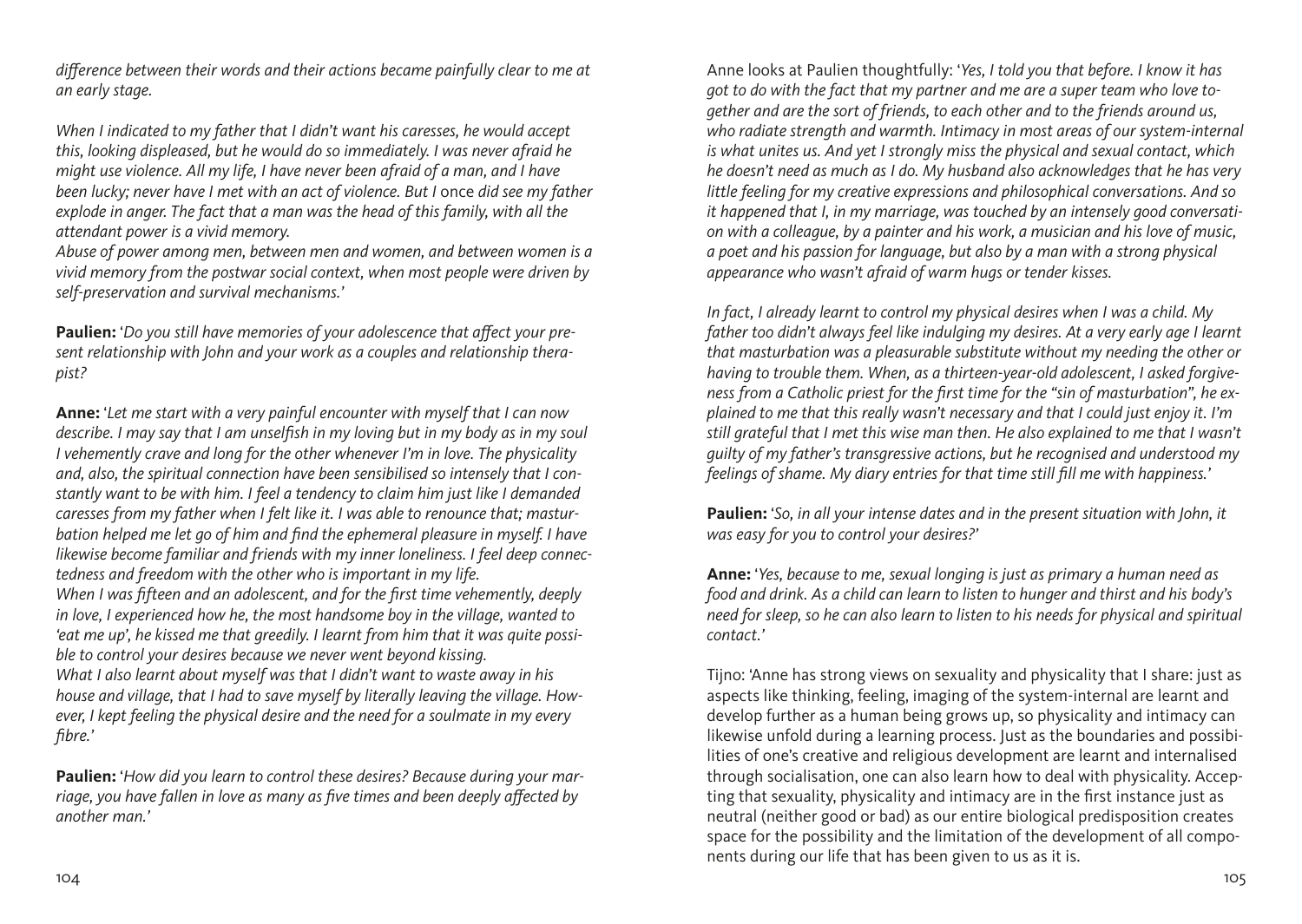*difference between their words and their actions became painfully clear to me at an early stage.*

*When I indicated to my father that I didn't want his caresses, he would accept this, looking displeased, but he would do so immediately. I was never afraid he might use violence. All my life, I have never been afraid of a man, and I have been lucky; never have I met with an act of violence. But I* once *did see my father explode in anger. The fact that a man was the head of this family, with all the attendant power is a vivid memory.*
*Abuse of power among men, between men and women, and between women is a vivid memory from the postwar social context, when most people were driven by self-preservation and survival mechanisms.'*

**Paulien:** '*Do you still have memories of your adolescence that affect your present relationship with John and your work as a couples and relationship therapist?*

**Anne:** '*Let me start with a very painful encounter with myself that I can now describe. I may say that I am unselfish in my loving but in my body as in my soul I vehemently crave and long for the other whenever I'm in love. The physicality and, also, the spiritual connection have been sensibilised so intensely that I constantly want to be with him. I feel a tendency to claim him just like I demanded caresses from my father when I felt like it. I was able to renounce that; masturbation helped me let go of him and find the ephemeral pleasure in myself. I have likewise become familiar and friends with my inner loneliness. I feel deep connectedness and freedom with the other who is important in my life.*
*When I was fifteen and an adolescent, and for the first time vehemently, deeply in love, I experienced how he, the most handsome boy in the village, wanted to 'eat me up', he kissed me that greedily. I learnt from him that it was quite possible to control your desires because we never went beyond kissing.*
*What I also learnt about myself was that I didn't want to waste away in his house and village, that I had to save myself by literally leaving the village. However, I kept feeling the physical desire and the need for a soulmate in my every fibre.'*

**Paulien:** '*How did you learn to control these desires? Because during your marriage, you have fallen in love as many as five times and been deeply affected by another man.'*

Anne looks at Paulien thoughtfully: '*Yes, I told you that before. I know it has got to do with the fact that my partner and me are a super team who love together and are the sort of friends, to each other and to the friends around us, who radiate strength and warmth. Intimacy in most areas of our system-internal is what unites us. And yet I strongly miss the physical and sexual contact, which he doesn't need as much as I do. My husband also acknowledges that he has very little feeling for my creative expressions and philosophical conversations. And so it happened that I, in my marriage, was touched by an intensely good conversation with a colleague, by a painter and his work, a musician and his love of music, a poet and his passion for language, but also by a man with a strong physical appearance who wasn't afraid of warm hugs or tender kisses.*

*In fact, I already learnt to control my physical desires when I was a child. My father too didn't always feel like indulging my desires. At a very early age I learnt that masturbation was a pleasurable substitute without my needing the other or having to trouble them. When, as a thirteen-year-old adolescent, I asked forgiveness from a Catholic priest for the first time for the "sin of masturbation", he explained to me that this really wasn't necessary and that I could just enjoy it. I'm still grateful that I met this wise man then. He also explained to me that I wasn't guilty of my father's transgressive actions, but he recognised and understood my feelings of shame. My diary entries for that time still fill me with happiness.'*

**Paulien:** '*So, in all your intense dates and in the present situation with John, it was easy for you to control your desires?'*

**Anne:** '*Yes, because to me, sexual longing is just as primary a human need as food and drink. As a child can learn to listen to hunger and thirst and his body's need for sleep, so he can also learn to listen to his needs for physical and spiritual contact.'*

Tijno: 'Anne has strong views on sexuality and physicality that I share: just as aspects like thinking, feeling, imaging of the system-internal are learnt and develop further as a human being grows up, so physicality and intimacy can likewise unfold during a learning process. Just as the boundaries and possibilities of one's creative and religious development are learnt and internalised through socialisation, one can also learn how to deal with physicality. Accepting that sexuality, physicality and intimacy are in the first instance just as neutral (neither good or bad) as our entire biological predisposition creates space for the possibility and the limitation of the development of all components during our life that has been given to us as it is.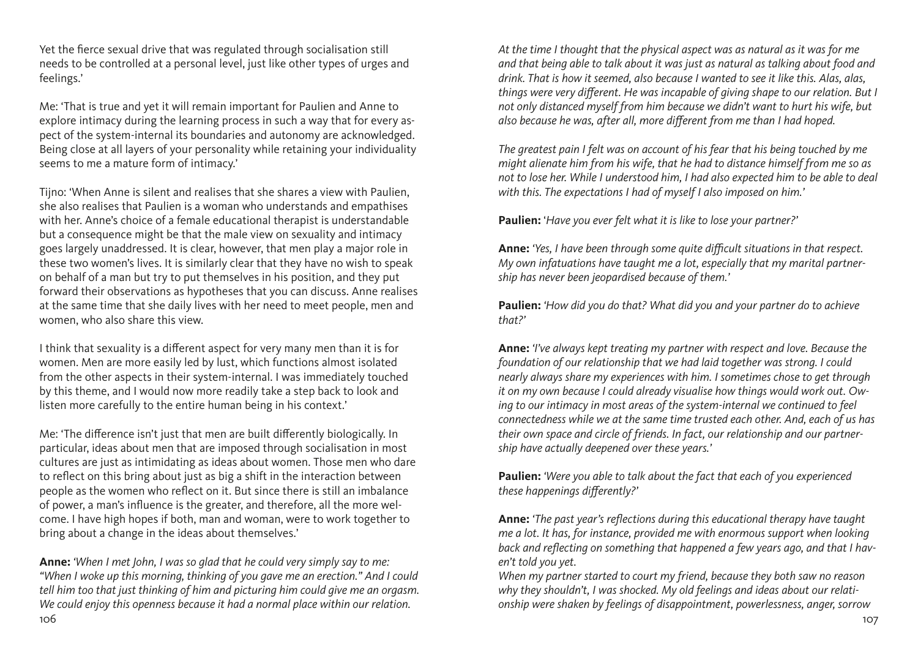Yet the fierce sexual drive that was regulated through socialisation still needs to be controlled at a personal level, just like other types of urges and feelings.'

Me: 'That is true and yet it will remain important for Paulien and Anne to explore intimacy during the learning process in such a way that for every aspect of the system-internal its boundaries and autonomy are acknowledged. Being close at all layers of your personality while retaining your individuality seems to me a mature form of intimacy.'

Tijno: 'When Anne is silent and realises that she shares a view with Paulien, she also realises that Paulien is a woman who understands and empathises with her. Anne's choice of a female educational therapist is understandable but a consequence might be that the male view on sexuality and intimacy goes largely unaddressed. It is clear, however, that men play a major role in these two women's lives. It is similarly clear that they have no wish to speak on behalf of a man but try to put themselves in his position, and they put forward their observations as hypotheses that you can discuss. Anne realises at the same time that she daily lives with her need to meet people, men and women, who also share this view.

I think that sexuality is a different aspect for very many men than it is for women. Men are more easily led by lust, which functions almost isolated from the other aspects in their system-internal. I was immediately touched by this theme, and I would now more readily take a step back to look and listen more carefully to the entire human being in his context.'

Me: 'The difference isn't just that men are built differently biologically. In particular, ideas about men that are imposed through socialisation in most cultures are just as intimidating as ideas about women. Those men who dare to reflect on this bring about just as big a shift in the interaction between people as the women who reflect on it. But since there is still an imbalance of power, a man's influence is the greater, and therefore, all the more welcome. I have high hopes if both, man and woman, were to work together to bring about a change in the ideas about themselves.'

**Anne:** *'When I met John, I was so glad that he could very simply say to me: "When I woke up this morning, thinking of you gave me an erection." And I could tell him too that just thinking of him and picturing him could give me an orgasm. We could enjoy this openness because it had a normal place within our relation. At the time I thought that the physical aspect was as natural as it was for me and that being able to talk about it was just as natural as talking about food and drink. That is how it seemed, also because I wanted to see it like this. Alas, alas, things were very different. He was incapable of giving shape to our relation. But I not only distanced myself from him because we didn't want to hurt his wife, but also because he was, after all, more different from me than I had hoped.*

*The greatest pain I felt was on account of his fear that his being touched by me might alienate him from his wife, that he had to distance himself from me so as not to lose her. While I understood him, I had also expected him to be able to deal with this. The expectations I had of myself I also imposed on him.'*

**Paulien:** '*Have you ever felt what it is like to lose your partner?'*

**Anne:** *'Yes, I have been through some quite difficult situations in that respect. My own infatuations have taught me a lot, especially that my marital partnership has never been jeopardised because of them.'*

**Paulien:** *'How did you do that? What did you and your partner do to achieve that?'*

**Anne:** *'I've always kept treating my partner with respect and love. Because the foundation of our relationship that we had laid together was strong. I could nearly always share my experiences with him. I sometimes chose to get through it on my own because I could already visualise how things would work out. Owing to our intimacy in most areas of the system-internal we continued to feel connectedness while we at the same time trusted each other. And, each of us has their own space and circle of friends. In fact, our relationship and our partnership have actually deepened over these years.'*

**Paulien:** *'Were you able to talk about the fact that each of you experienced these happenings differently?'*

**Anne:** *'The past year's reflections during this educational therapy have taught me a lot. It has, for instance, provided me with enormous support when looking back and reflecting on something that happened a few years ago, and that I haven't told you yet.*
*When my partner started to court my friend, because they both saw no reason why they shouldn't, I was shocked. My old feelings and ideas about our relationship were shaken by feelings of disappointment, powerlessness, anger, sorrow*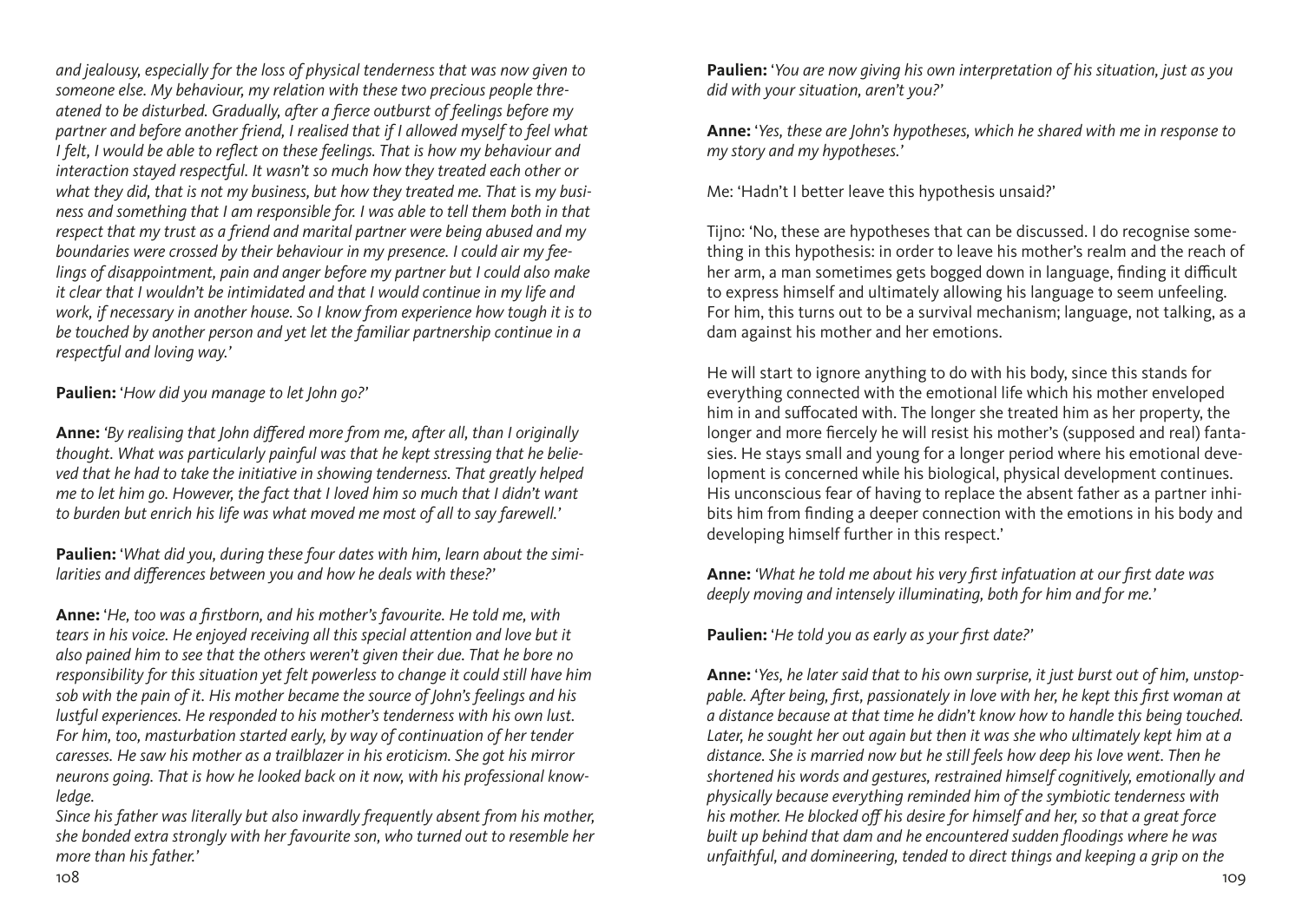*and jealousy, especially for the loss of physical tenderness that was now given to someone else. My behaviour, my relation with these two precious people threatened to be disturbed. Gradually, after a fierce outburst of feelings before my partner and before another friend, I realised that if I allowed myself to feel what I felt, I would be able to reflect on these feelings. That is how my behaviour and interaction stayed respectful. It wasn't so much how they treated each other or what they did, that is not my business, but how they treated me. That* is *my business and something that I am responsible for. I was able to tell them both in that respect that my trust as a friend and marital partner were being abused and my boundaries were crossed by their behaviour in my presence. I could air my feelings of disappointment, pain and anger before my partner but I could also make it clear that I wouldn't be intimidated and that I would continue in my life and work, if necessary in another house. So I know from experience how tough it is to be touched by another person and yet let the familiar partnership continue in a respectful and loving way.'*

**Paulien:** '*How did you manage to let John go?*'

**Anne:** *'By realising that John differed more from me, after all, than I originally thought. What was particularly painful was that he kept stressing that he believed that he had to take the initiative in showing tenderness. That greatly helped me to let him go. However, the fact that I loved him so much that I didn't want to burden but enrich his life was what moved me most of all to say farewell.'*

**Paulien:** '*What did you, during these four dates with him, learn about the similarities and differences between you and how he deals with these?*'

**Anne:** '*He, too was a firstborn, and his mother's favourite. He told me, with tears in his voice. He enjoyed receiving all this special attention and love but it also pained him to see that the others weren't given their due. That he bore no responsibility for this situation yet felt powerless to change it could still have him sob with the pain of it. His mother became the source of John's feelings and his lustful experiences. He responded to his mother's tenderness with his own lust. For him, too, masturbation started early, by way of continuation of her tender caresses. He saw his mother as a trailblazer in his eroticism. She got his mirror neurons going. That is how he looked back on it now, with his professional knowledge.*

*Since his father was literally but also inwardly frequently absent from his mother, she bonded extra strongly with her favourite son, who turned out to resemble her more than his father.'*

**Paulien:** '*You are now giving his own interpretation of his situation, just as you did with your situation, aren't you?*'

**Anne:** '*Yes, these are John's hypotheses, which he shared with me in response to my story and my hypotheses.*'

Me: 'Hadn't I better leave this hypothesis unsaid?'

Tijno: 'No, these are hypotheses that can be discussed. I do recognise something in this hypothesis: in order to leave his mother's realm and the reach of her arm, a man sometimes gets bogged down in language, finding it difficult to express himself and ultimately allowing his language to seem unfeeling. For him, this turns out to be a survival mechanism; language, not talking, as a dam against his mother and her emotions.

He will start to ignore anything to do with his body, since this stands for everything connected with the emotional life which his mother enveloped him in and suffocated with. The longer she treated him as her property, the longer and more fiercely he will resist his mother's (supposed and real) fantasies. He stays small and young for a longer period where his emotional development is concerned while his biological, physical development continues. His unconscious fear of having to replace the absent father as a partner inhibits him from finding a deeper connection with the emotions in his body and developing himself further in this respect.'

**Anne:** *'What he told me about his very first infatuation at our first date was deeply moving and intensely illuminating, both for him and for me.'*

**Paulien:** '*He told you as early as your first date?*'

**Anne:** '*Yes, he later said that to his own surprise, it just burst out of him, unstoppable. After being, first, passionately in love with her, he kept this first woman at a distance because at that time he didn't know how to handle this being touched. Later, he sought her out again but then it was she who ultimately kept him at a distance. She is married now but he still feels how deep his love went. Then he shortened his words and gestures, restrained himself cognitively, emotionally and physically because everything reminded him of the symbiotic tenderness with his mother. He blocked off his desire for himself and her, so that a great force built up behind that dam and he encountered sudden floodings where he was unfaithful, and domineering, tended to direct things and keeping a grip on the*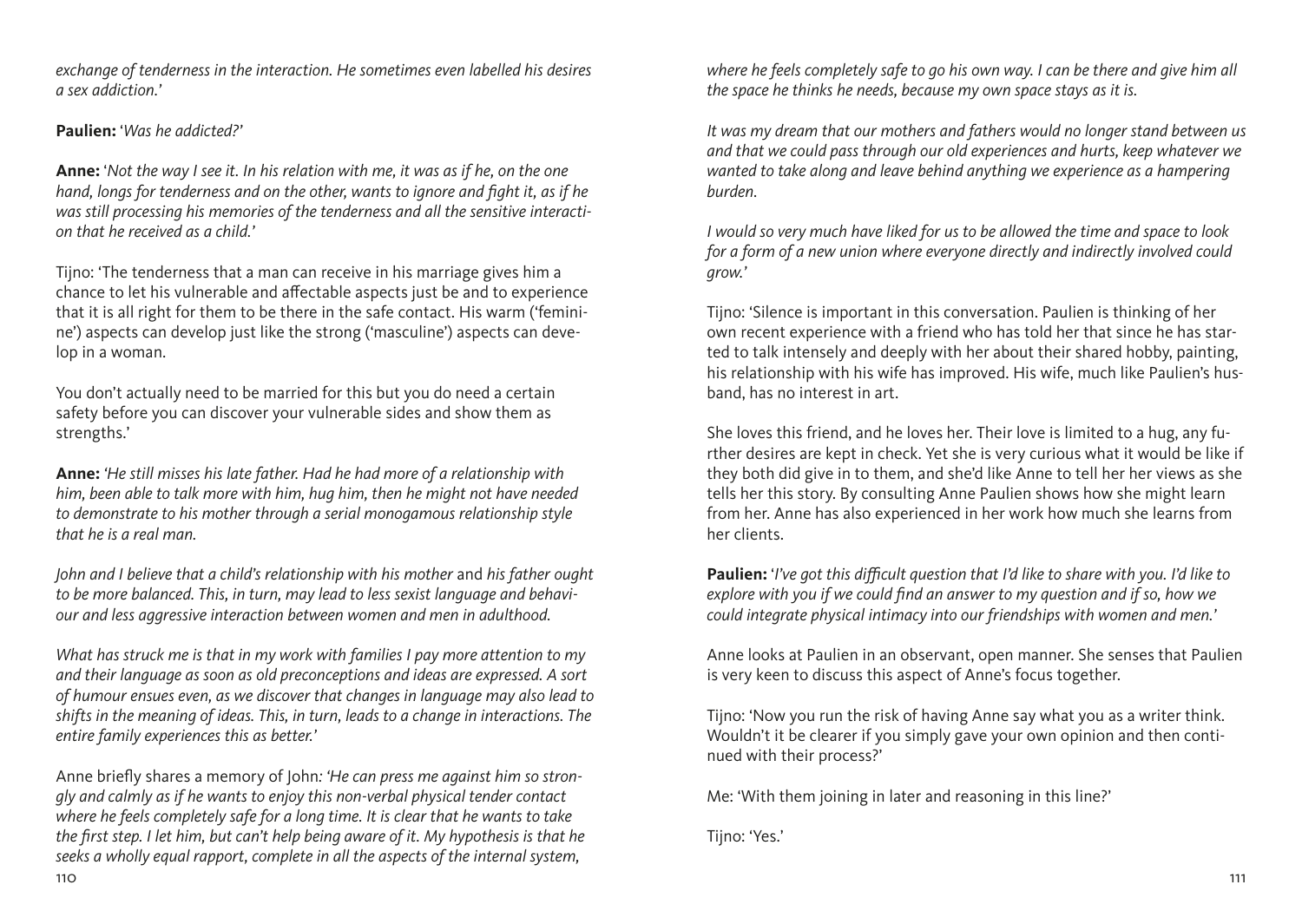*exchange of tenderness in the interaction. He sometimes even labelled his desires a sex addiction.'*

**Paulien:** '*Was he addicted?'*

**Anne:** '*Not the way I see it. In his relation with me, it was as if he, on the one hand, longs for tenderness and on the other, wants to ignore and fight it, as if he was still processing his memories of the tenderness and all the sensitive interaction that he received as a child.'*

Tijno: 'The tenderness that a man can receive in his marriage gives him a chance to let his vulnerable and affectable aspects just be and to experience that it is all right for them to be there in the safe contact. His warm ('feminine') aspects can develop just like the strong ('masculine') aspects can develop in a woman.

You don't actually need to be married for this but you do need a certain safety before you can discover your vulnerable sides and show them as strengths.'

**Anne:** *'He still misses his late father. Had he had more of a relationship with him, been able to talk more with him, hug him, then he might not have needed to demonstrate to his mother through a serial monogamous relationship style that he is a real man.*

*John and I believe that a child's relationship with his mother* and *his father ought to be more balanced. This, in turn, may lead to less sexist language and behaviour and less aggressive interaction between women and men in adulthood.*

*What has struck me is that in my work with families I pay more attention to my and their language as soon as old preconceptions and ideas are expressed. A sort of humour ensues even, as we discover that changes in language may also lead to shifts in the meaning of ideas. This, in turn, leads to a change in interactions. The entire family experiences this as better.'*

Anne briefly shares a memory of John*: 'He can press me against him so strongly and calmly as if he wants to enjoy this non-verbal physical tender contact where he feels completely safe for a long time. It is clear that he wants to take the first step. I let him, but can't help being aware of it. My hypothesis is that he seeks a wholly equal rapport, complete in all the aspects of the internal system, where he feels completely safe to go his own way. I can be there and give him all the space he thinks he needs, because my own space stays as it is.*

*It was my dream that our mothers and fathers would no longer stand between us and that we could pass through our old experiences and hurts, keep whatever we wanted to take along and leave behind anything we experience as a hampering burden.*

*I would so very much have liked for us to be allowed the time and space to look for a form of a new union where everyone directly and indirectly involved could grow.'*

Tijno: 'Silence is important in this conversation. Paulien is thinking of her own recent experience with a friend who has told her that since he has started to talk intensely and deeply with her about their shared hobby, painting, his relationship with his wife has improved. His wife, much like Paulien's husband, has no interest in art.

She loves this friend, and he loves her. Their love is limited to a hug, any further desires are kept in check. Yet she is very curious what it would be like if they both did give in to them, and she'd like Anne to tell her her views as she tells her this story. By consulting Anne Paulien shows how she might learn from her. Anne has also experienced in her work how much she learns from her clients.

**Paulien:** '*I've got this difficult question that I'd like to share with you. I'd like to explore with you if we could find an answer to my question and if so, how we could integrate physical intimacy into our friendships with women and men.'*

Anne looks at Paulien in an observant, open manner. She senses that Paulien is very keen to discuss this aspect of Anne's focus together.

Tijno: 'Now you run the risk of having Anne say what you as a writer think. Wouldn't it be clearer if you simply gave your own opinion and then continued with their process?'

Me: 'With them joining in later and reasoning in this line?'

Tijno: 'Yes.'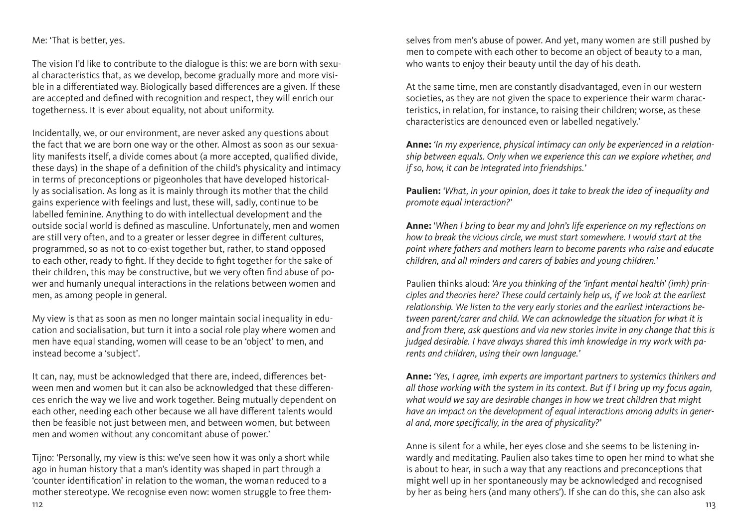Me: 'That is better, yes.

The vision I'd like to contribute to the dialogue is this: we are born with sexual characteristics that, as we develop, become gradually more and more visible in a differentiated way. Biologically based differences are a given. If these are accepted and defined with recognition and respect, they will enrich our togetherness. It is ever about equality, not about uniformity.

Incidentally, we, or our environment, are never asked any questions about the fact that we are born one way or the other. Almost as soon as our sexuality manifests itself, a divide comes about (a more accepted, qualified divide, these days) in the shape of a definition of the child's physicality and intimacy in terms of preconceptions or pigeonholes that have developed historically as socialisation. As long as it is mainly through its mother that the child gains experience with feelings and lust, these will, sadly, continue to be labelled feminine. Anything to do with intellectual development and the outside social world is defined as masculine. Unfortunately, men and women are still very often, and to a greater or lesser degree in different cultures, programmed, so as not to co-exist together but, rather, to stand opposed to each other, ready to fight. If they decide to fight together for the sake of their children, this may be constructive, but we very often find abuse of power and humanly unequal interactions in the relations between women and men, as among people in general.

My view is that as soon as men no longer maintain social inequality in education and socialisation, but turn it into a social role play where women and men have equal standing, women will cease to be an 'object' to men, and instead become a 'subject'.

It can, nay, must be acknowledged that there are, indeed, differences between men and women but it can also be acknowledged that these differences enrich the way we live and work together. Being mutually dependent on each other, needing each other because we all have different talents would then be feasible not just between men, and between women, but between men and women without any concomitant abuse of power.'

Tijno: 'Personally, my view is this: we've seen how it was only a short while ago in human history that a man's identity was shaped in part through a 'counter identification' in relation to the woman, the woman reduced to a mother stereotype. We recognise even now: women struggle to free themselves from men's abuse of power. And yet, many women are still pushed by men to compete with each other to become an object of beauty to a man, who wants to enjoy their beauty until the day of his death.

At the same time, men are constantly disadvantaged, even in our western societies, as they are not given the space to experience their warm characteristics, in relation, for instance, to raising their children; worse, as these characteristics are denounced even or labelled negatively.'

**Anne:** *'In my experience, physical intimacy can only be experienced in a relationship between equals. Only when we experience this can we explore whether, and if so, how, it can be integrated into friendships.'*

**Paulien:** *'What, in your opinion, does it take to break the idea of inequality and promote equal interaction?'*

**Anne:** '*When I bring to bear my and John's life experience on my reflections on how to break the vicious circle, we must start somewhere. I would start at the point where fathers and mothers learn to become parents who raise and educate children, and all minders and carers of babies and young children.'*

Paulien thinks aloud: *'Are you thinking of the 'infant mental health' (imh) principles and theories here? These could certainly help us, if we look at the earliest relationship. We listen to the very early stories and the earliest interactions between parent/carer and child. We can acknowledge the situation for what it is and from there, ask questions and via new stories invite in any change that this is judged desirable. I have always shared this imh knowledge in my work with parents and children, using their own language.'*

**Anne:** *'Yes, I agree, imh experts are important partners to systemics thinkers and all those working with the system in its context. But if I bring up my focus again, what would we say are desirable changes in how we treat children that might have an impact on the development of equal interactions among adults in general and, more specifically, in the area of physicality?'*

Anne is silent for a while, her eyes close and she seems to be listening inwardly and meditating. Paulien also takes time to open her mind to what she is about to hear, in such a way that any reactions and preconceptions that might well up in her spontaneously may be acknowledged and recognised by her as being hers (and many others'). If she can do this, she can also ask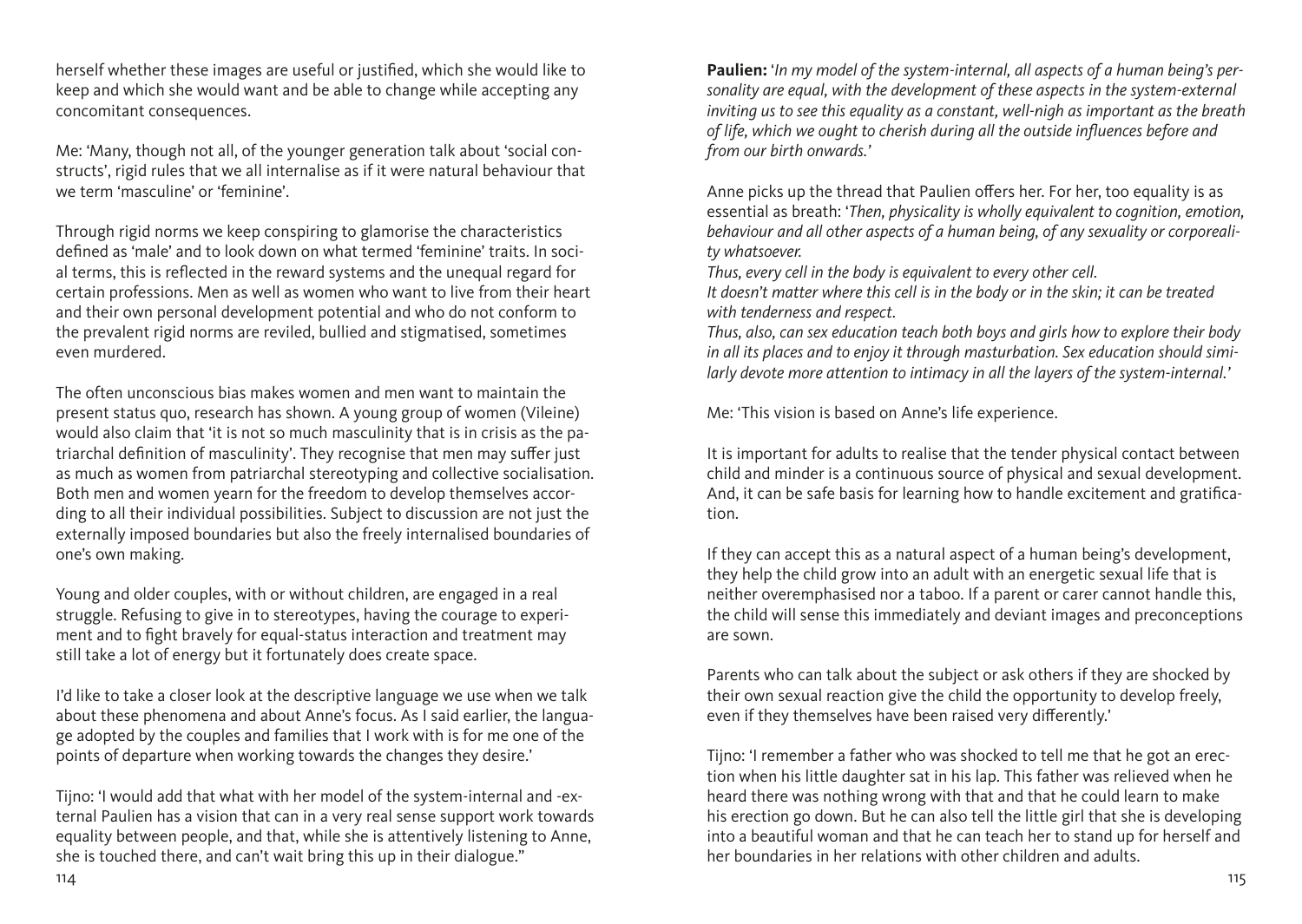herself whether these images are useful or justified, which she would like to keep and which she would want and be able to change while accepting any concomitant consequences.

Me: 'Many, though not all, of the younger generation talk about 'social constructs', rigid rules that we all internalise as if it were natural behaviour that we term 'masculine' or 'feminine'.

Through rigid norms we keep conspiring to glamorise the characteristics defined as 'male' and to look down on what termed 'feminine' traits. In social terms, this is reflected in the reward systems and the unequal regard for certain professions. Men as well as women who want to live from their heart and their own personal development potential and who do not conform to the prevalent rigid norms are reviled, bullied and stigmatised, sometimes even murdered.

The often unconscious bias makes women and men want to maintain the present status quo, research has shown. A young group of women (Vileine) would also claim that 'it is not so much masculinity that is in crisis as the patriarchal definition of masculinity'. They recognise that men may suffer just as much as women from patriarchal stereotyping and collective socialisation. Both men and women yearn for the freedom to develop themselves according to all their individual possibilities. Subject to discussion are not just the externally imposed boundaries but also the freely internalised boundaries of one's own making.

Young and older couples, with or without children, are engaged in a real struggle. Refusing to give in to stereotypes, having the courage to experiment and to fight bravely for equal-status interaction and treatment may still take a lot of energy but it fortunately does create space.

I'd like to take a closer look at the descriptive language we use when we talk about these phenomena and about Anne's focus. As I said earlier, the language adopted by the couples and families that I work with is for me one of the points of departure when working towards the changes they desire.'

Tijno: 'I would add that what with her model of the system-internal and -external Paulien has a vision that can in a very real sense support work towards equality between people, and that, while she is attentively listening to Anne, she is touched there, and can't wait bring this up in their dialogue."

**Paulien:** '*In my model of the system-internal, all aspects of a human being's personality are equal, with the development of these aspects in the system-external inviting us to see this equality as a constant, well-nigh as important as the breath of life, which we ought to cherish during all the outside influences before and from our birth onwards.*'

Anne picks up the thread that Paulien offers her. For her, too equality is as essential as breath: '*Then, physicality is wholly equivalent to cognition, emotion, behaviour and all other aspects of a human being, of any sexuality or corporeality whatsoever.*

*Thus, every cell in the body is equivalent to every other cell.*

*It doesn't matter where this cell is in the body or in the skin; it can be treated with tenderness and respect.*

*Thus, also, can sex education teach both boys and girls how to explore their body in all its places and to enjoy it through masturbation. Sex education should similarly devote more attention to intimacy in all the layers of the system-internal.*'

Me: 'This vision is based on Anne's life experience.

It is important for adults to realise that the tender physical contact between child and minder is a continuous source of physical and sexual development. And, it can be safe basis for learning how to handle excitement and gratification.

If they can accept this as a natural aspect of a human being's development, they help the child grow into an adult with an energetic sexual life that is neither overemphasised nor a taboo. If a parent or carer cannot handle this, the child will sense this immediately and deviant images and preconceptions are sown.

Parents who can talk about the subject or ask others if they are shocked by their own sexual reaction give the child the opportunity to develop freely, even if they themselves have been raised very differently.'

Tijno: 'I remember a father who was shocked to tell me that he got an erection when his little daughter sat in his lap. This father was relieved when he heard there was nothing wrong with that and that he could learn to make his erection go down. But he can also tell the little girl that she is developing into a beautiful woman and that he can teach her to stand up for herself and her boundaries in her relations with other children and adults.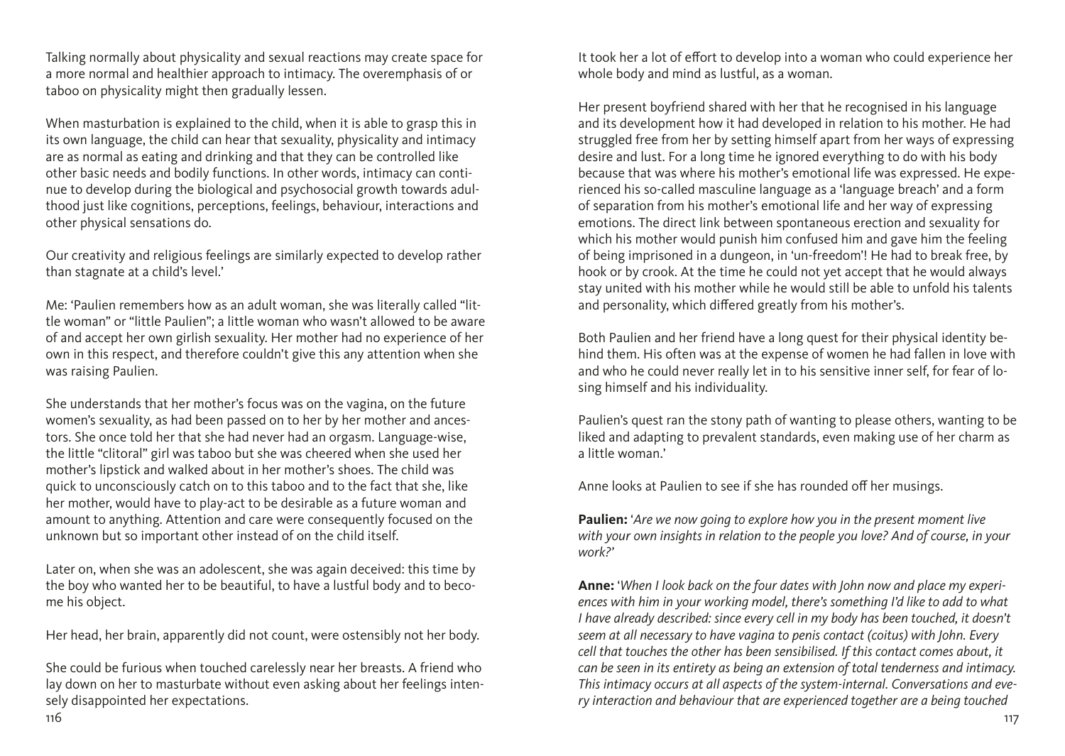Talking normally about physicality and sexual reactions may create space for a more normal and healthier approach to intimacy. The overemphasis of or taboo on physicality might then gradually lessen.

When masturbation is explained to the child, when it is able to grasp this in its own language, the child can hear that sexuality, physicality and intimacy are as normal as eating and drinking and that they can be controlled like other basic needs and bodily functions. In other words, intimacy can continue to develop during the biological and psychosocial growth towards adulthood just like cognitions, perceptions, feelings, behaviour, interactions and other physical sensations do.

Our creativity and religious feelings are similarly expected to develop rather than stagnate at a child's level.'

Me: 'Paulien remembers how as an adult woman, she was literally called "little woman" or "little Paulien"; a little woman who wasn't allowed to be aware of and accept her own girlish sexuality. Her mother had no experience of her own in this respect, and therefore couldn't give this any attention when she was raising Paulien.

She understands that her mother's focus was on the vagina, on the future women's sexuality, as had been passed on to her by her mother and ancestors. She once told her that she had never had an orgasm. Language-wise, the little "clitoral" girl was taboo but she was cheered when she used her mother's lipstick and walked about in her mother's shoes. The child was quick to unconsciously catch on to this taboo and to the fact that she, like her mother, would have to play-act to be desirable as a future woman and amount to anything. Attention and care were consequently focused on the unknown but so important other instead of on the child itself.

Later on, when she was an adolescent, she was again deceived: this time by the boy who wanted her to be beautiful, to have a lustful body and to become his object.

Her head, her brain, apparently did not count, were ostensibly not her body.

She could be furious when touched carelessly near her breasts. A friend who lay down on her to masturbate without even asking about her feelings intensely disappointed her expectations.

It took her a lot of effort to develop into a woman who could experience her whole body and mind as lustful, as a woman.

Her present boyfriend shared with her that he recognised in his language and its development how it had developed in relation to his mother. He had struggled free from her by setting himself apart from her ways of expressing desire and lust. For a long time he ignored everything to do with his body because that was where his mother's emotional life was expressed. He experienced his so-called masculine language as a 'language breach' and a form of separation from his mother's emotional life and her way of expressing emotions. The direct link between spontaneous erection and sexuality for which his mother would punish him confused him and gave him the feeling of being imprisoned in a dungeon, in 'un-freedom'! He had to break free, by hook or by crook. At the time he could not yet accept that he would always stay united with his mother while he would still be able to unfold his talents and personality, which differed greatly from his mother's.

Both Paulien and her friend have a long quest for their physical identity behind them. His often was at the expense of women he had fallen in love with and who he could never really let in to his sensitive inner self, for fear of losing himself and his individuality.

Paulien's quest ran the stony path of wanting to please others, wanting to be liked and adapting to prevalent standards, even making use of her charm as a little woman.'

Anne looks at Paulien to see if she has rounded off her musings.

**Paulien:** '*Are we now going to explore how you in the present moment live with your own insights in relation to the people you love? And of course, in your work?*'

**Anne:** '*When I look back on the four dates with John now and place my experiences with him in your working model, there's something I'd like to add to what I have already described: since every cell in my body has been touched, it doesn't seem at all necessary to have vagina to penis contact (coitus) with John. Every cell that touches the other has been sensibilised. If this contact comes about, it can be seen in its entirety as being an extension of total tenderness and intimacy. This intimacy occurs at all aspects of the system-internal. Conversations and every interaction and behaviour that are experienced together are a being touched*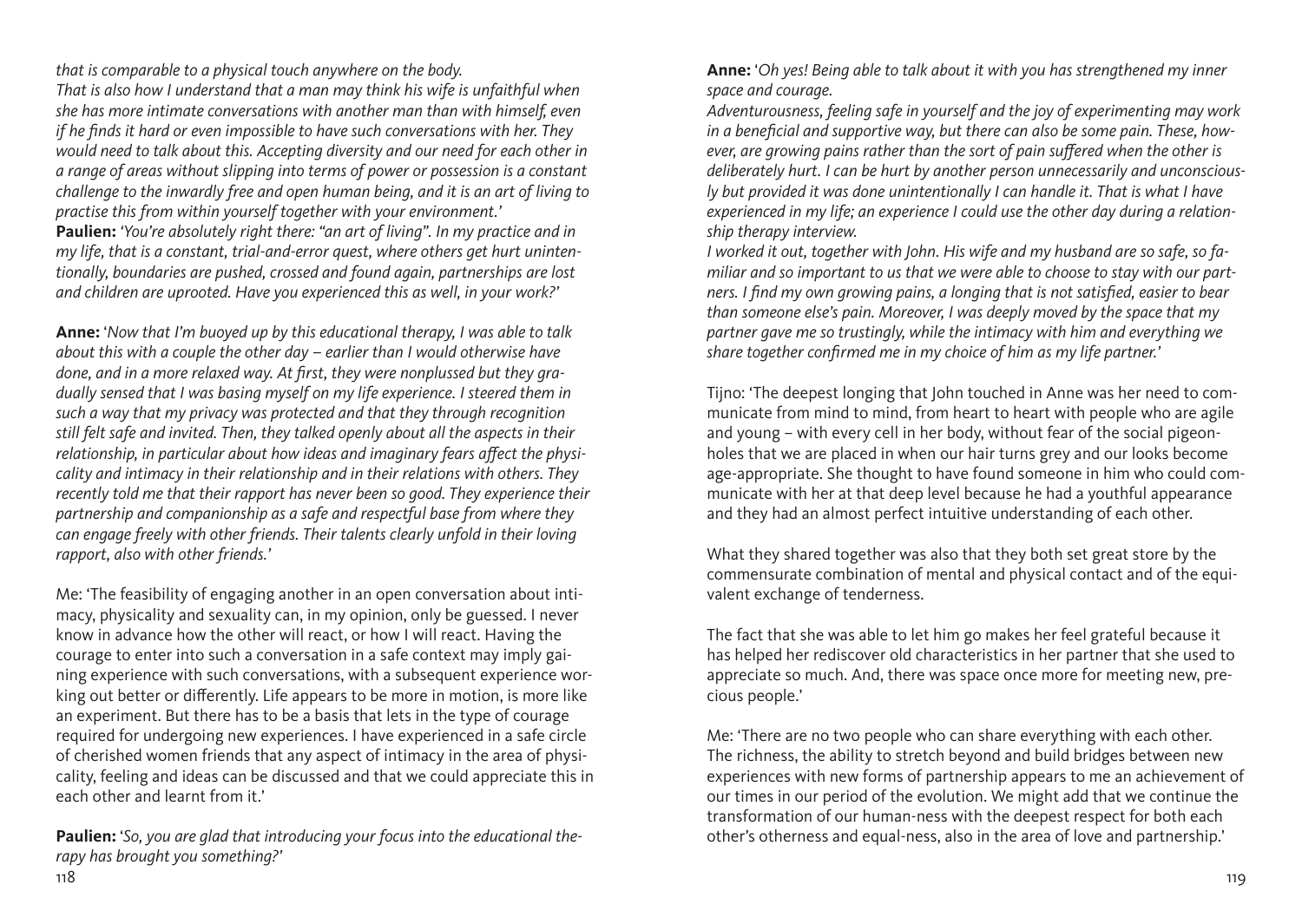*that is comparable to a physical touch anywhere on the body.*
*That is also how I understand that a man may think his wife is unfaithful when she has more intimate conversations with another man than with himself, even if he finds it hard or even impossible to have such conversations with her. They would need to talk about this. Accepting diversity and our need for each other in a range of areas without slipping into terms of power or possession is a constant challenge to the inwardly free and open human being, and it is an art of living to practise this from within yourself together with your environment.'*
**Paulien:** *'You're absolutely right there: "an art of living". In my practice and in my life, that is a constant, trial-and-error quest, where others get hurt unintentionally, boundaries are pushed, crossed and found again, partnerships are lost and children are uprooted. Have you experienced this as well, in your work?'*

**Anne:** *'Now that I'm buoyed up by this educational therapy, I was able to talk about this with a couple the other day – earlier than I would otherwise have done, and in a more relaxed way. At first, they were nonplussed but they gradually sensed that I was basing myself on my life experience. I steered them in such a way that my privacy was protected and that they through recognition still felt safe and invited. Then, they talked openly about all the aspects in their relationship, in particular about how ideas and imaginary fears affect the physicality and intimacy in their relationship and in their relations with others. They recently told me that their rapport has never been so good. They experience their partnership and companionship as a safe and respectful base from where they can engage freely with other friends. Their talents clearly unfold in their loving rapport, also with other friends.'*

Me: 'The feasibility of engaging another in an open conversation about intimacy, physicality and sexuality can, in my opinion, only be guessed. I never know in advance how the other will react, or how I will react. Having the courage to enter into such a conversation in a safe context may imply gaining experience with such conversations, with a subsequent experience working out better or differently. Life appears to be more in motion, is more like an experiment. But there has to be a basis that lets in the type of courage required for undergoing new experiences. I have experienced in a safe circle of cherished women friends that any aspect of intimacy in the area of physicality, feeling and ideas can be discussed and that we could appreciate this in each other and learnt from it.'

**Paulien:** *'So, you are glad that introducing your focus into the educational therapy has brought you something?'*

**Anne:** *'Oh yes! Being able to talk about it with you has strengthened my inner space and courage.*
*Adventurousness, feeling safe in yourself and the joy of experimenting may work in a beneficial and supportive way, but there can also be some pain. These, however, are growing pains rather than the sort of pain suffered when the other is deliberately hurt. I can be hurt by another person unnecessarily and unconsciously but provided it was done unintentionally I can handle it. That is what I have experienced in my life; an experience I could use the other day during a relationship therapy interview.*
*I worked it out, together with John. His wife and my husband are so safe, so familiar and so important to us that we were able to choose to stay with our partners. I find my own growing pains, a longing that is not satisfied, easier to bear than someone else's pain. Moreover, I was deeply moved by the space that my partner gave me so trustingly, while the intimacy with him and everything we share together confirmed me in my choice of him as my life partner.'*

Tijno: 'The deepest longing that John touched in Anne was her need to communicate from mind to mind, from heart to heart with people who are agile and young – with every cell in her body, without fear of the social pigeonholes that we are placed in when our hair turns grey and our looks become age-appropriate. She thought to have found someone in him who could communicate with her at that deep level because he had a youthful appearance and they had an almost perfect intuitive understanding of each other.

What they shared together was also that they both set great store by the commensurate combination of mental and physical contact and of the equivalent exchange of tenderness.

The fact that she was able to let him go makes her feel grateful because it has helped her rediscover old characteristics in her partner that she used to appreciate so much. And, there was space once more for meeting new, precious people.'

Me: 'There are no two people who can share everything with each other. The richness, the ability to stretch beyond and build bridges between new experiences with new forms of partnership appears to me an achievement of our times in our period of the evolution. We might add that we continue the transformation of our human-ness with the deepest respect for both each other's otherness and equal-ness, also in the area of love and partnership.'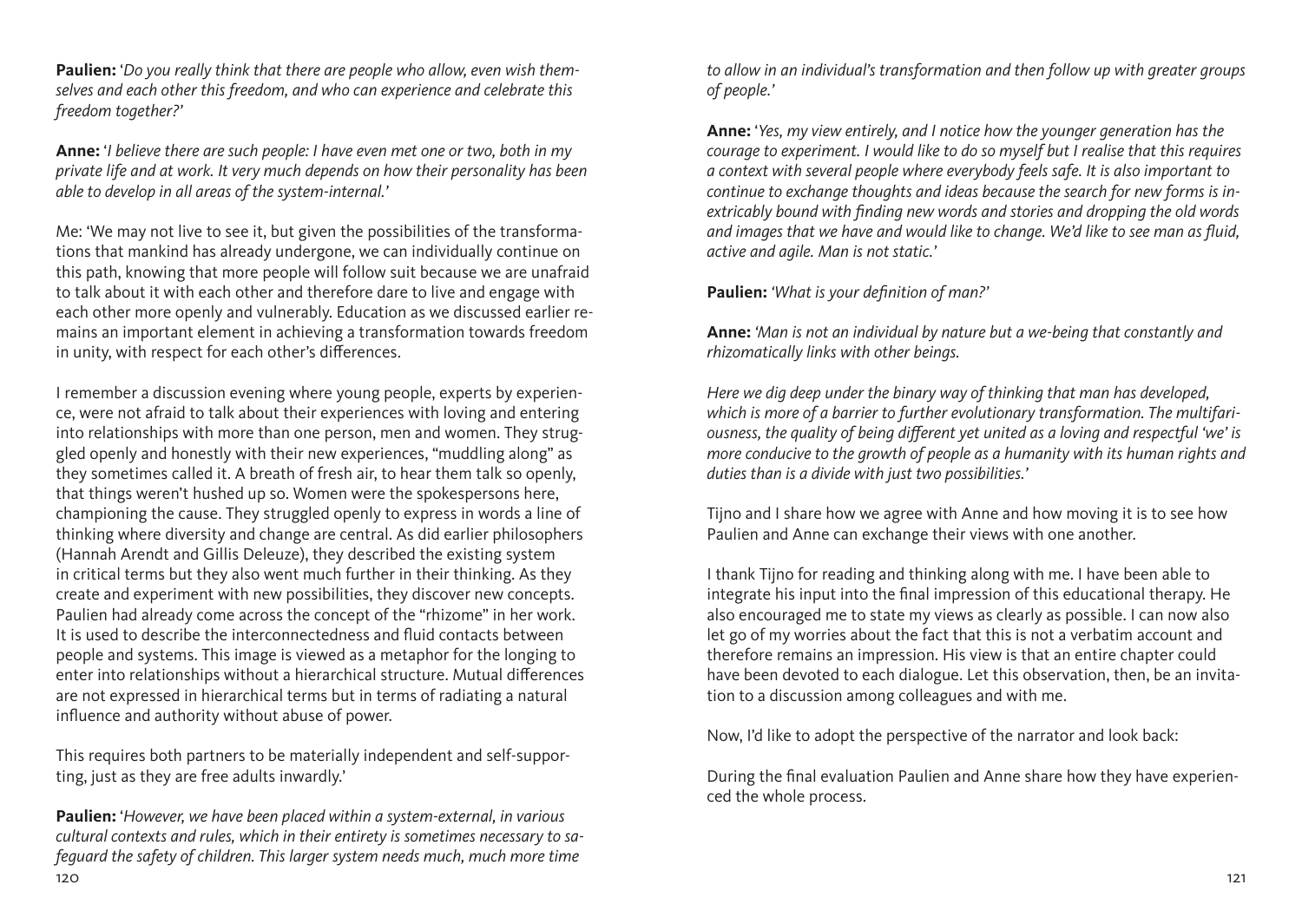**Paulien:** '*Do you really think that there are people who allow, even wish themselves and each other this freedom, and who can experience and celebrate this freedom together?*'

**Anne:** '*I believe there are such people: I have even met one or two, both in my private life and at work. It very much depends on how their personality has been able to develop in all areas of the system-internal.*'

Me: 'We may not live to see it, but given the possibilities of the transformations that mankind has already undergone, we can individually continue on this path, knowing that more people will follow suit because we are unafraid to talk about it with each other and therefore dare to live and engage with each other more openly and vulnerably. Education as we discussed earlier remains an important element in achieving a transformation towards freedom in unity, with respect for each other's differences.

I remember a discussion evening where young people, experts by experience, were not afraid to talk about their experiences with loving and entering into relationships with more than one person, men and women. They struggled openly and honestly with their new experiences, "muddling along" as they sometimes called it. A breath of fresh air, to hear them talk so openly, that things weren't hushed up so. Women were the spokespersons here, championing the cause. They struggled openly to express in words a line of thinking where diversity and change are central. As did earlier philosophers (Hannah Arendt and Gillis Deleuze), they described the existing system in critical terms but they also went much further in their thinking. As they create and experiment with new possibilities, they discover new concepts. Paulien had already come across the concept of the "rhizome" in her work. It is used to describe the interconnectedness and fluid contacts between people and systems. This image is viewed as a metaphor for the longing to enter into relationships without a hierarchical structure. Mutual differences are not expressed in hierarchical terms but in terms of radiating a natural influence and authority without abuse of power.

This requires both partners to be materially independent and self-supporting, just as they are free adults inwardly.'

**Paulien:** '*However, we have been placed within a system-external, in various cultural contexts and rules, which in their entirety is sometimes necessary to safeguard the safety of children. This larger system needs much, much more time to allow in an individual's transformation and then follow up with greater groups of people.*'

**Anne:** '*Yes, my view entirely, and I notice how the younger generation has the courage to experiment. I would like to do so myself but I realise that this requires a context with several people where everybody feels safe. It is also important to continue to exchange thoughts and ideas because the search for new forms is inextricably bound with finding new words and stories and dropping the old words and images that we have and would like to change. We'd like to see man as fluid, active and agile. Man is not static.*'

**Paulien:** *'What is your definition of man?'*

**Anne:** *'Man is not an individual by nature but a we-being that constantly and rhizomatically links with other beings.*

*Here we dig deep under the binary way of thinking that man has developed, which is more of a barrier to further evolutionary transformation. The multifariousness, the quality of being different yet united as a loving and respectful 'we' is more conducive to the growth of people as a humanity with its human rights and duties than is a divide with just two possibilities.'*

Tijno and I share how we agree with Anne and how moving it is to see how Paulien and Anne can exchange their views with one another.

I thank Tijno for reading and thinking along with me. I have been able to integrate his input into the final impression of this educational therapy. He also encouraged me to state my views as clearly as possible. I can now also let go of my worries about the fact that this is not a verbatim account and therefore remains an impression. His view is that an entire chapter could have been devoted to each dialogue. Let this observation, then, be an invitation to a discussion among colleagues and with me.

Now, I'd like to adopt the perspective of the narrator and look back:

During the final evaluation Paulien and Anne share how they have experienced the whole process.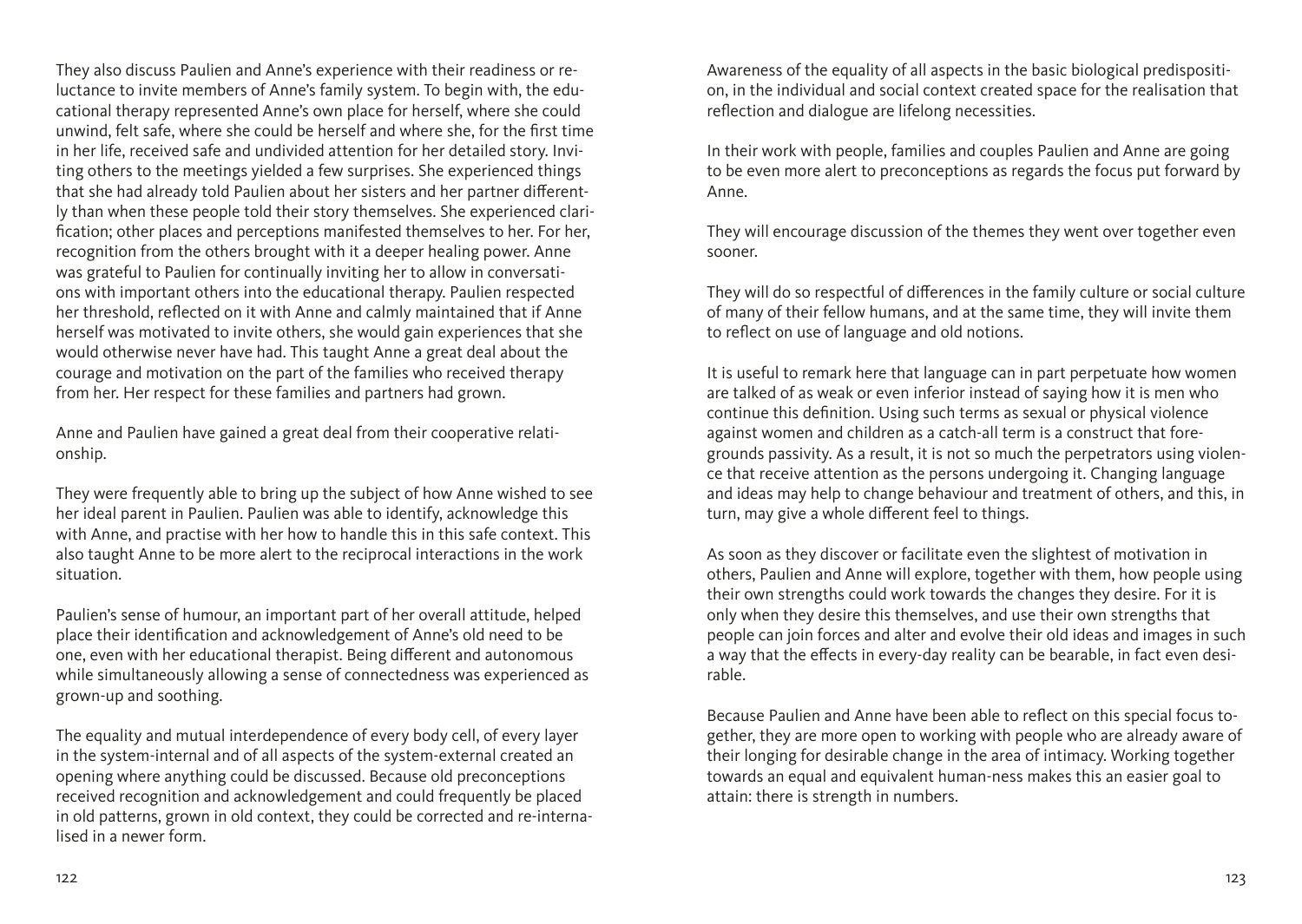They also discuss Paulien and Anne's experience with their readiness or reluctance to invite members of Anne's family system. To begin with, the educational therapy represented Anne's own place for herself, where she could unwind, felt safe, where she could be herself and where she, for the first time in her life, received safe and undivided attention for her detailed story. Inviting others to the meetings yielded a few surprises. She experienced things that she had already told Paulien about her sisters and her partner differently than when these people told their story themselves. She experienced clarification; other places and perceptions manifested themselves to her. For her, recognition from the others brought with it a deeper healing power. Anne was grateful to Paulien for continually inviting her to allow in conversations with important others into the educational therapy. Paulien respected her threshold, reflected on it with Anne and calmly maintained that if Anne herself was motivated to invite others, she would gain experiences that she would otherwise never have had. This taught Anne a great deal about the courage and motivation on the part of the families who received therapy from her. Her respect for these families and partners had grown.

Anne and Paulien have gained a great deal from their cooperative relationship.

They were frequently able to bring up the subject of how Anne wished to see her ideal parent in Paulien. Paulien was able to identify, acknowledge this with Anne, and practise with her how to handle this in this safe context. This also taught Anne to be more alert to the reciprocal interactions in the work situation.

Paulien's sense of humour, an important part of her overall attitude, helped place their identification and acknowledgement of Anne's old need to be one, even with her educational therapist. Being different and autonomous while simultaneously allowing a sense of connectedness was experienced as grown-up and soothing.

The equality and mutual interdependence of every body cell, of every layer in the system-internal and of all aspects of the system-external created an opening where anything could be discussed. Because old preconceptions received recognition and acknowledgement and could frequently be placed in old patterns, grown in old context, they could be corrected and re-internalised in a newer form.

Awareness of the equality of all aspects in the basic biological predisposition, in the individual and social context created space for the realisation that reflection and dialogue are lifelong necessities.

In their work with people, families and couples Paulien and Anne are going to be even more alert to preconceptions as regards the focus put forward by Anne.

They will encourage discussion of the themes they went over together even sooner.

They will do so respectful of differences in the family culture or social culture of many of their fellow humans, and at the same time, they will invite them to reflect on use of language and old notions.

It is useful to remark here that language can in part perpetuate how women are talked of as weak or even inferior instead of saying how it is men who continue this definition. Using such terms as sexual or physical violence against women and children as a catch-all term is a construct that foregrounds passivity. As a result, it is not so much the perpetrators using violence that receive attention as the persons undergoing it. Changing language and ideas may help to change behaviour and treatment of others, and this, in turn, may give a whole different feel to things.

As soon as they discover or facilitate even the slightest of motivation in others, Paulien and Anne will explore, together with them, how people using their own strengths could work towards the changes they desire. For it is only when they desire this themselves, and use their own strengths that people can join forces and alter and evolve their old ideas and images in such a way that the effects in every-day reality can be bearable, in fact even desirable.

Because Paulien and Anne have been able to reflect on this special focus together, they are more open to working with people who are already aware of their longing for desirable change in the area of intimacy. Working together towards an equal and equivalent human-ness makes this an easier goal to attain: there is strength in numbers.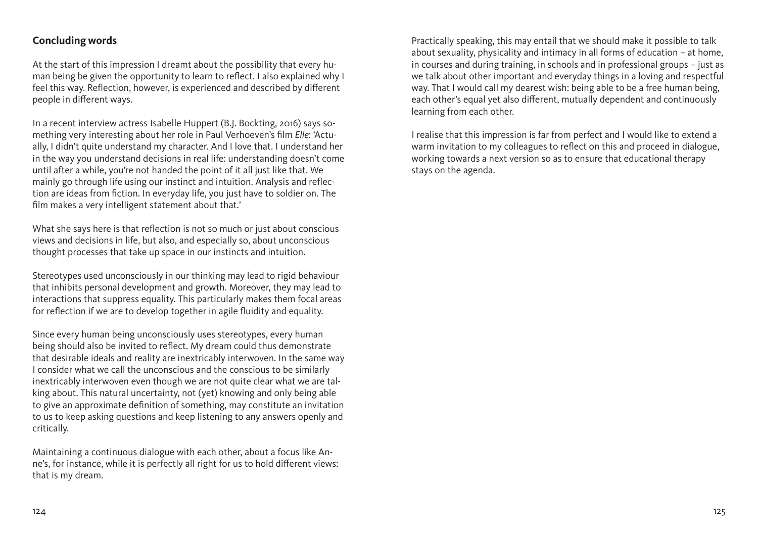## Concluding words

At the start of this impression I dreamt about the possibility that every human being be given the opportunity to learn to reflect. I also explained why I feel this way. Reflection, however, is experienced and described by different people in different ways.

In a recent interview actress Isabelle Huppert (B.J. Bockting, 2016) says something very interesting about her role in Paul Verhoeven's film *Elle*: 'Actually, I didn't quite understand my character. And I love that. I understand her in the way you understand decisions in real life: understanding doesn't come until after a while, you're not handed the point of it all just like that. We mainly go through life using our instinct and intuition. Analysis and reflection are ideas from fiction. In everyday life, you just have to soldier on. The film makes a very intelligent statement about that.'

What she says here is that reflection is not so much or just about conscious views and decisions in life, but also, and especially so, about unconscious thought processes that take up space in our instincts and intuition.

Stereotypes used unconsciously in our thinking may lead to rigid behaviour that inhibits personal development and growth. Moreover, they may lead to interactions that suppress equality. This particularly makes them focal areas for reflection if we are to develop together in agile fluidity and equality.

Since every human being unconsciously uses stereotypes, every human being should also be invited to reflect. My dream could thus demonstrate that desirable ideals and reality are inextricably interwoven. In the same way I consider what we call the unconscious and the conscious to be similarly inextricably interwoven even though we are not quite clear what we are talking about. This natural uncertainty, not (yet) knowing and only being able to give an approximate definition of something, may constitute an invitation to us to keep asking questions and keep listening to any answers openly and critically.

Maintaining a continuous dialogue with each other, about a focus like Anne's, for instance, while it is perfectly all right for us to hold different views: that is my dream.

Practically speaking, this may entail that we should make it possible to talk about sexuality, physicality and intimacy in all forms of education – at home, in courses and during training, in schools and in professional groups – just as we talk about other important and everyday things in a loving and respectful way. That I would call my dearest wish: being able to be a free human being, each other's equal yet also different, mutually dependent and continuously learning from each other.

I realise that this impression is far from perfect and I would like to extend a warm invitation to my colleagues to reflect on this and proceed in dialogue, working towards a next version so as to ensure that educational therapy stays on the agenda.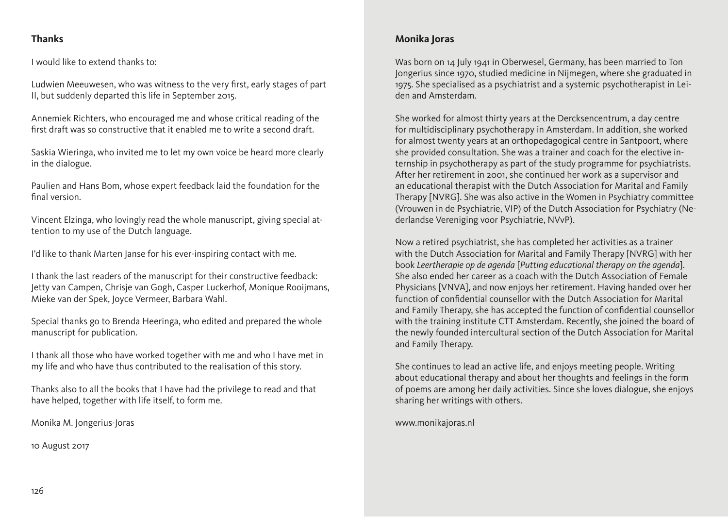## Thanks

I would like to extend thanks to:

Ludwien Meeuwesen, who was witness to the very first, early stages of part II, but suddenly departed this life in September 2015.

Annemiek Richters, who encouraged me and whose critical reading of the first draft was so constructive that it enabled me to write a second draft.

Saskia Wieringa, who invited me to let my own voice be heard more clearly in the dialogue.

Paulien and Hans Bom, whose expert feedback laid the foundation for the final version.

Vincent Elzinga, who lovingly read the whole manuscript, giving special attention to my use of the Dutch language.

I'd like to thank Marten Janse for his ever-inspiring contact with me.

I thank the last readers of the manuscript for their constructive feedback: Jetty van Campen, Chrisje van Gogh, Casper Luckerhof, Monique Rooijmans, Mieke van der Spek, Joyce Vermeer, Barbara Wahl.

Special thanks go to Brenda Heeringa, who edited and prepared the whole manuscript for publication.

I thank all those who have worked together with me and who I have met in my life and who have thus contributed to the realisation of this story.

Thanks also to all the books that I have had the privilege to read and that have helped, together with life itself, to form me.

Monika M. Jongerius-Joras

10 August 2017

## Monika Joras

Was born on 14 July 1941 in Oberwesel, Germany, has been married to Ton Jongerius since 1970, studied medicine in Nijmegen, where she graduated in 1975. She specialised as a psychiatrist and a systemic psychotherapist in Leiden and Amsterdam.

She worked for almost thirty years at the Dercksencentrum, a day centre for multidisciplinary psychotherapy in Amsterdam. In addition, she worked for almost twenty years at an orthopedagogical centre in Santpoort, where she provided consultation. She was a trainer and coach for the elective internship in psychotherapy as part of the study programme for psychiatrists. After her retirement in 2001, she continued her work as a supervisor and an educational therapist with the Dutch Association for Marital and Family Therapy [NVRG]. She was also active in the Women in Psychiatry committee (Vrouwen in de Psychiatrie, VIP) of the Dutch Association for Psychiatry (Nederlandse Vereniging voor Psychiatrie, NVvP).

Now a retired psychiatrist, she has completed her activities as a trainer with the Dutch Association for Marital and Family Therapy [NVRG] with her book *Leertherapie op de agenda* [*Putting educational therapy on the agenda*]. She also ended her career as a coach with the Dutch Association of Female Physicians [VNVA], and now enjoys her retirement. Having handed over her function of confidential counsellor with the Dutch Association for Marital and Family Therapy, she has accepted the function of confidential counsellor with the training institute CTT Amsterdam. Recently, she joined the board of the newly founded intercultural section of the Dutch Association for Marital and Family Therapy.

She continues to lead an active life, and enjoys meeting people. Writing about educational therapy and about her thoughts and feelings in the form of poems are among her daily activities. Since she loves dialogue, she enjoys sharing her writings with others.

www.monikajoras.nl